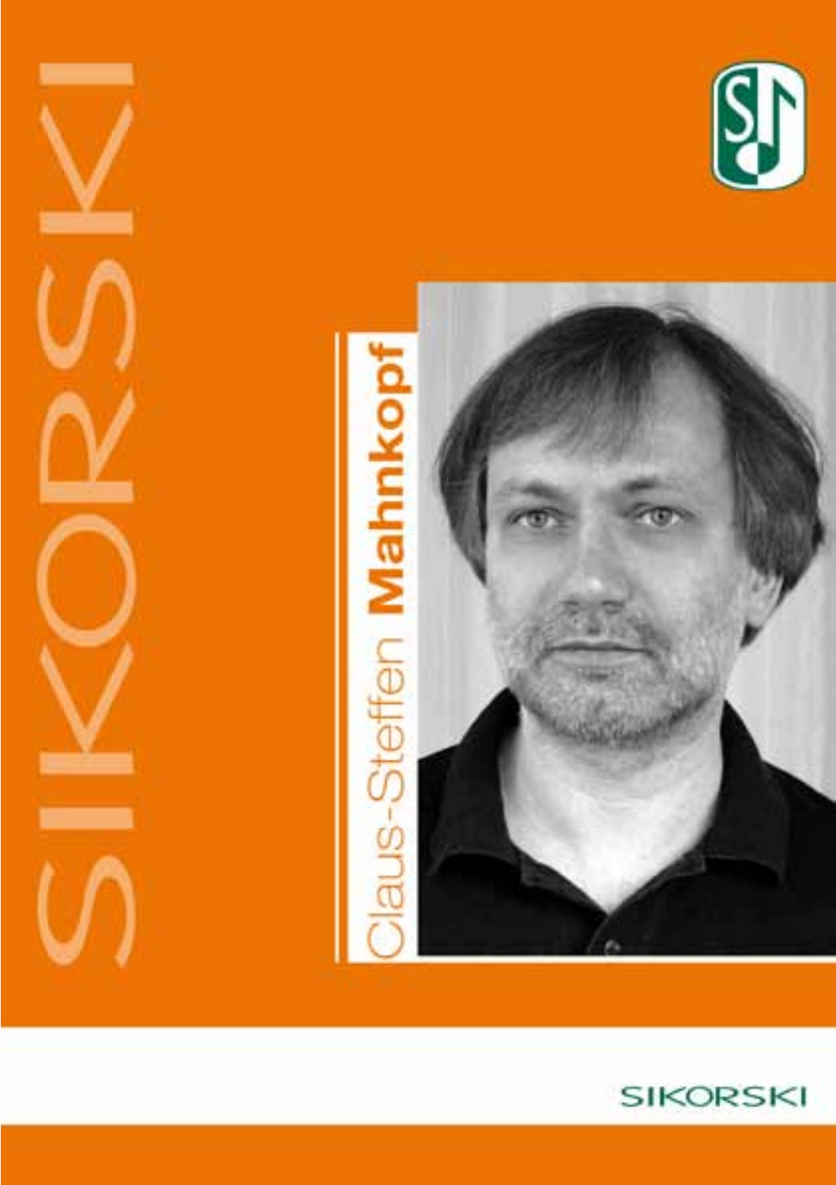# Claus-Steffen **Mahnkopf**

SIKORSKI

SIKORSKI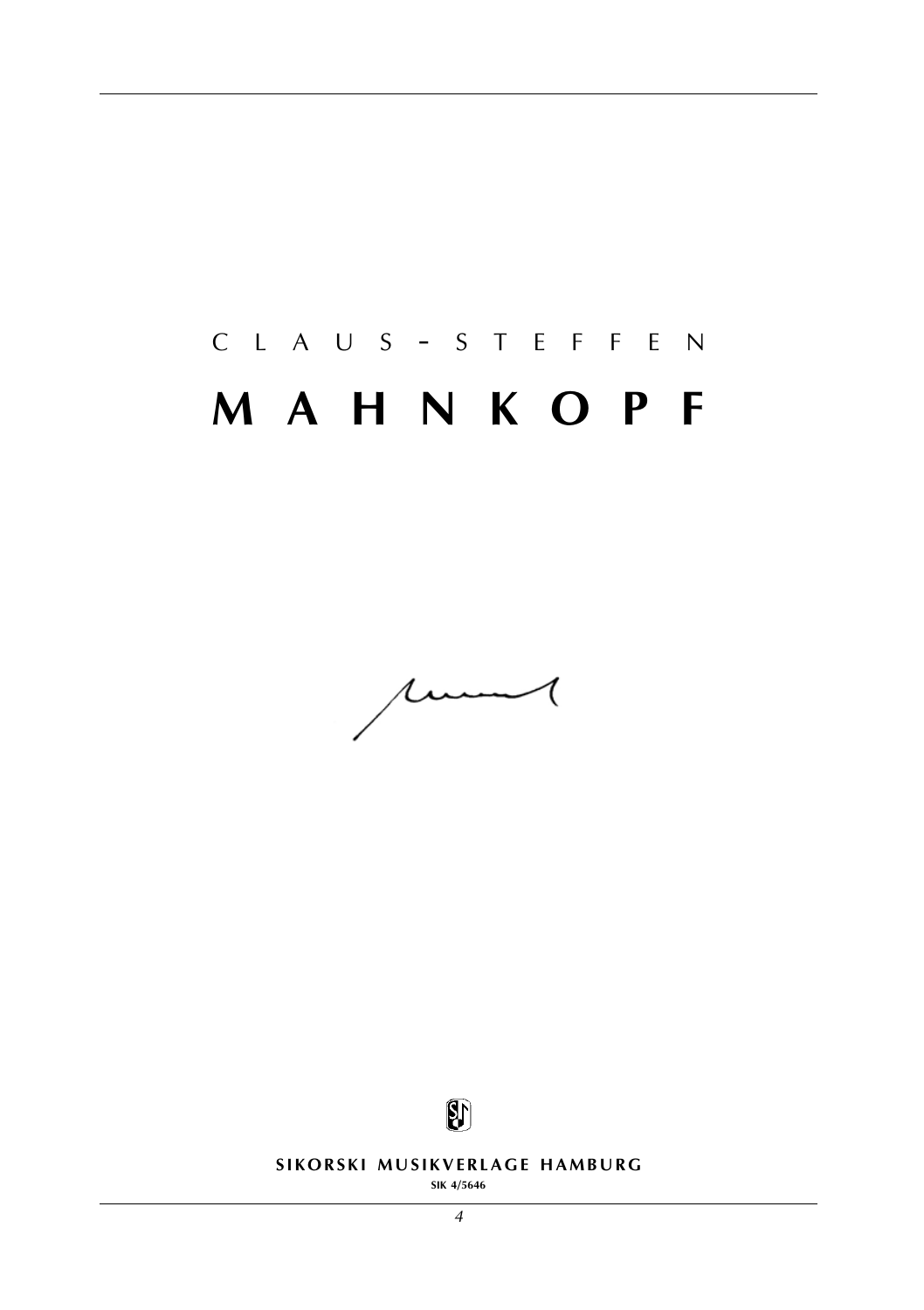C L A U S - S T E F F E N

# M A H N K O P F

**SIKORSKI MUSIKVERLAGE HAMBURG**

**SIK 4/5646**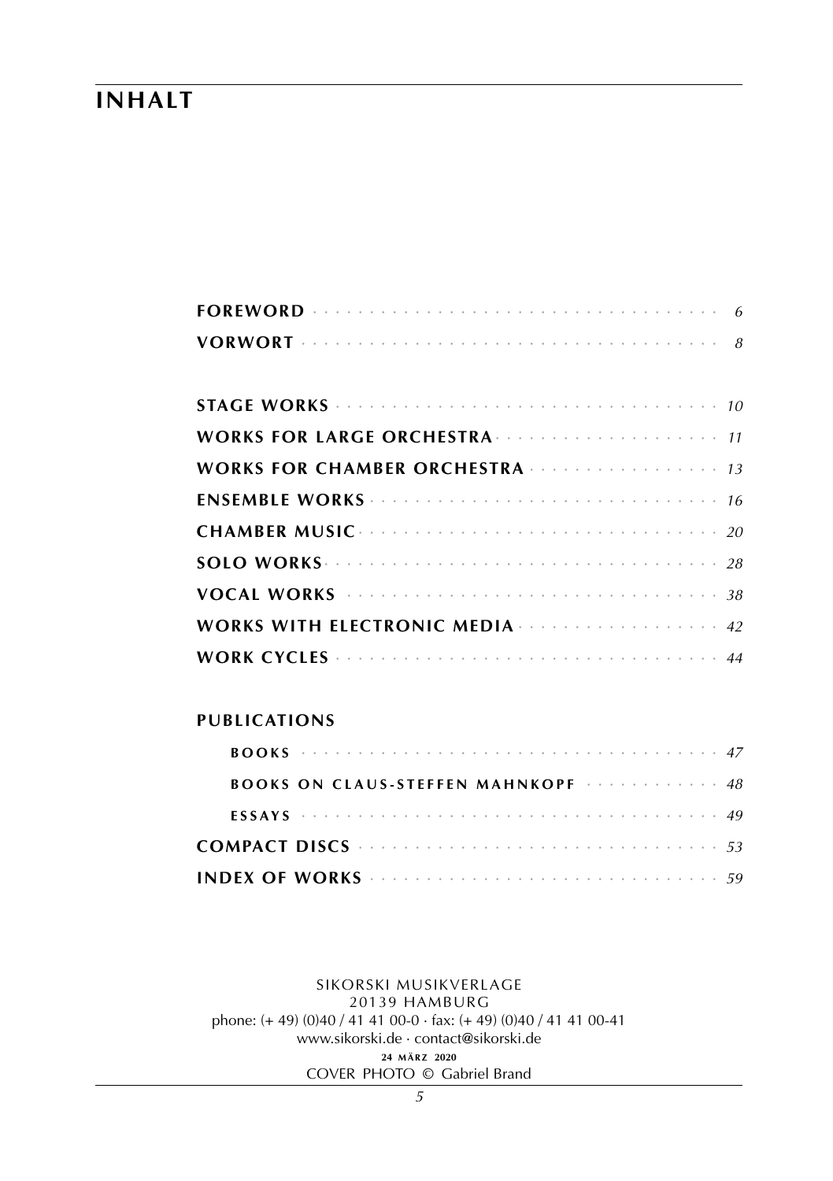# INHALT

**FOREWORD** · · · · · · · · · · · · · · · · · · · · · · · · · · · · · · · · · · *6*

**VORWORT** · · · · · · · · · · · · · · · · · · · · · · · · · · · · · · · · · · *8*

**STAGE WORKS** · · · · · · · · · · · · · · · · · · · · · · · · · · · · · · · · *10*

**WORKS FOR LARGE ORCHESTRA** · · · · · · · · · · · · · · · · · · · · *11*

**WORKS FOR CHAMBER ORCHESTRA** · · · · · · · · · · · · · · · · · *13*

**ENSEMBLE WORKS** · · · · · · · · · · · · · · · · · · · · · · · · · · · · · *16*

**CHAMBER MUSIC** · · · · · · · · · · · · · · · · · · · · · · · · · · · · · · *20*

**SOLO WORKS** · · · · · · · · · · · · · · · · · · · · · · · · · · · · · · · · *28*

**VOCAL WORKS** · · · · · · · · · · · · · · · · · · · · · · · · · · · · · · · *38*

**WORKS WITH ELECTRONIC MEDIA** · · · · · · · · · · · · · · · · · · *42*

**WORK CYCLES** · · · · · · · · · · · · · · · · · · · · · · · · · · · · · · · *44*

**PUBLICATIONS**

- **BOOKS** · · · · · · · · · · · · · · · · · · · · · · · · · · · · · · · · · · *47*
- **BOOKS ON CLAUS-STEFFEN MAHNKOPF** · · · · · · · · · · · · *48*
- **ESSAYS** · · · · · · · · · · · · · · · · · · · · · · · · · · · · · · · · · *49*

**COMPACT DISCS** · · · · · · · · · · · · · · · · · · · · · · · · · · · · · *53*

**INDEX OF WORKS** · · · · · · · · · · · · · · · · · · · · · · · · · · · · · *59*

SIKORSKI MUSIKVERLAGE
20139 HAMBURG
phone: (+ 49) (0)40 / 41 41 00-0 · fax: (+ 49) (0)40 / 41 41 00-41
www.sikorski.de · contact@sikorski.de
**24 MÄRZ 2020**
COVER PHOTO © Gabriel Brand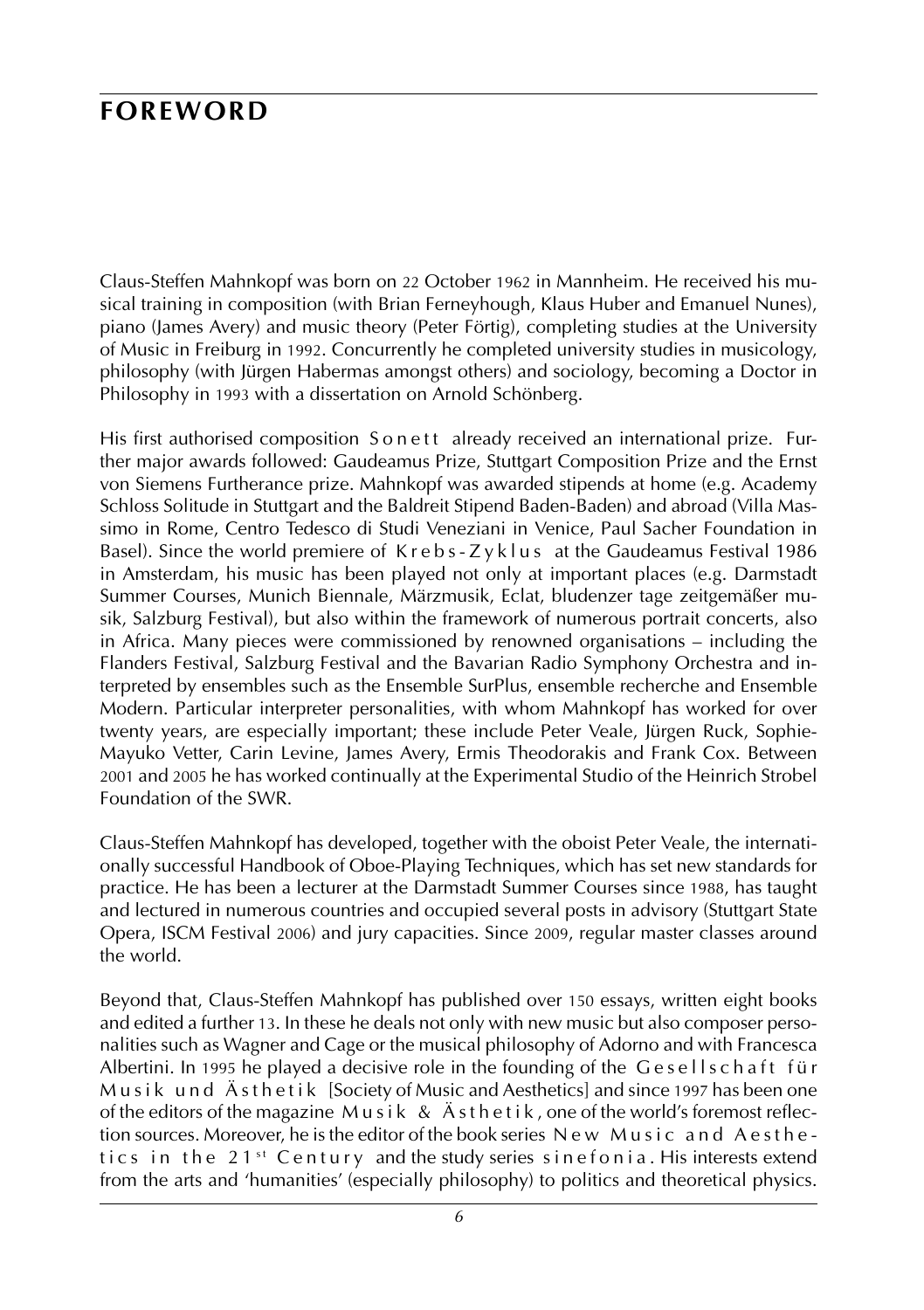# FOREWORD

Claus-Steffen Mahnkopf was born on 22 October 1962 in Mannheim. He received his musical training in composition (with Brian Ferneyhough, Klaus Huber and Emanuel Nunes), piano (James Avery) and music theory (Peter Förtig), completing studies at the University of Music in Freiburg in 1992. Concurrently he completed university studies in musicology, philosophy (with Jürgen Habermas amongst others) and sociology, becoming a Doctor in Philosophy in 1993 with a dissertation on Arnold Schönberg.

His first authorised composition *Sonett* already received an international prize. Further major awards followed: Gaudeamus Prize, Stuttgart Composition Prize and the Ernst von Siemens Furtherance prize. Mahnkopf was awarded stipends at home (e.g. Academy Schloss Solitude in Stuttgart and the Baldreit Stipend Baden-Baden) and abroad (Villa Massimo in Rome, Centro Tedesco di Studi Veneziani in Venice, Paul Sacher Foundation in Basel). Since the world premiere of *Krebs-Zyklus* at the Gaudeamus Festival 1986 in Amsterdam, his music has been played not only at important places (e.g. Darmstadt Summer Courses, Munich Biennale, Märzmusik, Eclat, bludenzer tage zeitgemäßer musik, Salzburg Festival), but also within the framework of numerous portrait concerts, also in Africa. Many pieces were commissioned by renowned organisations – including the Flanders Festival, Salzburg Festival and the Bavarian Radio Symphony Orchestra and interpreted by ensembles such as the Ensemble SurPlus, ensemble recherche and Ensemble Modern. Particular interpreter personalities, with whom Mahnkopf has worked for over twenty years, are especially important; these include Peter Veale, Jürgen Ruck, Sophie-Mayuko Vetter, Carin Levine, James Avery, Ermis Theodorakis and Frank Cox. Between 2001 and 2005 he has worked continually at the Experimental Studio of the Heinrich Strobel Foundation of the SWR.

Claus-Steffen Mahnkopf has developed, together with the oboist Peter Veale, the internationally successful Handbook of Oboe-Playing Techniques, which has set new standards for practice. He has been a lecturer at the Darmstadt Summer Courses since 1988, has taught and lectured in numerous countries and occupied several posts in advisory (Stuttgart State Opera, ISCM Festival 2006) and jury capacities. Since 2009, regular master classes around the world.

Beyond that, Claus-Steffen Mahnkopf has published over 150 essays, written eight books and edited a further 13. In these he deals not only with new music but also composer personalities such as Wagner and Cage or the musical philosophy of Adorno and with Francesca Albertini. In 1995 he played a decisive role in the founding of the *Gesellschaft für Musik und Ästhetik* [Society of Music and Aesthetics] and since 1997 has been one of the editors of the magazine *Musik & Ästhetik*, one of the world's foremost reflection sources. Moreover, he is the editor of the book series *New Music and Aesthetics in the 21st Century* and the study series *sinefonia*. His interests extend from the arts and 'humanities' (especially philosophy) to politics and theoretical physics.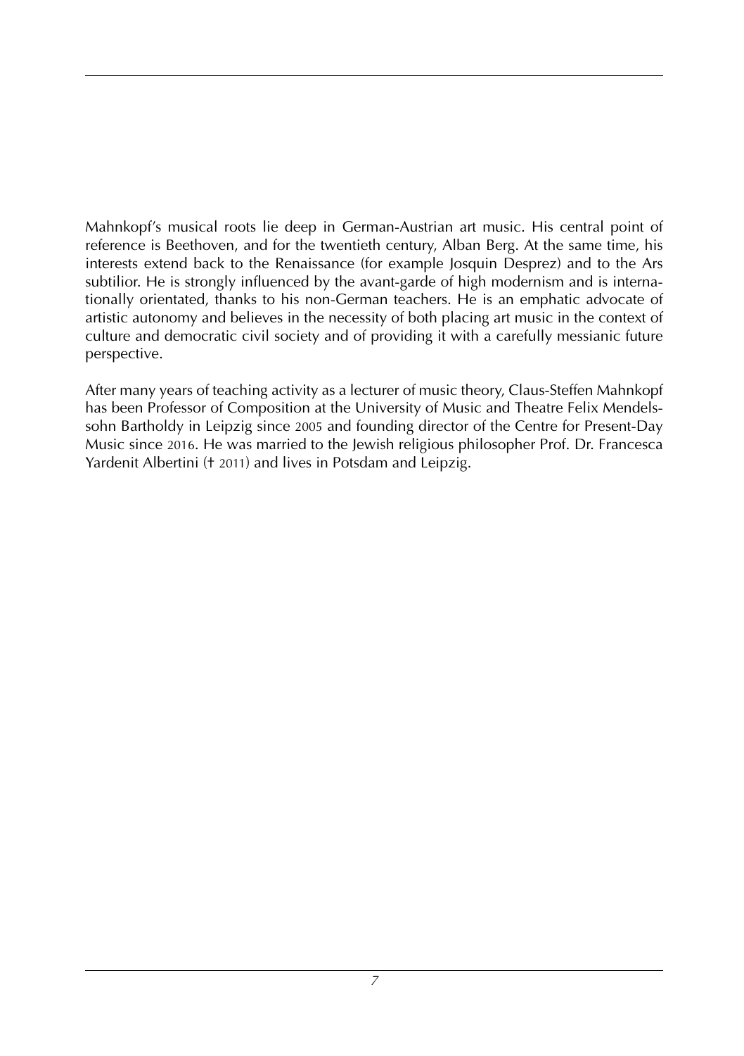Mahnkopf's musical roots lie deep in German-Austrian art music. His central point of reference is Beethoven, and for the twentieth century, Alban Berg. At the same time, his interests extend back to the Renaissance (for example Josquin Desprez) and to the Ars subtilior. He is strongly influenced by the avant-garde of high modernism and is internationally orientated, thanks to his non-German teachers. He is an emphatic advocate of artistic autonomy and believes in the necessity of both placing art music in the context of culture and democratic civil society and of providing it with a carefully messianic future perspective.

After many years of teaching activity as a lecturer of music theory, Claus-Steffen Mahnkopf has been Professor of Composition at the University of Music and Theatre Felix Mendelssohn Bartholdy in Leipzig since 2005 and founding director of the Centre for Present-Day Music since 2016. He was married to the Jewish religious philosopher Prof. Dr. Francesca Yardenit Albertini († 2011) and lives in Potsdam and Leipzig.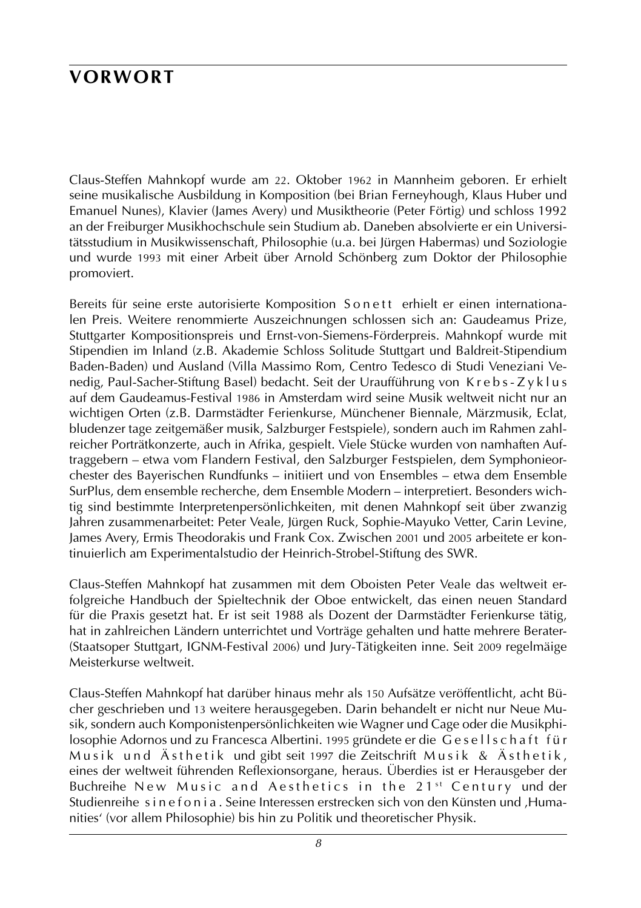# VORWORT

Claus-Steffen Mahnkopf wurde am 22. Oktober 1962 in Mannheim geboren. Er erhielt seine musikalische Ausbildung in Komposition (bei Brian Ferneyhough, Klaus Huber und Emanuel Nunes), Klavier (James Avery) und Musiktheorie (Peter Förtig) und schloss 1992 an der Freiburger Musikhochschule sein Studium ab. Daneben absolvierte er ein Universitätsstudium in Musikwissenschaft, Philosophie (u.a. bei Jürgen Habermas) und Soziologie und wurde 1993 mit einer Arbeit über Arnold Schönberg zum Doktor der Philosophie promoviert.

Bereits für seine erste autorisierte Komposition Sonett erhielt er einen internationalen Preis. Weitere renommierte Auszeichnungen schlossen sich an: Gaudeamus Prize, Stuttgarter Kompositionspreis und Ernst-von-Siemens-Förderpreis. Mahnkopf wurde mit Stipendien im Inland (z.B. Akademie Schloss Solitude Stuttgart und Baldreit-Stipendium Baden-Baden) und Ausland (Villa Massimo Rom, Centro Tedesco di Studi Veneziani Venedig, Paul-Sacher-Stiftung Basel) bedacht. Seit der Uraufführung von Krebs-Zyklus auf dem Gaudeamus-Festival 1986 in Amsterdam wird seine Musik weltweit nicht nur an wichtigen Orten (z.B. Darmstädter Ferienkurse, Münchener Biennale, Märzmusik, Eclat, bludenzer tage zeitgemäßer musik, Salzburger Festspiele), sondern auch im Rahmen zahlreicher Porträtkonzerte, auch in Afrika, gespielt. Viele Stücke wurden von namhaften Auftraggebern – etwa vom Flandern Festival, den Salzburger Festspielen, dem Symphonieorchester des Bayerischen Rundfunks – initiiert und von Ensembles – etwa dem Ensemble SurPlus, dem ensemble recherche, dem Ensemble Modern – interpretiert. Besonders wichtig sind bestimmte Interpretenpersönlichkeiten, mit denen Mahnkopf seit über zwanzig Jahren zusammenarbeitet: Peter Veale, Jürgen Ruck, Sophie-Mayuko Vetter, Carin Levine, James Avery, Ermis Theodorakis und Frank Cox. Zwischen 2001 und 2005 arbeitete er kontinuierlich am Experimentalstudio der Heinrich-Strobel-Stiftung des SWR.

Claus-Steffen Mahnkopf hat zusammen mit dem Oboisten Peter Veale das weltweit erfolgreiche Handbuch der Spieltechnik der Oboe entwickelt, das einen neuen Standard für die Praxis gesetzt hat. Er ist seit 1988 als Dozent der Darmstädter Ferienkurse tätig, hat in zahlreichen Ländern unterrichtet und Vorträge gehalten und hatte mehrere Berater- (Staatsoper Stuttgart, IGNM-Festival 2006) und Jury-Tätigkeiten inne. Seit 2009 regelmäige Meisterkurse weltweit.

Claus-Steffen Mahnkopf hat darüber hinaus mehr als 150 Aufsätze veröffentlicht, acht Bücher geschrieben und 13 weitere herausgegeben. Darin behandelt er nicht nur Neue Musik, sondern auch Komponistenpersönlichkeiten wie Wagner und Cage oder die Musikphilosophie Adornos und zu Francesca Albertini. 1995 gründete er die Gesellschaft für Musik und Ästhetik und gibt seit 1997 die Zeitschrift Musik & Ästhetik, eines der weltweit führenden Reflexionsorgane, heraus. Überdies ist er Herausgeber der Buchreihe New Music and Aesthetics in the 21st Century und der Studienreihe sinefonia. Seine Interessen erstrecken sich von den Künsten und 'Humanities' (vor allem Philosophie) bis hin zu Politik und theoretischer Physik.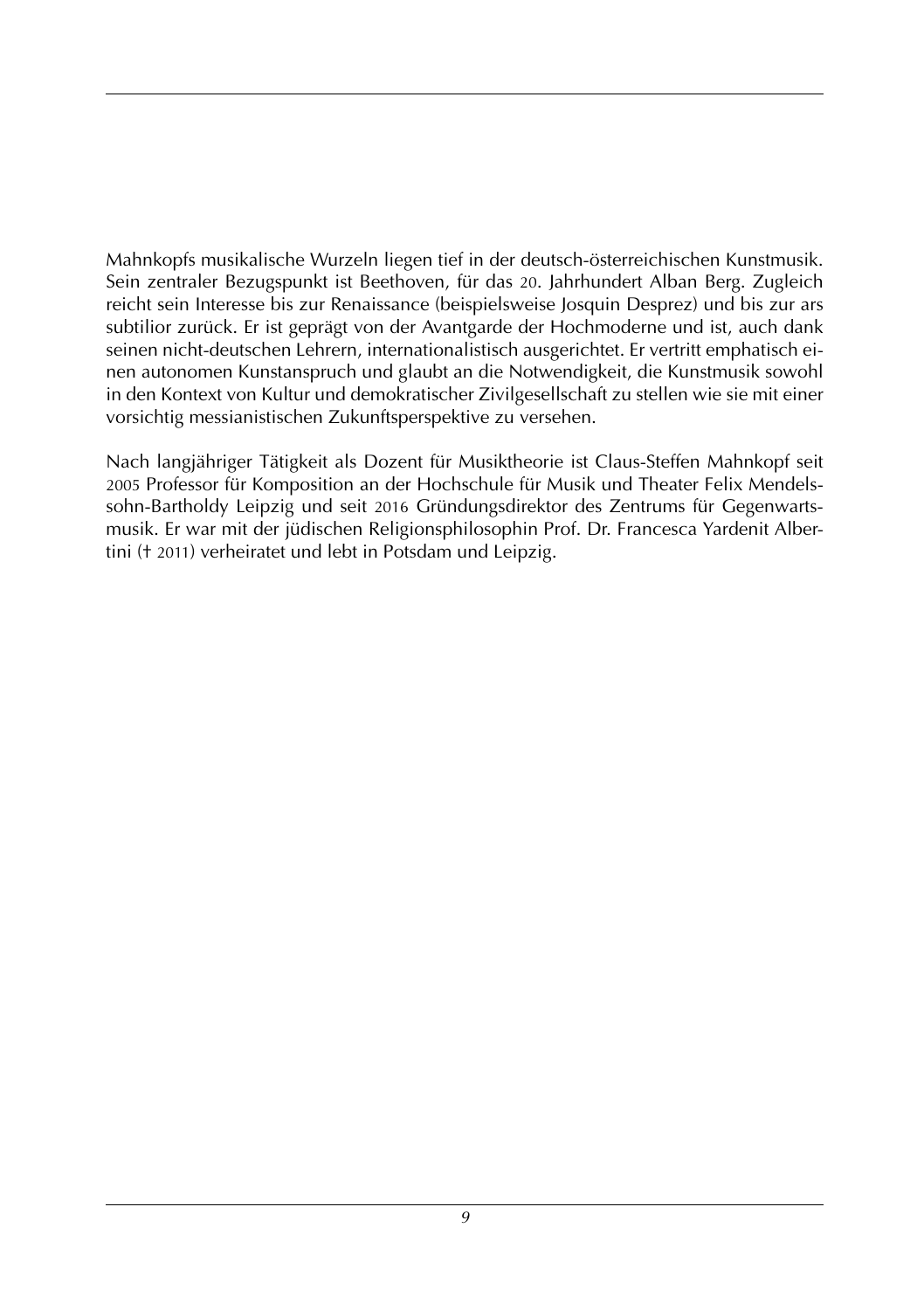Mahnkopfs musikalische Wurzeln liegen tief in der deutsch-österreichischen Kunstmusik. Sein zentraler Bezugspunkt ist Beethoven, für das 20. Jahrhundert Alban Berg. Zugleich reicht sein Interesse bis zur Renaissance (beispielsweise Josquin Desprez) und bis zur ars subtilior zurück. Er ist geprägt von der Avantgarde der Hochmoderne und ist, auch dank seinen nicht-deutschen Lehrern, internationalistisch ausgerichtet. Er vertritt emphatisch einen autonomen Kunstanspruch und glaubt an die Notwendigkeit, die Kunstmusik sowohl in den Kontext von Kultur und demokratischer Zivilgesellschaft zu stellen wie sie mit einer vorsichtig messianistischen Zukunftsperspektive zu versehen.

Nach langjähriger Tätigkeit als Dozent für Musiktheorie ist Claus-Steffen Mahnkopf seit 2005 Professor für Komposition an der Hochschule für Musik und Theater Felix Mendelssohn-Bartholdy Leipzig und seit 2016 Gründungsdirektor des Zentrums für Gegenwartsmusik. Er war mit der jüdischen Religionsphilosophin Prof. Dr. Francesca Yardenit Albertini († 2011) verheiratet und lebt in Potsdam und Leipzig.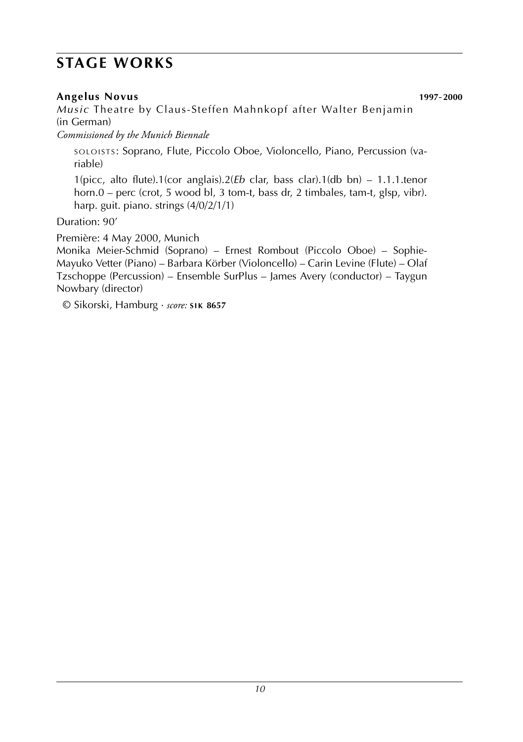# STAGE WORKS

**Angelus Novus** **1997-2000**

*Music* Theatre by Claus-Steffen Mahnkopf after Walter Benjamin (in German)

*Commissioned by the Munich Biennale*

SOLOISTS: Soprano, Flute, Piccolo Oboe, Violoncello, Piano, Percussion (variable)

1(picc, alto flute).1(cor anglais).2(*Eb* clar, bass clar).1(db bn) – 1.1.1.tenor horn.0 – perc (crot, 5 wood bl, 3 tom-t, bass dr, 2 timbales, tam-t, glsp, vibr). harp. guit. piano. strings (4/0/2/1/1)

Duration: 90'

Première: 4 May 2000, Munich

Monika Meier-Schmid (Soprano) – Ernest Rombout (Piccolo Oboe) – Sophie-Mayuko Vetter (Piano) – Barbara Körber (Violoncello) – Carin Levine (Flute) – Olaf Tzschoppe (Percussion) – Ensemble SurPlus – James Avery (conductor) – Taygun Nowbary (director)

© Sikorski, Hamburg · *score:* **SIK 8657**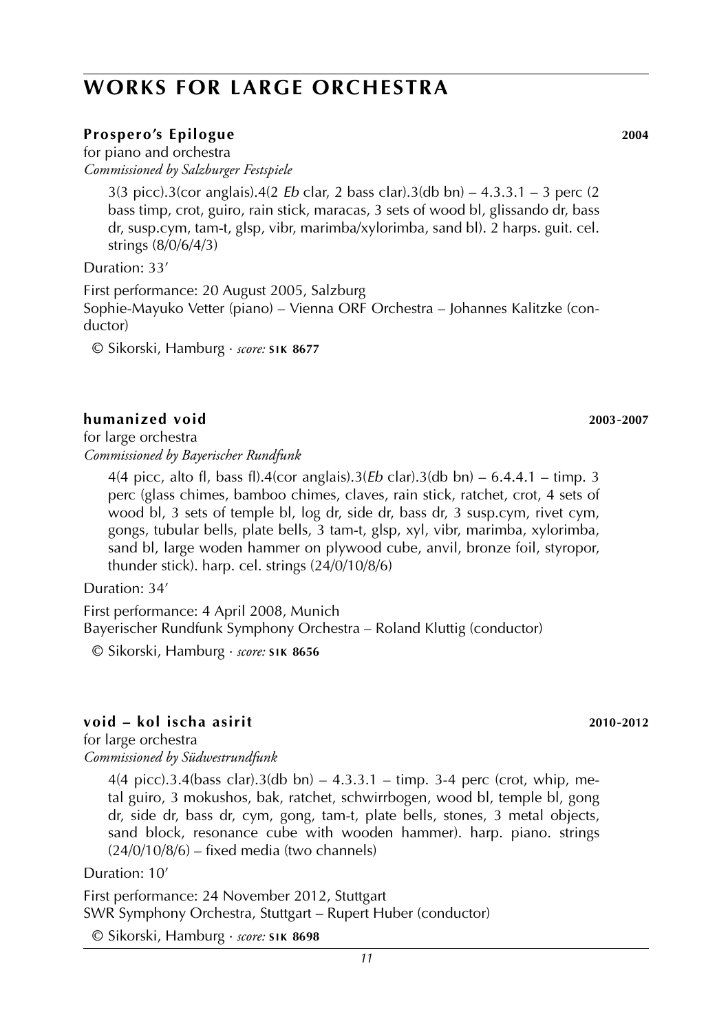# WORKS FOR LARGE ORCHESTRA

### Prospero's Epilogue 2004

for piano and orchestra
*Commissioned by Salzburger Festspiele*

3(3 picc).3(cor anglais).4(2 *Eb* clar, 2 bass clar).3(db bn) – 4.3.3.1 – 3 perc (2 bass timp, crot, guiro, rain stick, maracas, 3 sets of wood bl, glissando dr, bass dr, susp.cym, tam-t, glsp, vibr, marimba/xylorimba, sand bl). 2 harps. guit. cel. strings (8/0/6/4/3)

Duration: 33'

First performance: 20 August 2005, Salzburg
Sophie-Mayuko Vetter (piano) – Vienna ORF Orchestra – Johannes Kalitzke (conductor)

© Sikorski, Hamburg · *score:* **SIK 8677**

### humanized void 2003-2007

for large orchestra
*Commissioned by Bayerischer Rundfunk*

4(4 picc, alto fl, bass fl).4(cor anglais).3(*Eb* clar).3(db bn) – 6.4.4.1 – timp. 3 perc (glass chimes, bamboo chimes, claves, rain stick, ratchet, crot, 4 sets of wood bl, 3 sets of temple bl, log dr, side dr, bass dr, 3 susp.cym, rivet cym, gongs, tubular bells, plate bells, 3 tam-t, glsp, xyl, vibr, marimba, xylorimba, sand bl, large woden hammer on plywood cube, anvil, bronze foil, styropor, thunder stick). harp. cel. strings (24/0/10/8/6)

Duration: 34'

First performance: 4 April 2008, Munich
Bayerischer Rundfunk Symphony Orchestra – Roland Kluttig (conductor)

© Sikorski, Hamburg · *score:* **SIK 8656**

### void – kol ischa asirit 2010-2012

for large orchestra
*Commissioned by Südwestrundfunk*

4(4 picc).3.4(bass clar).3(db bn) – 4.3.3.1 – timp. 3-4 perc (crot, whip, metal guiro, 3 mokushos, bak, ratchet, schwirrbogen, wood bl, temple bl, gong dr, side dr, bass dr, cym, gong, tam-t, plate bells, stones, 3 metal objects, sand block, resonance cube with wooden hammer). harp. piano. strings (24/0/10/8/6) – fixed media (two channels)

Duration: 10'

First performance: 24 November 2012, Stuttgart
SWR Symphony Orchestra, Stuttgart – Rupert Huber (conductor)

© Sikorski, Hamburg · *score:* **SIK 8698**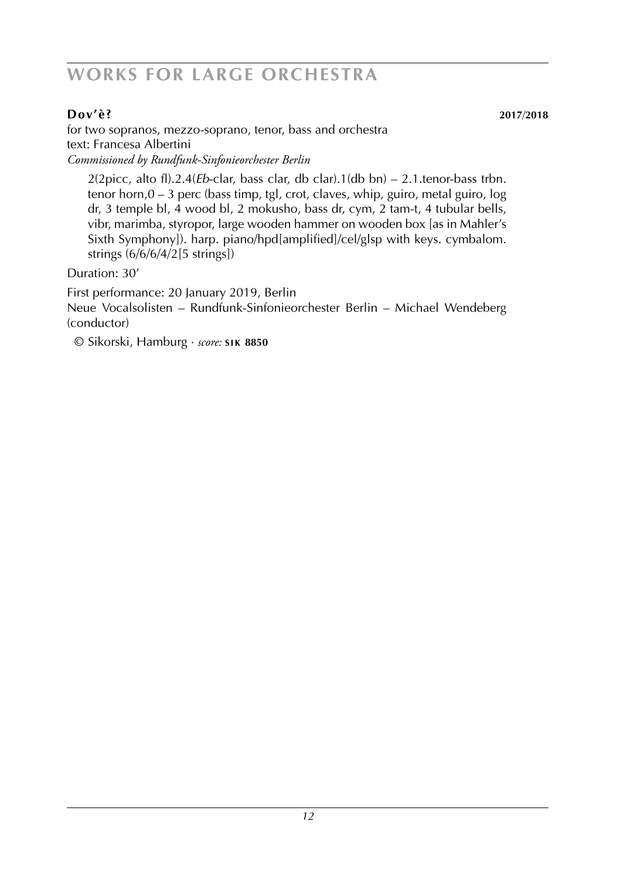# WORKS FOR LARGE ORCHESTRA

**Dov'è?** **2017/2018**

for two sopranos, mezzo-soprano, tenor, bass and orchestra
text: Francesa Albertini
*Commissioned by Rundfunk-Sinfonieorchester Berlin*

2(2picc, alto fl).2.4(*Eb*-clar, bass clar, db clar).1(db bn) – 2.1.tenor-bass trbn. tenor horn,0 – 3 perc (bass timp, tgl, crot, claves, whip, guiro, metal guiro, log dr, 3 temple bl, 4 wood bl, 2 mokusho, bass dr, cym, 2 tam-t, 4 tubular bells, vibr, marimba, styropor, large wooden hammer on wooden box [as in Mahler's Sixth Symphony]). harp. piano/hpd[amplified]/cel/glsp with keys. cymbalom. strings (6/6/6/4/2[5 strings])

Duration: 30'

First performance: 20 January 2019, Berlin
Neue Vocalsolisten – Rundfunk-Sinfonieorchester Berlin – Michael Wendeberg (conductor)

© Sikorski, Hamburg · *score:* **SIK 8850**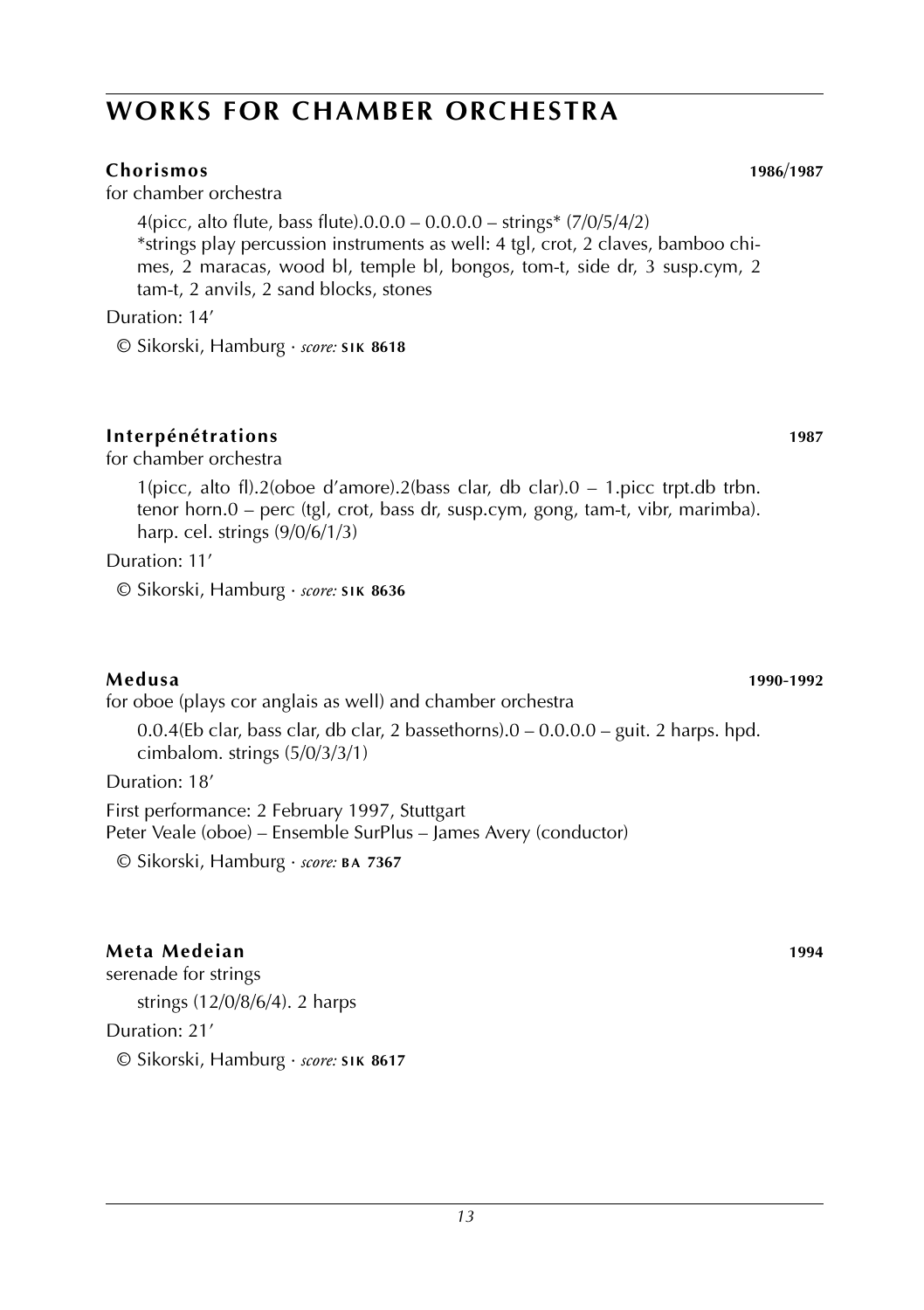# WORKS FOR CHAMBER ORCHESTRA

**Chorismos** **1986/1987**

for chamber orchestra

4(picc, alto flute, bass flute).0.0.0 – 0.0.0.0 – strings* (7/0/5/4/2)
*strings play percussion instruments as well: 4 tgl, crot, 2 claves, bamboo chimes, 2 maracas, wood bl, temple bl, bongos, tom-t, side dr, 3 susp.cym, 2 tam-t, 2 anvils, 2 sand blocks, stones

Duration: 14'

© Sikorski, Hamburg · *score:* **SIK 8618**

**Interpénétrations** **1987**

for chamber orchestra

1(picc, alto fl).2(oboe d'amore).2(bass clar, db clar).0 – 1.picc trpt.db trbn. tenor horn.0 – perc (tgl, crot, bass dr, susp.cym, gong, tam-t, vibr, marimba). harp. cel. strings (9/0/6/1/3)

Duration: 11'

© Sikorski, Hamburg · *score:* **SIK 8636**

**Medusa** **1990-1992**

for oboe (plays cor anglais as well) and chamber orchestra

0.0.4(Eb clar, bass clar, db clar, 2 bassethorns).0 – 0.0.0.0 – guit. 2 harps. hpd. cimbalom. strings (5/0/3/3/1)

Duration: 18'

First performance: 2 February 1997, Stuttgart
Peter Veale (oboe) – Ensemble SurPlus – James Avery (conductor)

© Sikorski, Hamburg · *score:* **BA 7367**

**Meta Medeian** **1994**

serenade for strings

strings (12/0/8/6/4). 2 harps

Duration: 21'

© Sikorski, Hamburg · *score:* **SIK 8617**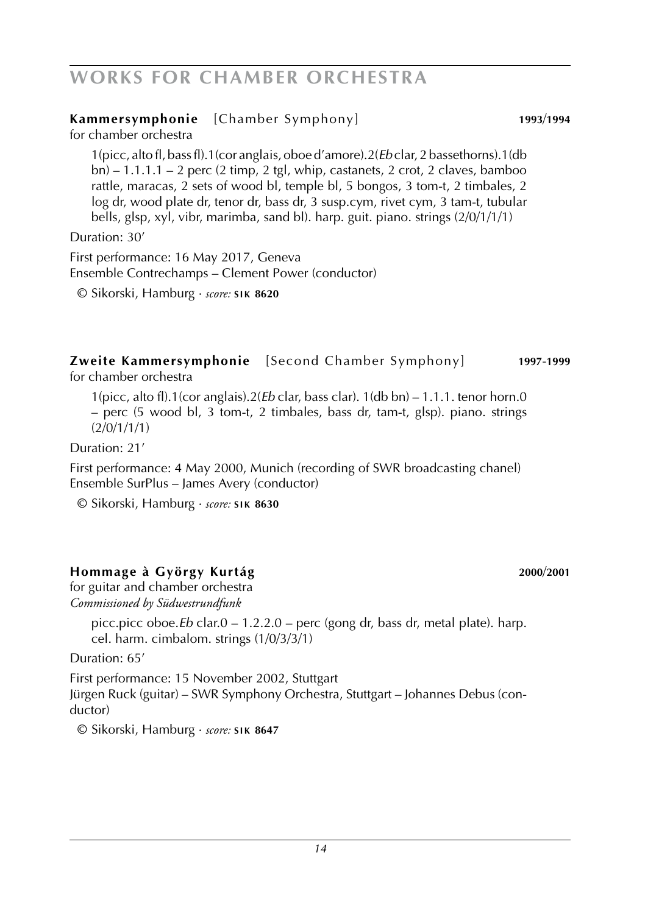# WORKS FOR CHAMBER ORCHESTRA

**Kammersymphonie** [Chamber Symphony] **1993/1994**
for chamber orchestra

1(picc, alto fl, bass fl).1(cor anglais, oboe d'amore).2(*Eb* clar, 2 bassethorns).1(db bn) – 1.1.1.1 – 2 perc (2 timp, 2 tgl, whip, castanets, 2 crot, 2 claves, bamboo rattle, maracas, 2 sets of wood bl, temple bl, 5 bongos, 3 tom-t, 2 timbales, 2 log dr, wood plate dr, tenor dr, bass dr, 3 susp.cym, rivet cym, 3 tam-t, tubular bells, glsp, xyl, vibr, marimba, sand bl). harp. guit. piano. strings (2/0/1/1/1)

Duration: 30'

First performance: 16 May 2017, Geneva
Ensemble Contrechamps – Clement Power (conductor)

© Sikorski, Hamburg · *score:* **SIK 8620**

**Zweite Kammersymphonie** [Second Chamber Symphony] **1997-1999**
for chamber orchestra

1(picc, alto fl).1(cor anglais).2(*Eb* clar, bass clar). 1(db bn) – 1.1.1. tenor horn.0 – perc (5 wood bl, 3 tom-t, 2 timbales, bass dr, tam-t, glsp). piano. strings (2/0/1/1/1)

Duration: 21'

First performance: 4 May 2000, Munich (recording of SWR broadcasting chanel)
Ensemble SurPlus – James Avery (conductor)

© Sikorski, Hamburg · *score:* **SIK 8630**

**Hommage à György Kurtág** **2000/2001**
for guitar and chamber orchestra
*Commissioned by Südwestrundfunk*

picc.picc oboe.*Eb* clar.0 – 1.2.2.0 – perc (gong dr, bass dr, metal plate). harp. cel. harm. cimbalom. strings (1/0/3/3/1)

Duration: 65'

First performance: 15 November 2002, Stuttgart
Jürgen Ruck (guitar) – SWR Symphony Orchestra, Stuttgart – Johannes Debus (conductor)

© Sikorski, Hamburg · *score:* **SIK 8647**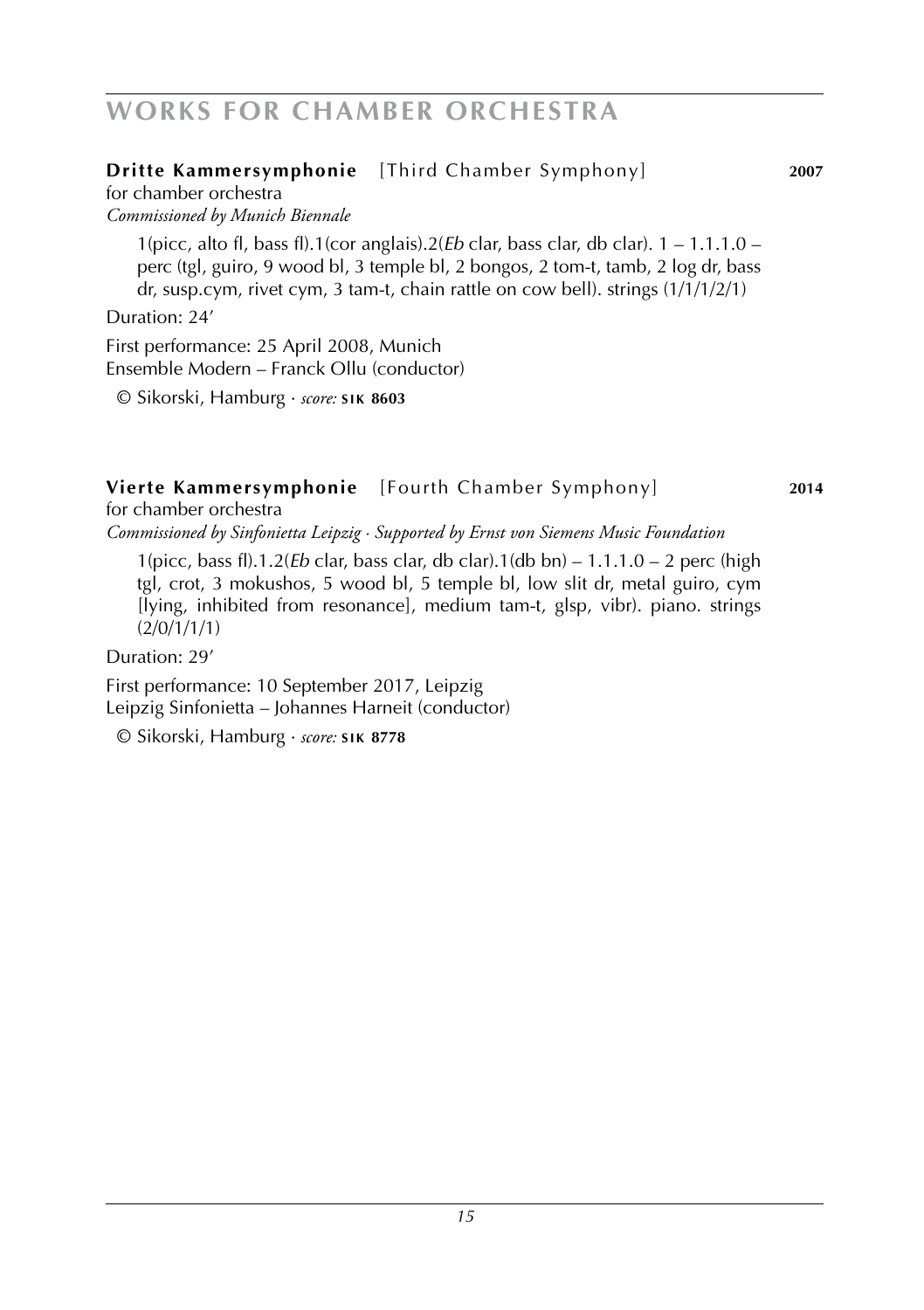# WORKS FOR CHAMBER ORCHESTRA

**Dritte Kammersymphonie** [Third Chamber Symphony] **2007**
for chamber orchestra
*Commissioned by Munich Biennale*

1(picc, alto fl, bass fl).1(cor anglais).2(*Eb* clar, bass clar, db clar). 1 – 1.1.1.0 – perc (tgl, guiro, 9 wood bl, 3 temple bl, 2 bongos, 2 tom-t, tamb, 2 log dr, bass dr, susp.cym, rivet cym, 3 tam-t, chain rattle on cow bell). strings (1/1/1/2/1)

Duration: 24'

First performance: 25 April 2008, Munich
Ensemble Modern – Franck Ollu (conductor)

© Sikorski, Hamburg · *score:* **SIK 8603**

**Vierte Kammersymphonie** [Fourth Chamber Symphony] **2014**
for chamber orchestra
*Commissioned by Sinfonietta Leipzig · Supported by Ernst von Siemens Music Foundation*

1(picc, bass fl).1.2(*Eb* clar, bass clar, db clar).1(db bn) – 1.1.1.0 – 2 perc (high tgl, crot, 3 mokushos, 5 wood bl, 5 temple bl, low slit dr, metal guiro, cym [lying, inhibited from resonance], medium tam-t, glsp, vibr). piano. strings (2/0/1/1/1)

Duration: 29'

First performance: 10 September 2017, Leipzig
Leipzig Sinfonietta – Johannes Harneit (conductor)

© Sikorski, Hamburg · *score:* **SIK 8778**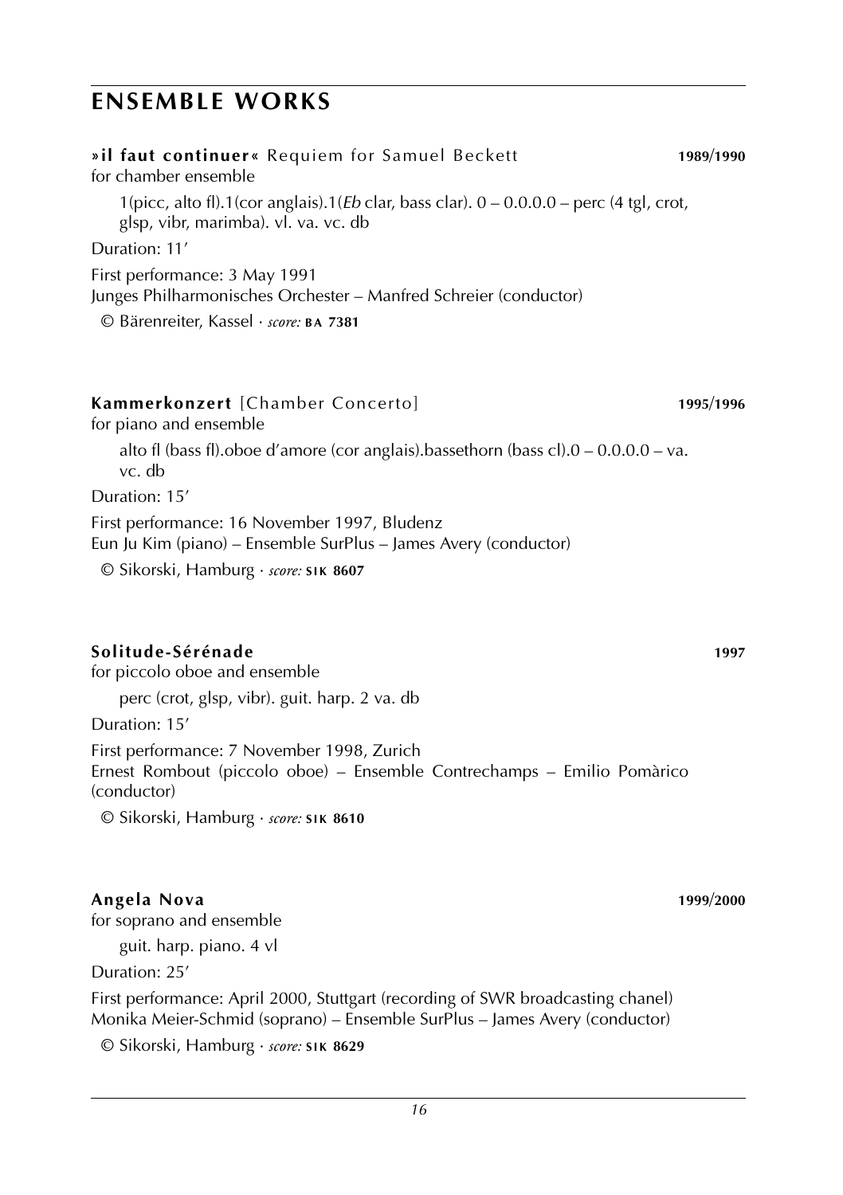# ENSEMBLE WORKS

**»il faut continuer«** Requiem for Samuel Beckett **1989/1990**
for chamber ensemble

1(picc, alto fl).1(cor anglais).1(*Eb* clar, bass clar). 0 – 0.0.0.0 – perc (4 tgl, crot, glsp, vibr, marimba). vl. va. vc. db

Duration: 11'

First performance: 3 May 1991
Junges Philharmonisches Orchester – Manfred Schreier (conductor)

© Bärenreiter, Kassel · *score:* **BA 7381**

**Kammerkonzert** [Chamber Concerto] **1995/1996**
for piano and ensemble

alto fl (bass fl).oboe d'amore (cor anglais).bassethorn (bass cl).0 – 0.0.0.0 – va. vc. db

Duration: 15'

First performance: 16 November 1997, Bludenz
Eun Ju Kim (piano) – Ensemble SurPlus – James Avery (conductor)

© Sikorski, Hamburg · *score:* **SIK 8607**

**Solitude-Sérénade** **1997**
for piccolo oboe and ensemble

perc (crot, glsp, vibr). guit. harp. 2 va. db

Duration: 15'

First performance: 7 November 1998, Zurich
Ernest Rombout (piccolo oboe) – Ensemble Contrechamps – Emilio Pomàrico (conductor)

© Sikorski, Hamburg · *score:* **SIK 8610**

**Angela Nova** **1999/2000**
for soprano and ensemble

guit. harp. piano. 4 vl

Duration: 25'

First performance: April 2000, Stuttgart (recording of SWR broadcasting chanel)
Monika Meier-Schmid (soprano) – Ensemble SurPlus – James Avery (conductor)

© Sikorski, Hamburg · *score:* **SIK 8629**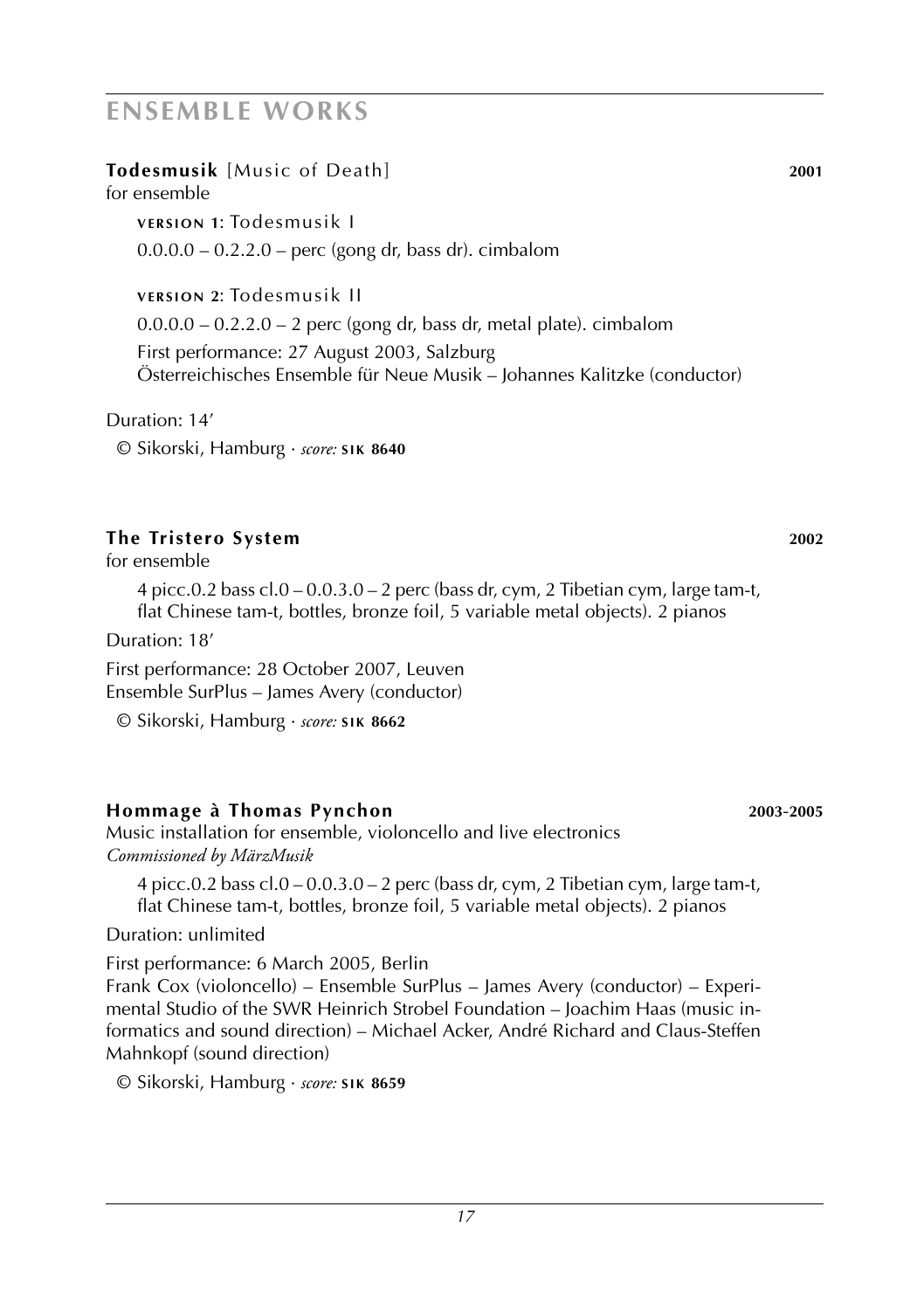# ENSEMBLE WORKS

**Todesmusik** [Music of Death] **2001**
for ensemble

**VERSION 1**: Todesmusik I

0.0.0.0 – 0.2.2.0 – perc (gong dr, bass dr). cimbalom

**VERSION 2**: Todesmusik II

0.0.0.0 – 0.2.2.0 – 2 perc (gong dr, bass dr, metal plate). cimbalom

First performance: 27 August 2003, Salzburg
Österreichisches Ensemble für Neue Musik – Johannes Kalitzke (conductor)

Duration: 14′

© Sikorski, Hamburg · *score:* **SIK 8640**

**The Tristero System** **2002**
for ensemble

4 picc.0.2 bass cl.0 – 0.0.3.0 – 2 perc (bass dr, cym, 2 Tibetian cym, large tam-t, flat Chinese tam-t, bottles, bronze foil, 5 variable metal objects). 2 pianos

Duration: 18′

First performance: 28 October 2007, Leuven
Ensemble SurPlus – James Avery (conductor)

© Sikorski, Hamburg · *score:* **SIK 8662**

**Hommage à Thomas Pynchon** **2003-2005**
Music installation for ensemble, violoncello and live electronics
*Commissioned by MärzMusik*

4 picc.0.2 bass cl.0 – 0.0.3.0 – 2 perc (bass dr, cym, 2 Tibetian cym, large tam-t, flat Chinese tam-t, bottles, bronze foil, 5 variable metal objects). 2 pianos

Duration: unlimited

First performance: 6 March 2005, Berlin
Frank Cox (violoncello) – Ensemble SurPlus – James Avery (conductor) – Experimental Studio of the SWR Heinrich Strobel Foundation – Joachim Haas (music informatics and sound direction) – Michael Acker, André Richard and Claus-Steffen Mahnkopf (sound direction)

© Sikorski, Hamburg · *score:* **SIK 8659**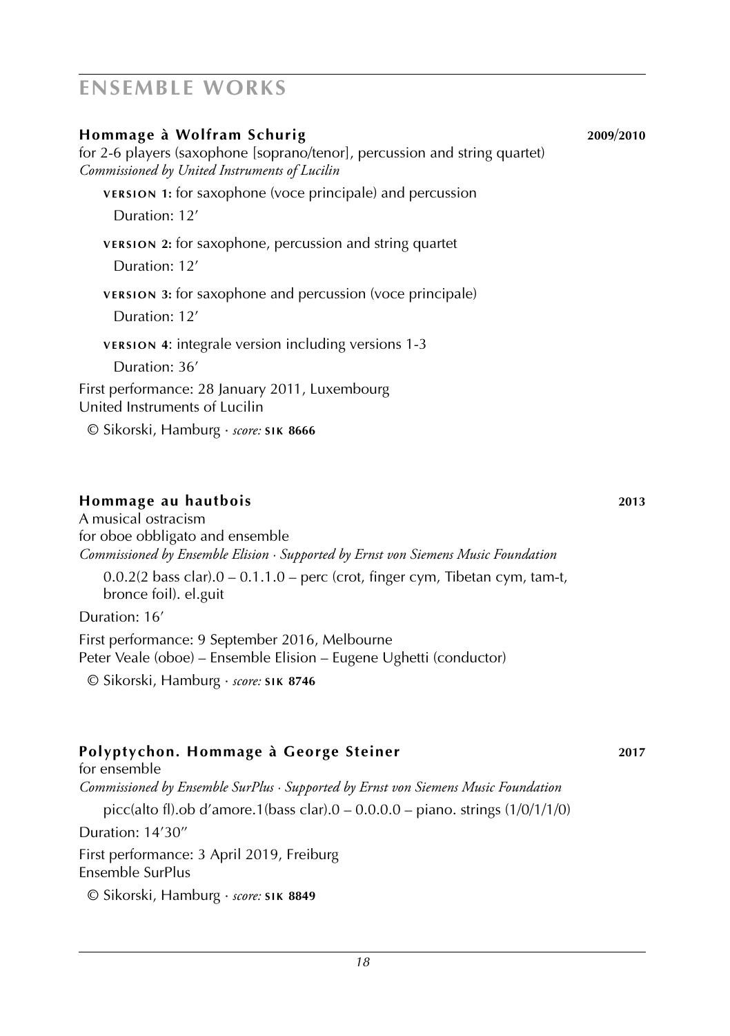# ENSEMBLE WORKS

### Hommage à Wolfram Schurig — 2009/2010

for 2-6 players (saxophone [soprano/tenor], percussion and string quartet)
*Commissioned by United Instruments of Lucilin*

**VERSION 1:** for saxophone (voce principale) and percussion
Duration: 12′

**VERSION 2:** for saxophone, percussion and string quartet
Duration: 12′

**VERSION 3:** for saxophone and percussion (voce principale)
Duration: 12′

**VERSION 4**: integrale version including versions 1-3
Duration: 36′

First performance: 28 January 2011, Luxembourg
United Instruments of Lucilin

© Sikorski, Hamburg · *score:* **SIK 8666**

### Hommage au hautbois — 2013

A musical ostracism
for oboe obbligato and ensemble
*Commissioned by Ensemble Elision · Supported by Ernst von Siemens Music Foundation*

0.0.2(2 bass clar).0 – 0.1.1.0 – perc (crot, finger cym, Tibetan cym, tam-t, bronce foil). el.guit

Duration: 16′

First performance: 9 September 2016, Melbourne
Peter Veale (oboe) – Ensemble Elision – Eugene Ughetti (conductor)

© Sikorski, Hamburg · *score:* **SIK 8746**

### Polyptychon. Hommage à George Steiner — 2017

for ensemble
*Commissioned by Ensemble SurPlus · Supported by Ernst von Siemens Music Foundation*

picc(alto fl).ob d'amore.1(bass clar).0 – 0.0.0.0 – piano. strings (1/0/1/1/0)

Duration: 14′30″

First performance: 3 April 2019, Freiburg
Ensemble SurPlus

© Sikorski, Hamburg · *score:* **SIK 8849**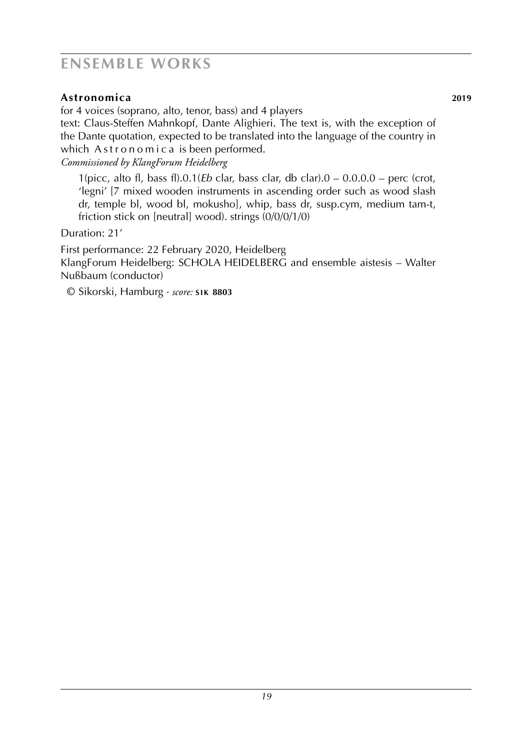## ENSEMBLE WORKS

**Astronomica** **2019**

for 4 voices (soprano, alto, tenor, bass) and 4 players
text: Claus-Steffen Mahnkopf, Dante Alighieri. The text is, with the exception of the Dante quotation, expected to be translated into the language of the country in which A s t r o n o m i c a is been performed.
*Commissioned by KlangForum Heidelberg*

1(picc, alto fl, bass fl).0.1(*Eb* clar, bass clar, db clar).0 – 0.0.0.0 – perc (crot, 'legni' [7 mixed wooden instruments in ascending order such as wood slash dr, temple bl, wood bl, mokusho], whip, bass dr, susp.cym, medium tam-t, friction stick on [neutral] wood). strings (0/0/0/1/0)

Duration: 21'

First performance: 22 February 2020, Heidelberg
KlangForum Heidelberg: SCHOLA HEIDELBERG and ensemble aistesis – Walter Nußbaum (conductor)

© Sikorski, Hamburg · *score:* **sik 8803**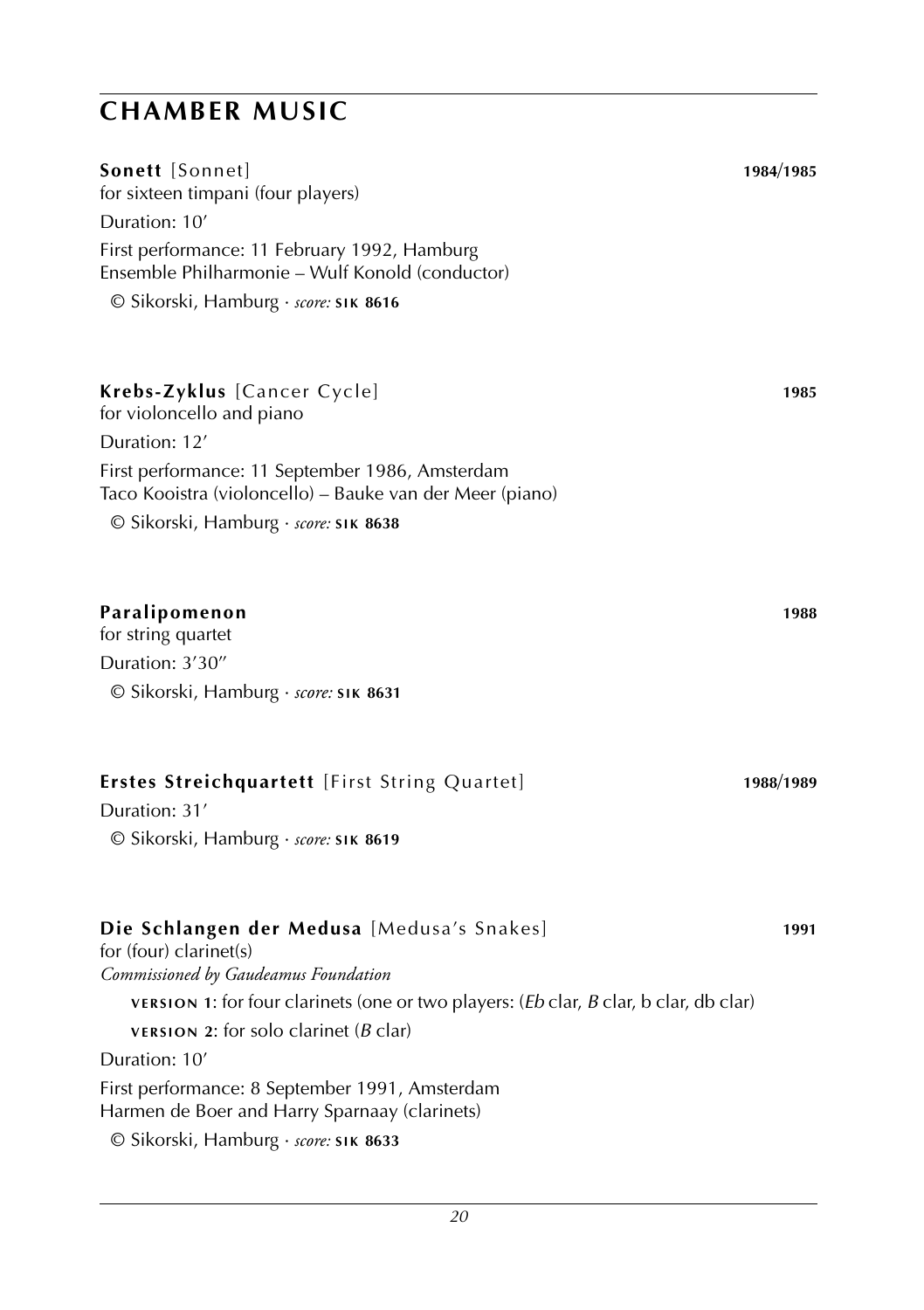## CHAMBER MUSIC

**Sonett** [Sonnet] **1984/1985**
for sixteen timpani (four players)

Duration: 10′

First performance: 11 February 1992, Hamburg
Ensemble Philharmonie – Wulf Konold (conductor)

© Sikorski, Hamburg · *score:* **SIK 8616**

**Krebs-Zyklus** [Cancer Cycle] **1985**
for violoncello and piano

Duration: 12′

First performance: 11 September 1986, Amsterdam
Taco Kooistra (violoncello) – Bauke van der Meer (piano)

© Sikorski, Hamburg · *score:* **SIK 8638**

**Paralipomenon** **1988**
for string quartet

Duration: 3′30″

© Sikorski, Hamburg · *score:* **SIK 8631**

**Erstes Streichquartett** [First String Quartet] **1988/1989**

Duration: 31′

© Sikorski, Hamburg · *score:* **SIK 8619**

**Die Schlangen der Medusa** [Medusa's Snakes] **1991**
for (four) clarinet(s)
*Commissioned by Gaudeamus Foundation*

**VERSION 1**: for four clarinets (one or two players: (*Eb* clar, *B* clar, b clar, db clar)

**VERSION 2**: for solo clarinet (*B* clar)

Duration: 10′

First performance: 8 September 1991, Amsterdam
Harmen de Boer and Harry Sparnaay (clarinets)

© Sikorski, Hamburg · *score:* **SIK 8633**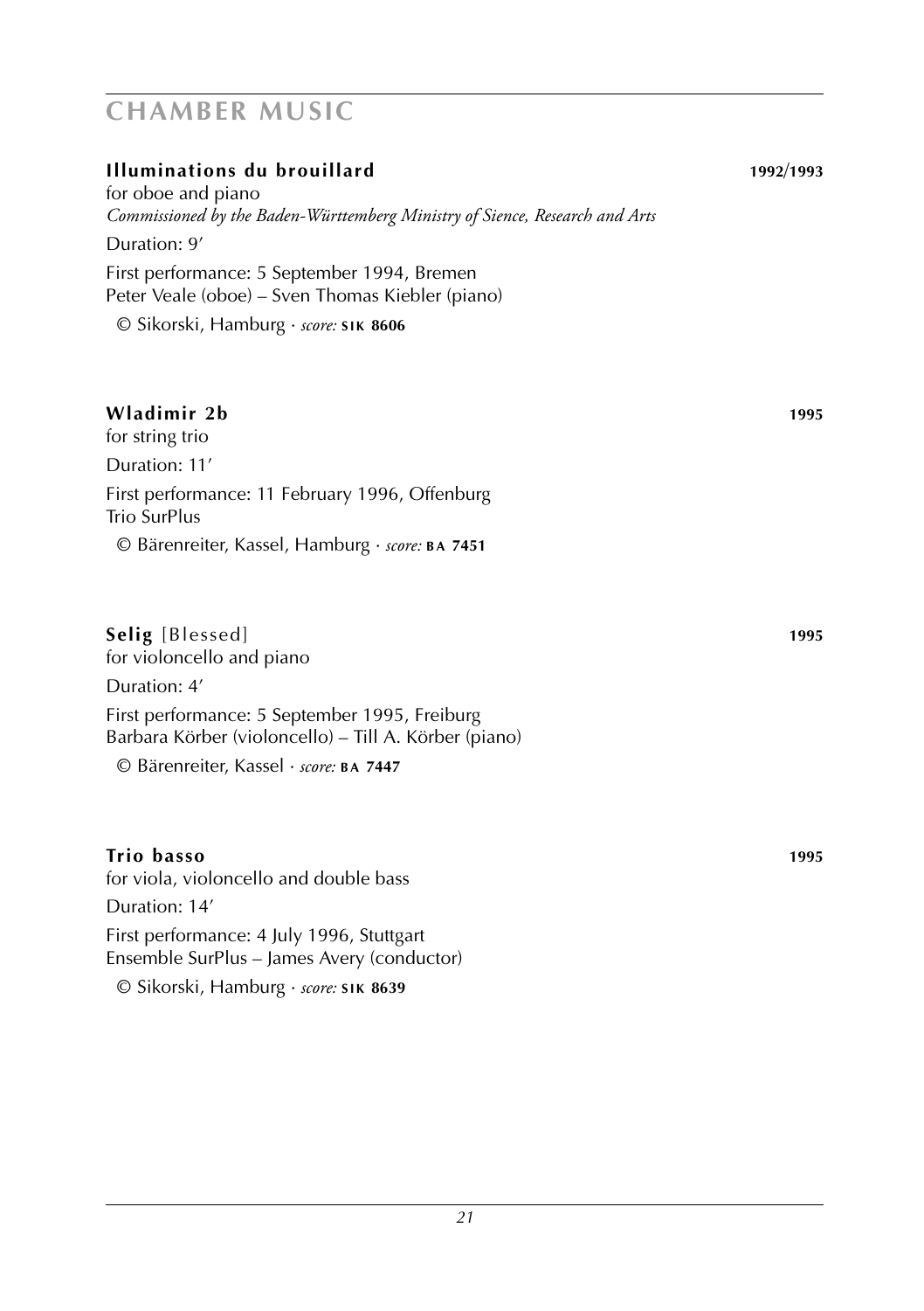# CHAMBER MUSIC

**Illuminations du brouillard** **1992/1993**
for oboe and piano
*Commissioned by the Baden-Württemberg Ministry of Sience, Research and Arts*

Duration: 9′

First performance: 5 September 1994, Bremen
Peter Veale (oboe) – Sven Thomas Kiebler (piano)

© Sikorski, Hamburg · *score:* **SIK 8606**

**Wladimir 2b** **1995**
for string trio

Duration: 11′

First performance: 11 February 1996, Offenburg
Trio SurPlus

© Bärenreiter, Kassel, Hamburg · *score:* **BA 7451**

**Selig** [Blessed] **1995**
for violoncello and piano

Duration: 4′

First performance: 5 September 1995, Freiburg
Barbara Körber (violoncello) – Till A. Körber (piano)

© Bärenreiter, Kassel · *score:* **BA 7447**

**Trio basso** **1995**
for viola, violoncello and double bass

Duration: 14′

First performance: 4 July 1996, Stuttgart
Ensemble SurPlus – James Avery (conductor)

© Sikorski, Hamburg · *score:* **SIK 8639**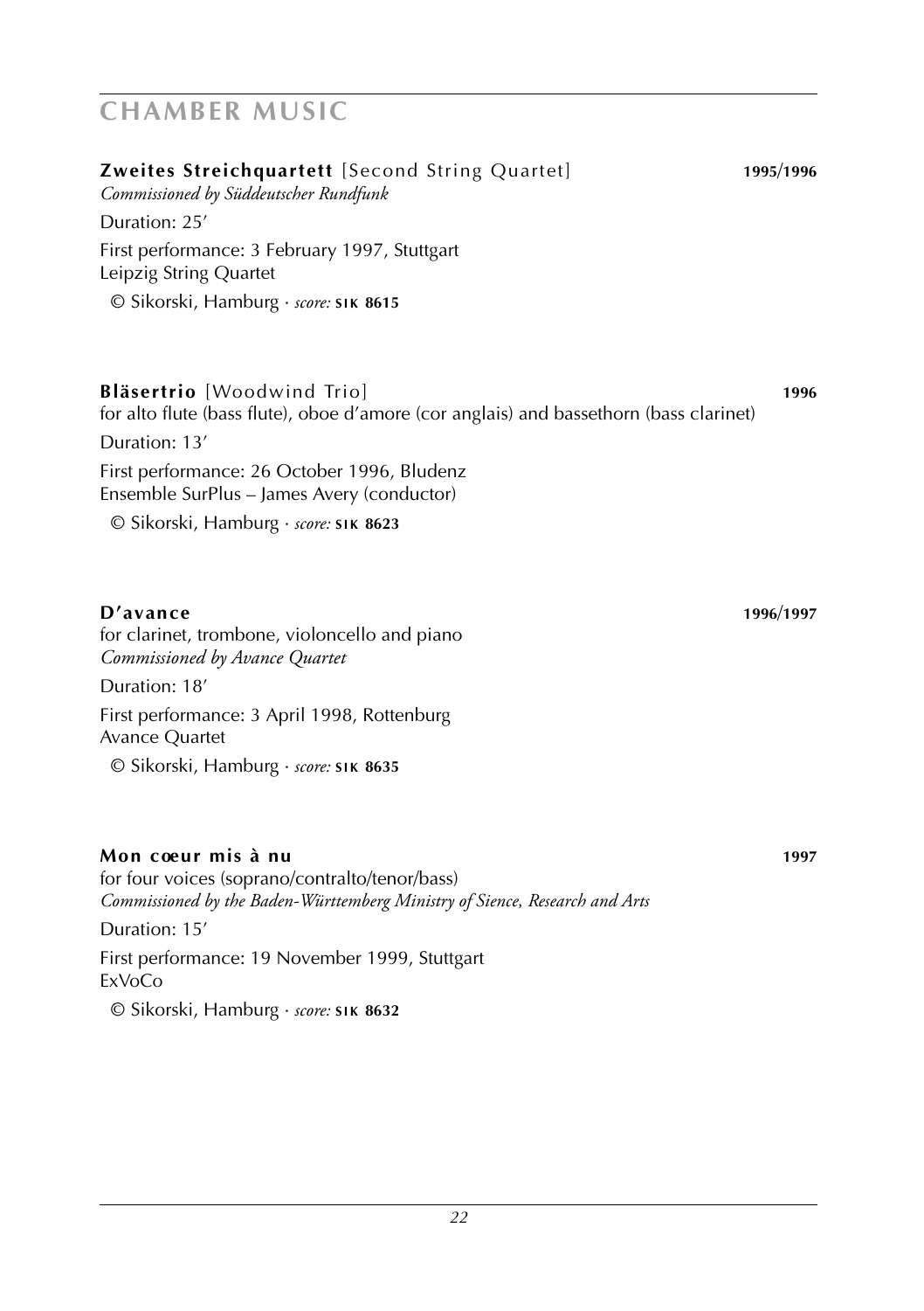# CHAMBER MUSIC

**Zweites Streichquartett** [Second String Quartet] **1995/1996**
*Commissioned by Süddeutscher Rundfunk*

Duration: 25′

First performance: 3 February 1997, Stuttgart
Leipzig String Quartet

© Sikorski, Hamburg · *score:* **SIK 8615**

**Bläsertrio** [Woodwind Trio] **1996**
for alto flute (bass flute), oboe d'amore (cor anglais) and bassethorn (bass clarinet)

Duration: 13′

First performance: 26 October 1996, Bludenz
Ensemble SurPlus – James Avery (conductor)

© Sikorski, Hamburg · *score:* **SIK 8623**

**D'avance** **1996/1997**
for clarinet, trombone, violoncello and piano
*Commissioned by Avance Quartet*

Duration: 18′

First performance: 3 April 1998, Rottenburg
Avance Quartet

© Sikorski, Hamburg · *score:* **SIK 8635**

**Mon cœur mis à nu** **1997**
for four voices (soprano/contralto/tenor/bass)
*Commissioned by the Baden-Württemberg Ministry of Sience, Research and Arts*

Duration: 15′

First performance: 19 November 1999, Stuttgart
ExVoCo

© Sikorski, Hamburg · *score:* **SIK 8632**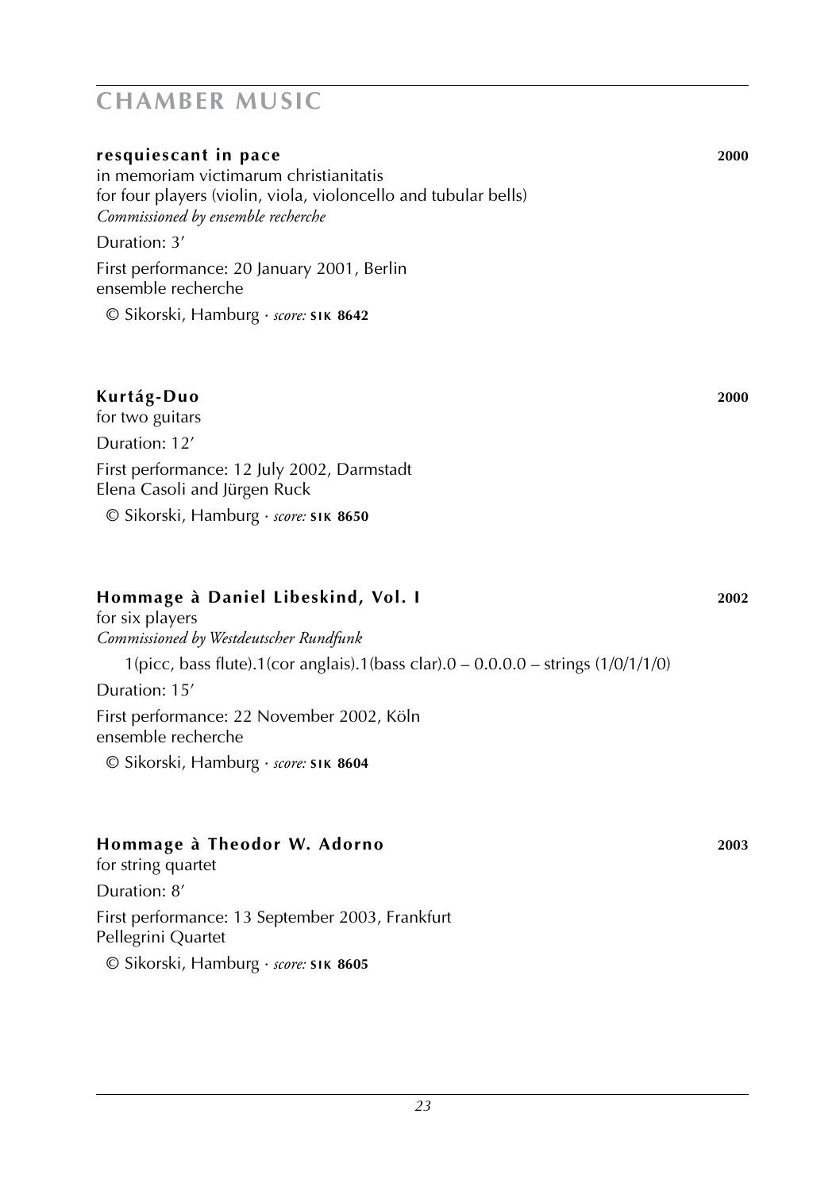## CHAMBER MUSIC

**resquiescant in pace** **2000**

in memoriam victimarum christianitatis
for four players (violin, viola, violoncello and tubular bells)
*Commissioned by ensemble recherche*

Duration: 3'

First performance: 20 January 2001, Berlin
ensemble recherche

© Sikorski, Hamburg · *score:* **SIK 8642**

**Kurtág-Duo** **2000**

for two guitars

Duration: 12'

First performance: 12 July 2002, Darmstadt
Elena Casoli and Jürgen Ruck

© Sikorski, Hamburg · *score:* **SIK 8650**

**Hommage à Daniel Libeskind, Vol. I** **2002**

for six players
*Commissioned by Westdeutscher Rundfunk*

1(picc, bass flute).1(cor anglais).1(bass clar).0 – 0.0.0.0 – strings (1/0/1/1/0)

Duration: 15'

First performance: 22 November 2002, Köln
ensemble recherche

© Sikorski, Hamburg · *score:* **SIK 8604**

**Hommage à Theodor W. Adorno** **2003**

for string quartet

Duration: 8'

First performance: 13 September 2003, Frankfurt
Pellegrini Quartet

© Sikorski, Hamburg · *score:* **SIK 8605**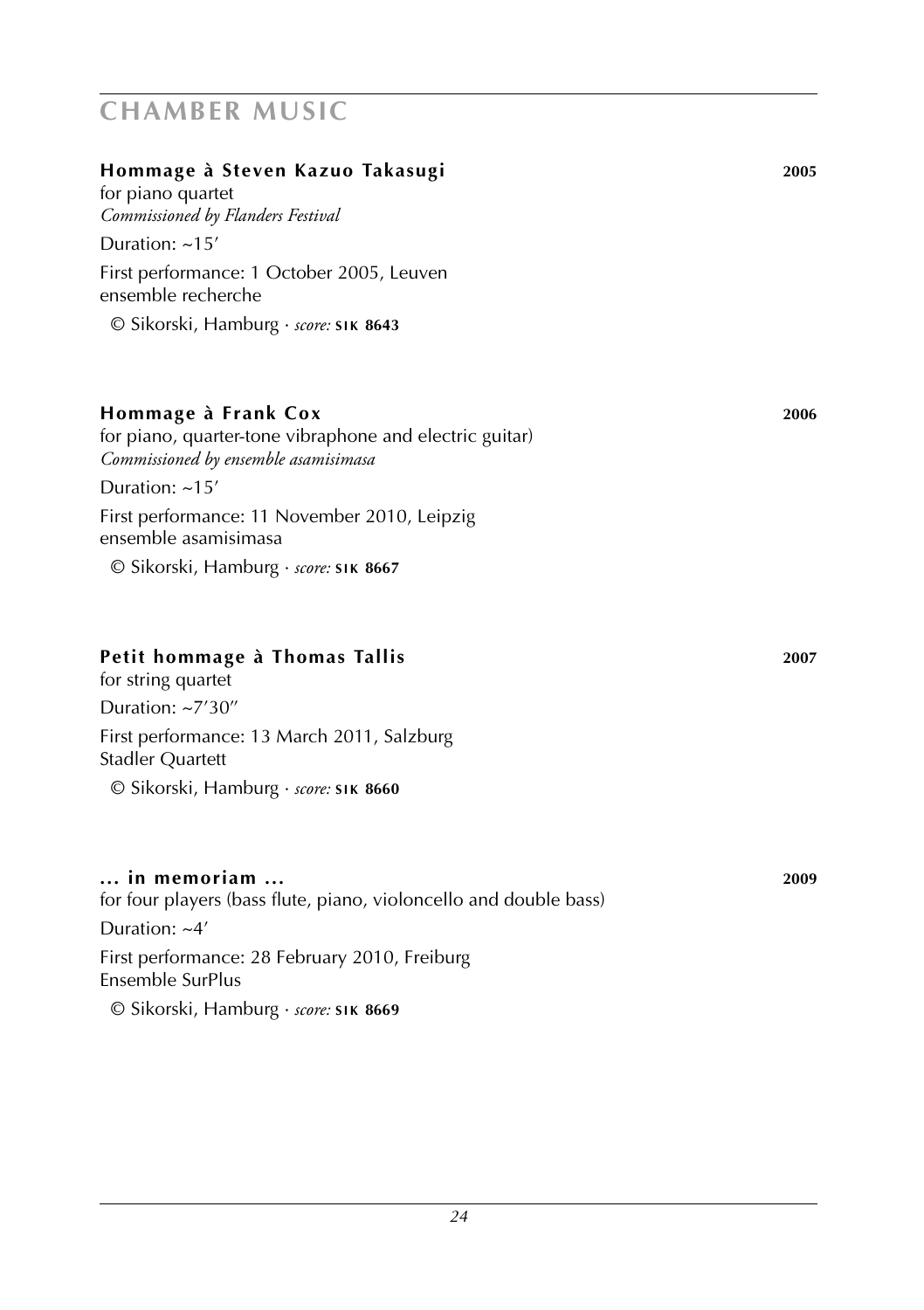## CHAMBER MUSIC

### Hommage à Steven Kazuo Takasugi — 2005

for piano quartet
*Commissioned by Flanders Festival*

Duration: ~15′

First performance: 1 October 2005, Leuven
ensemble recherche

© Sikorski, Hamburg · *score:* **SIK 8643**

### Hommage à Frank Cox — 2006

for piano, quarter-tone vibraphone and electric guitar)
*Commissioned by ensemble asamisimasa*

Duration: ~15′

First performance: 11 November 2010, Leipzig
ensemble asamisimasa

© Sikorski, Hamburg · *score:* **SIK 8667**

### Petit hommage à Thomas Tallis — 2007

for string quartet

Duration: ~7′30″

First performance: 13 March 2011, Salzburg
Stadler Quartett

© Sikorski, Hamburg · *score:* **SIK 8660**

### ... in memoriam ... — 2009

for four players (bass flute, piano, violoncello and double bass)

Duration: ~4′

First performance: 28 February 2010, Freiburg
Ensemble SurPlus

© Sikorski, Hamburg · *score:* **SIK 8669**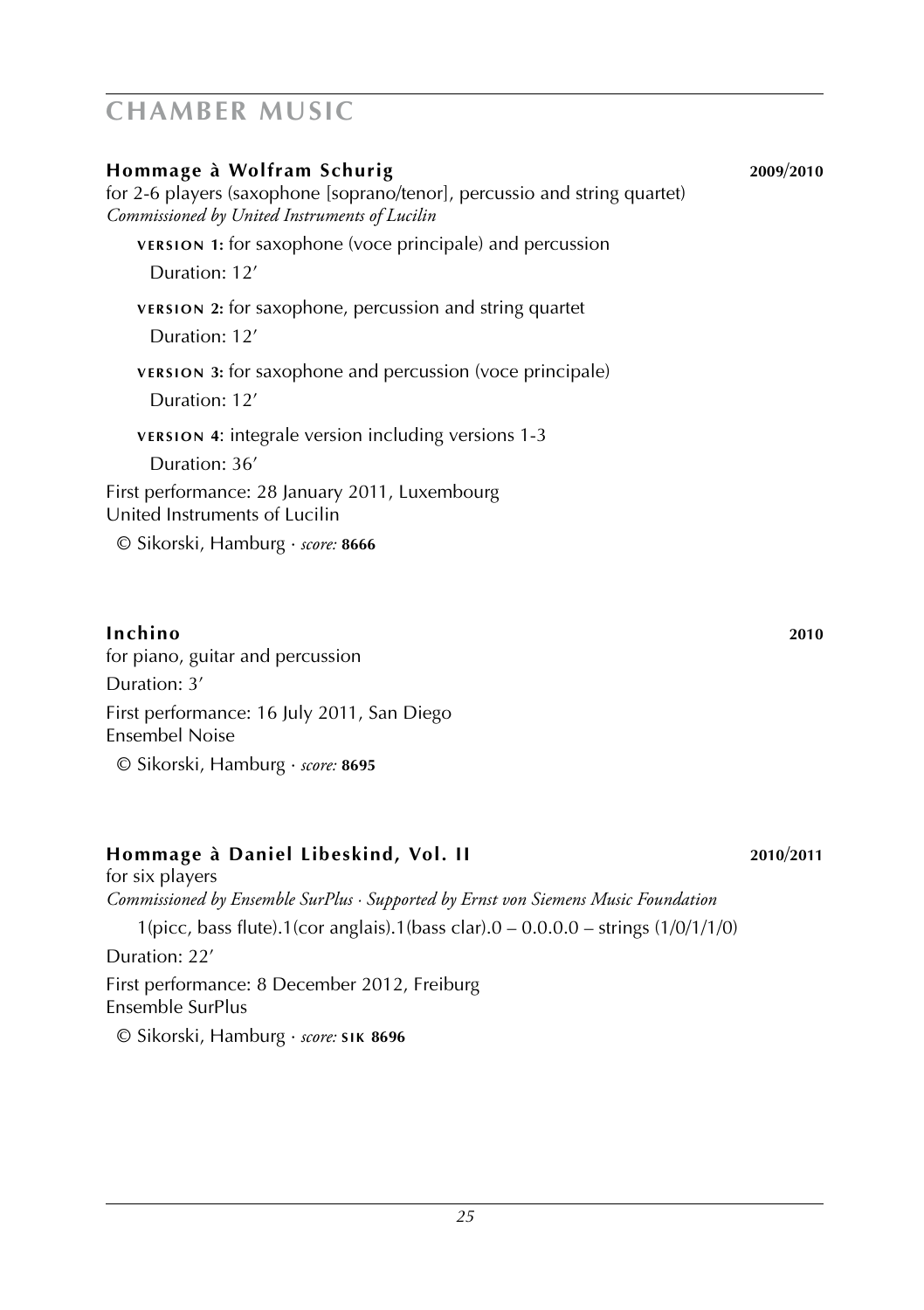# CHAMBER MUSIC

### Hommage à Wolfram Schurig — 2009/2010

for 2-6 players (saxophone [soprano/tenor], percussio and string quartet)
*Commissioned by United Instruments of Lucilin*

**VERSION 1:** for saxophone (voce principale) and percussion
Duration: 12′

**VERSION 2:** for saxophone, percussion and string quartet
Duration: 12′

**VERSION 3:** for saxophone and percussion (voce principale)
Duration: 12′

**VERSION 4**: integrale version including versions 1-3
Duration: 36′

First performance: 28 January 2011, Luxembourg
United Instruments of Lucilin

© Sikorski, Hamburg · *score:* **8666**

### Inchino — 2010

for piano, guitar and percussion
Duration: 3′
First performance: 16 July 2011, San Diego
Ensembel Noise

© Sikorski, Hamburg · *score:* **8695**

### Hommage à Daniel Libeskind, Vol. II — 2010/2011

for six players
*Commissioned by Ensemble SurPlus · Supported by Ernst von Siemens Music Foundation*

1(picc, bass flute).1(cor anglais).1(bass clar).0 – 0.0.0.0 – strings (1/0/1/1/0)

Duration: 22′
First performance: 8 December 2012, Freiburg
Ensemble SurPlus

© Sikorski, Hamburg · *score:* **SIK 8696**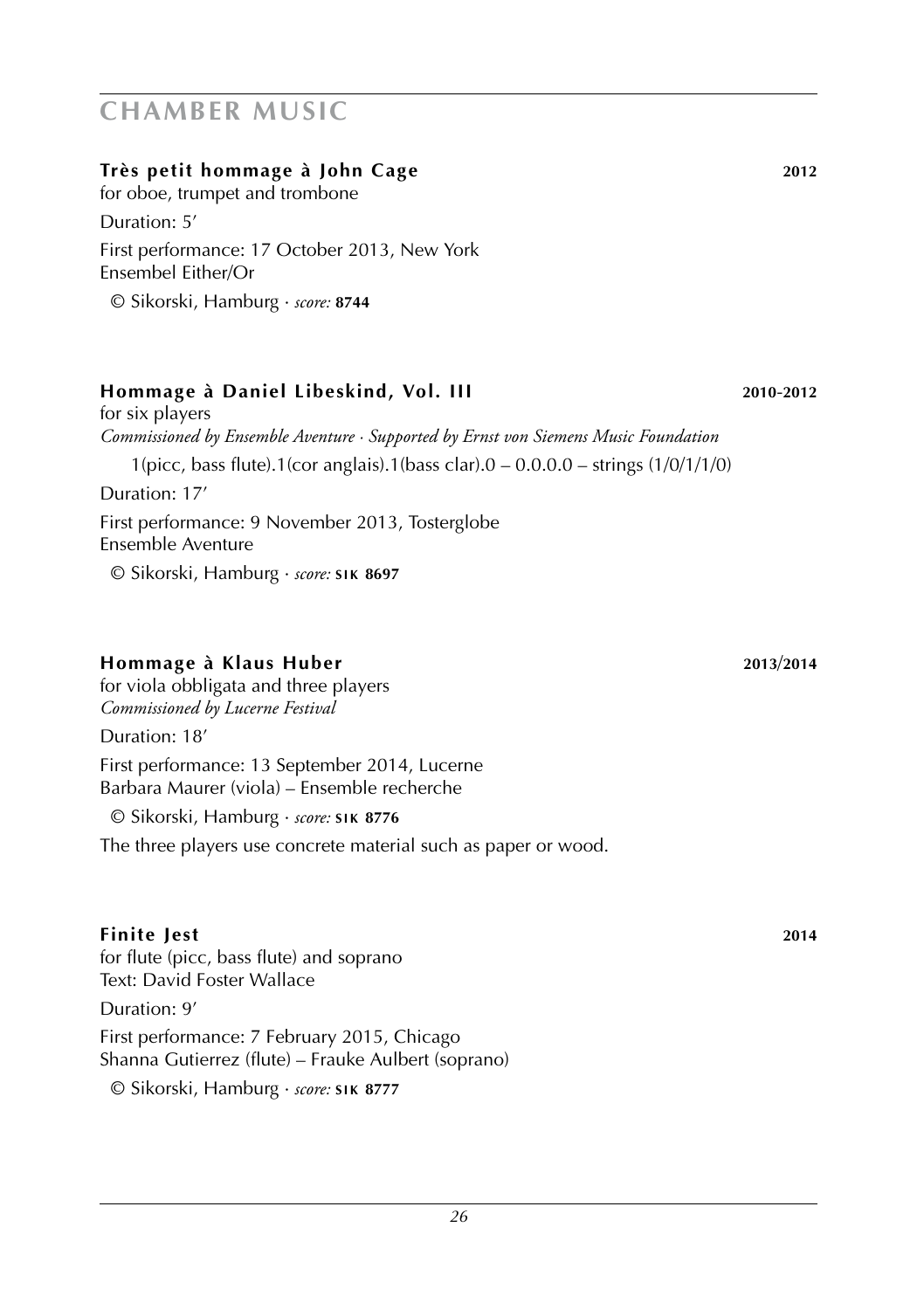# CHAMBER MUSIC

### **Très petit hommage à John Cage** **2012**

for oboe, trumpet and trombone

Duration: 5′

First performance: 17 October 2013, New York
Ensembel Either/Or

© Sikorski, Hamburg · *score:* **8744**

### **Hommage à Daniel Libeskind, Vol. III** **2010-2012**

for six players
*Commissioned by Ensemble Aventure · Supported by Ernst von Siemens Music Foundation*

1(picc, bass flute).1(cor anglais).1(bass clar).0 – 0.0.0.0 – strings (1/0/1/1/0)

Duration: 17′

First performance: 9 November 2013, Tosterglobe
Ensemble Aventure

© Sikorski, Hamburg · *score:* **SIK 8697**

### **Hommage à Klaus Huber** **2013/2014**

for viola obbligata and three players
*Commissioned by Lucerne Festival*

Duration: 18′

First performance: 13 September 2014, Lucerne
Barbara Maurer (viola) – Ensemble recherche

© Sikorski, Hamburg · *score:* **SIK 8776**

The three players use concrete material such as paper or wood.

### **Finite Jest** **2014**

for flute (picc, bass flute) and soprano
Text: David Foster Wallace

Duration: 9′

First performance: 7 February 2015, Chicago
Shanna Gutierrez (flute) – Frauke Aulbert (soprano)

© Sikorski, Hamburg · *score:* **SIK 8777**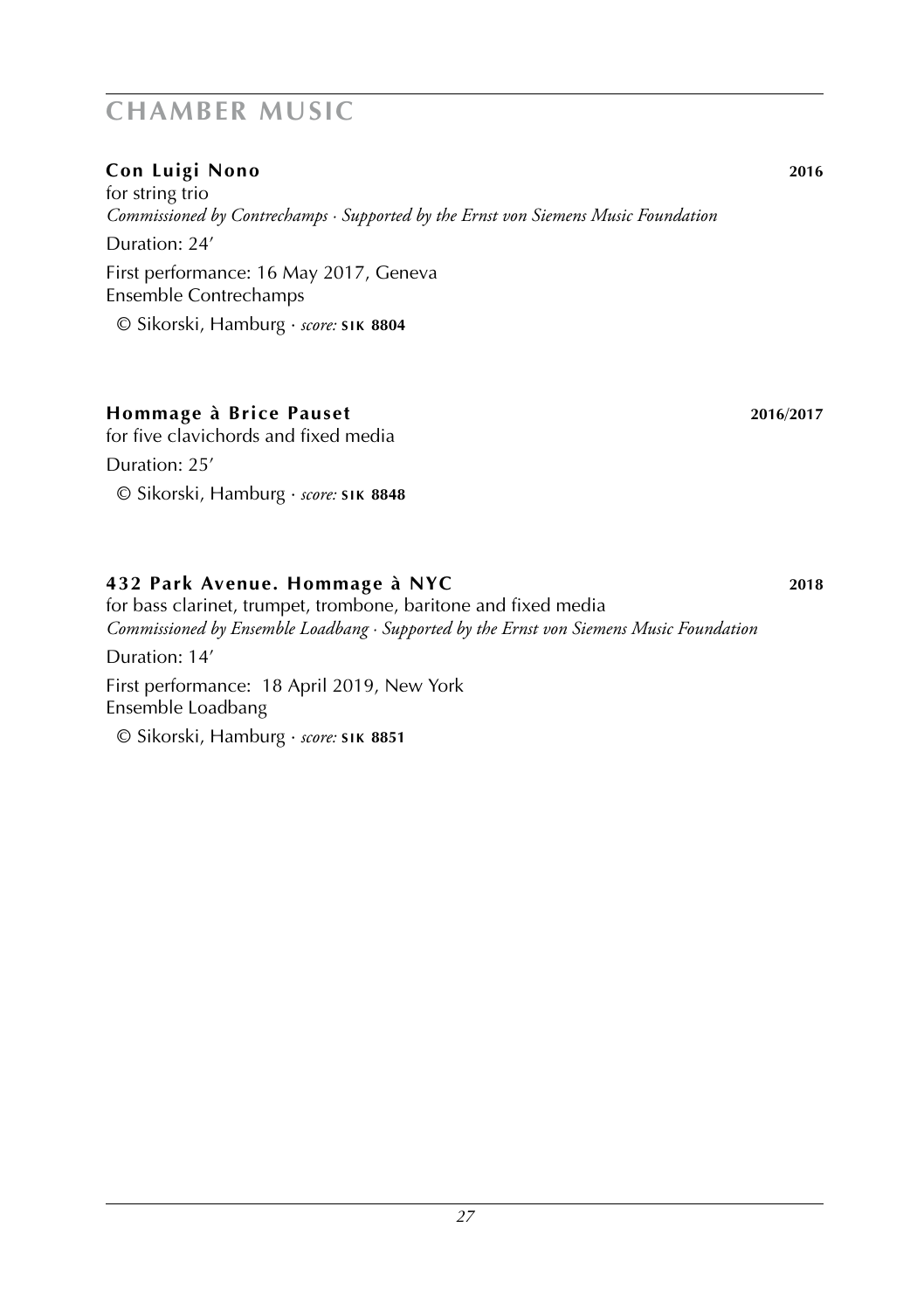# CHAMBER MUSIC

**Con Luigi Nono** **2016**
for string trio
*Commissioned by Contrechamps · Supported by the Ernst von Siemens Music Foundation*
Duration: 24'
First performance: 16 May 2017, Geneva
Ensemble Contrechamps
© Sikorski, Hamburg · *score:* **SIK 8804**

**Hommage à Brice Pauset** **2016/2017**
for five clavichords and fixed media
Duration: 25'
© Sikorski, Hamburg · *score:* **SIK 8848**

**432 Park Avenue. Hommage à NYC** **2018**
for bass clarinet, trumpet, trombone, baritone and fixed media
*Commissioned by Ensemble Loadbang · Supported by the Ernst von Siemens Music Foundation*
Duration: 14'
First performance: 18 April 2019, New York
Ensemble Loadbang
© Sikorski, Hamburg · *score:* **SIK 8851**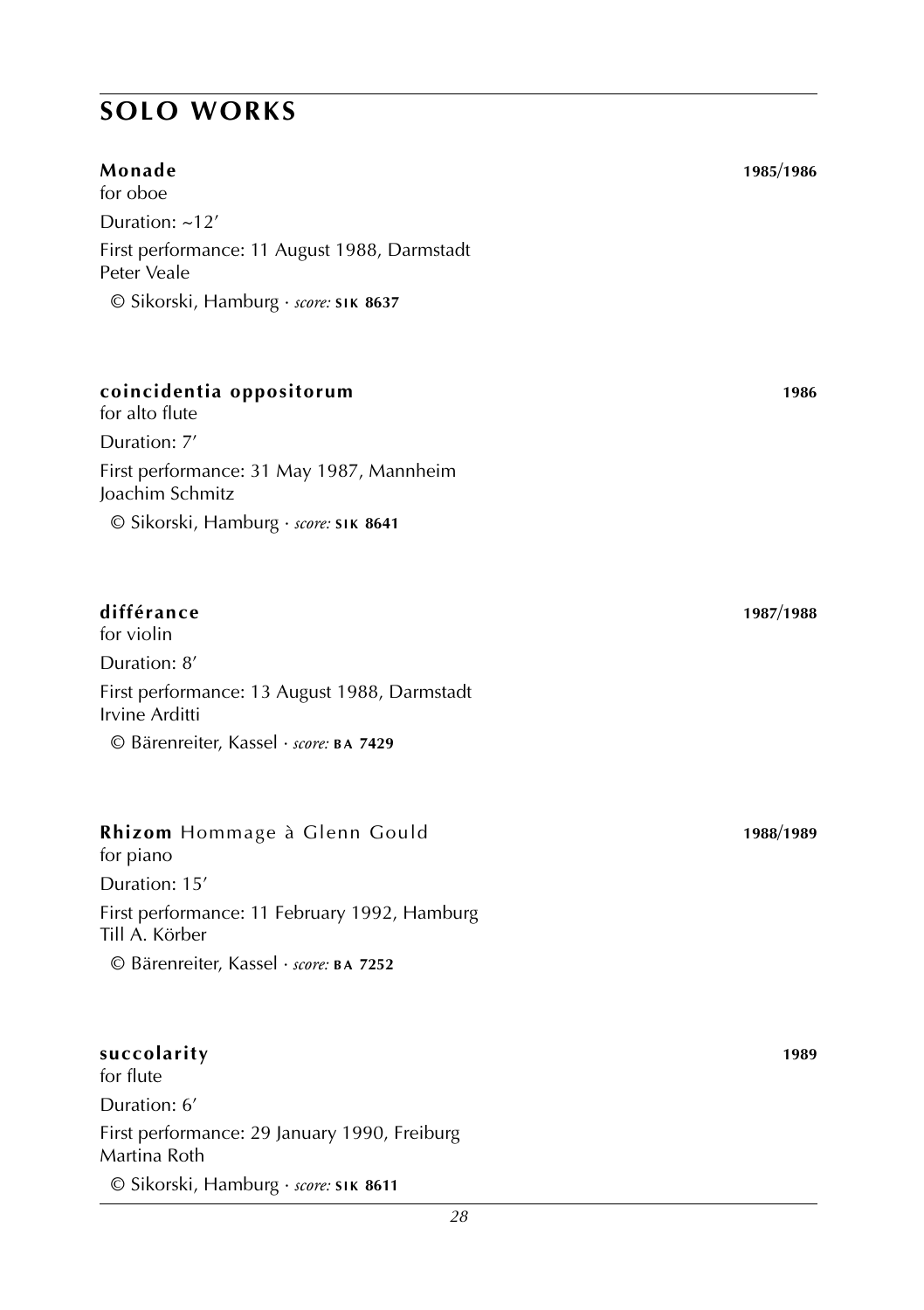# SOLO WORKS

**Monade** 1985/1986
for oboe
Duration: ~12′
First performance: 11 August 1988, Darmstadt
Peter Veale
© Sikorski, Hamburg · *score:* **SIK 8637**

**coincidentia oppositorum** 1986
for alto flute
Duration: 7′
First performance: 31 May 1987, Mannheim
Joachim Schmitz
© Sikorski, Hamburg · *score:* **SIK 8641**

**différance** 1987/1988
for violin
Duration: 8′
First performance: 13 August 1988, Darmstadt
Irvine Arditti
© Bärenreiter, Kassel · *score:* **BA 7429**

**Rhizom** Hommage à Glenn Gould 1988/1989
for piano
Duration: 15′
First performance: 11 February 1992, Hamburg
Till A. Körber
© Bärenreiter, Kassel · *score:* **BA 7252**

**succolarity** 1989
for flute
Duration: 6′
First performance: 29 January 1990, Freiburg
Martina Roth
© Sikorski, Hamburg · *score:* **SIK 8611**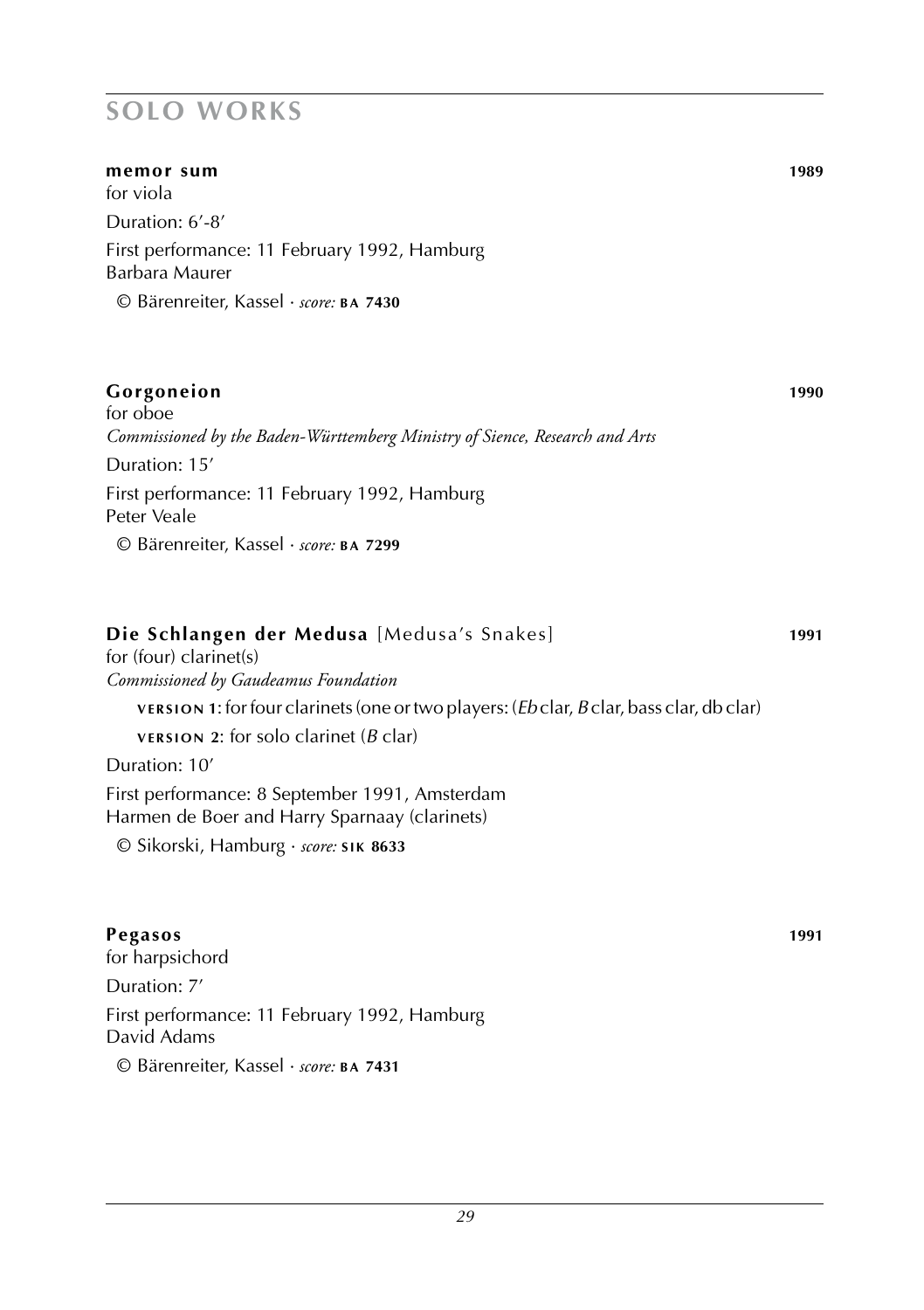# SOLO WORKS

**memor sum** **1989**

for viola

Duration: 6′-8′

First performance: 11 February 1992, Hamburg
Barbara Maurer

© Bärenreiter, Kassel · *score:* **BA 7430**

**Gorgoneion** **1990**

for oboe

*Commissioned by the Baden-Württemberg Ministry of Sience, Research and Arts*

Duration: 15′

First performance: 11 February 1992, Hamburg
Peter Veale

© Bärenreiter, Kassel · *score:* **BA 7299**

**Die Schlangen der Medusa** [Medusa's Snakes] **1991**

for (four) clarinet(s)

*Commissioned by Gaudeamus Foundation*

**VERSION 1**: for four clarinets (one or two players: (*Eb* clar, *B* clar, bass clar, db clar)

**VERSION 2**: for solo clarinet (*B* clar)

Duration: 10′

First performance: 8 September 1991, Amsterdam
Harmen de Boer and Harry Sparnaay (clarinets)

© Sikorski, Hamburg · *score:* **SIK 8633**

**Pegasos** **1991**

for harpsichord

Duration: 7′

First performance: 11 February 1992, Hamburg
David Adams

© Bärenreiter, Kassel · *score:* **BA 7431**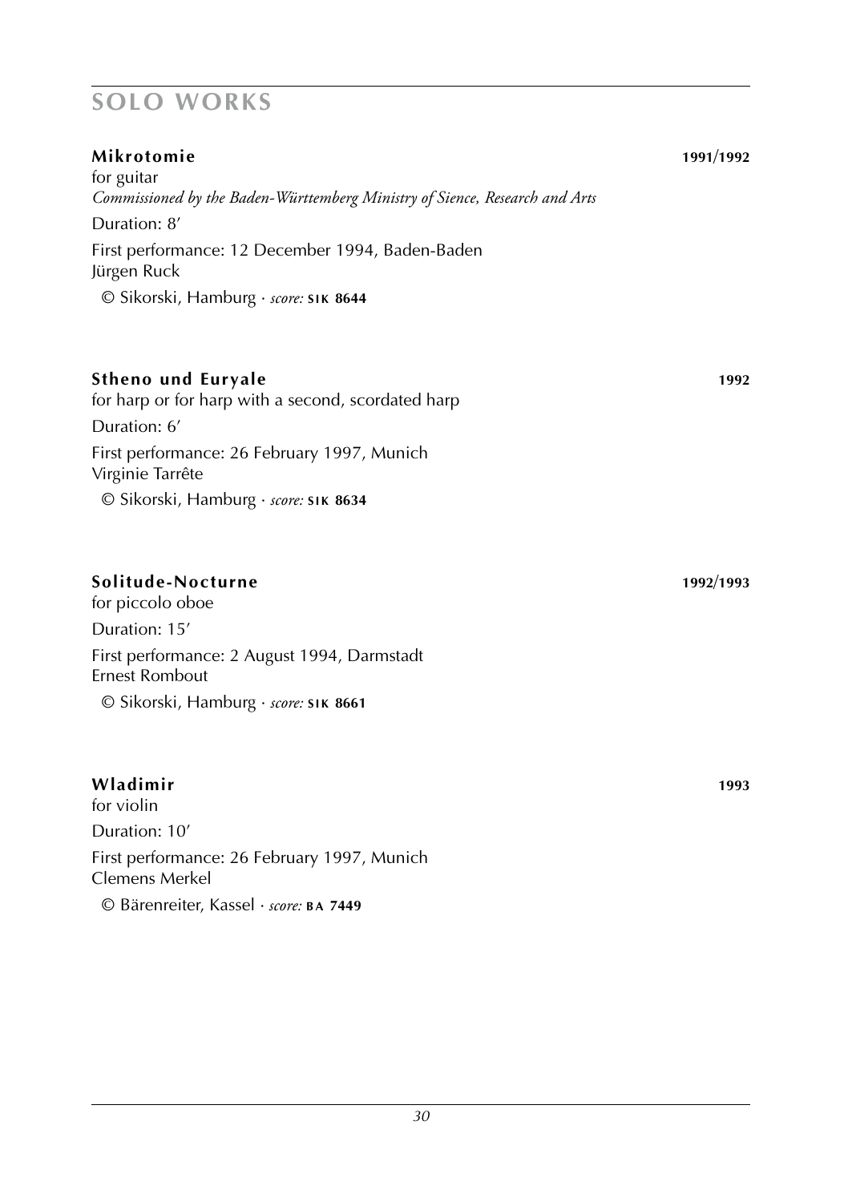# SOLO WORKS

### Mikrotomie — 1991/1992

for guitar
*Commissioned by the Baden-Württemberg Ministry of Sience, Research and Arts*

Duration: 8′

First performance: 12 December 1994, Baden-Baden
Jürgen Ruck

© Sikorski, Hamburg · *score:* **SIK 8644**

### Stheno und Euryale — 1992

for harp or for harp with a second, scordated harp

Duration: 6′

First performance: 26 February 1997, Munich
Virginie Tarrête

© Sikorski, Hamburg · *score:* **SIK 8634**

### Solitude-Nocturne — 1992/1993

for piccolo oboe

Duration: 15′

First performance: 2 August 1994, Darmstadt
Ernest Rombout

© Sikorski, Hamburg · *score:* **SIK 8661**

### Wladimir — 1993

for violin

Duration: 10′

First performance: 26 February 1997, Munich
Clemens Merkel

© Bärenreiter, Kassel · *score:* **BA 7449**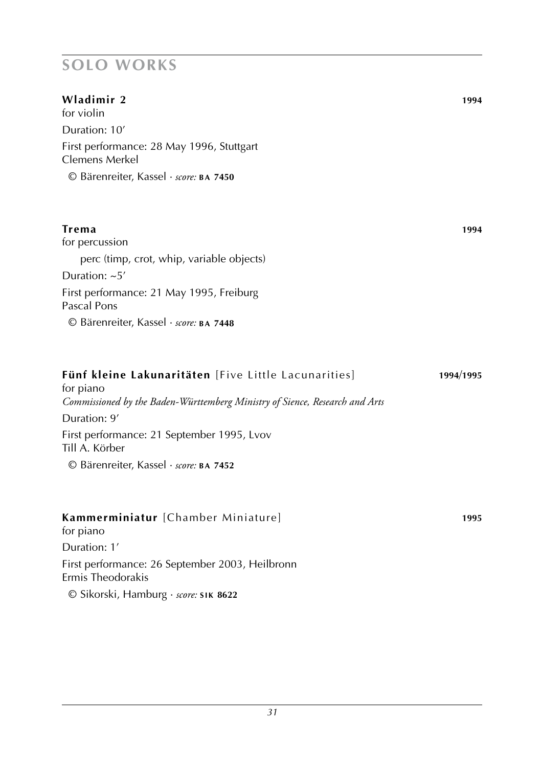## SOLO WORKS

**Wladimir 2** **1994**
for violin
Duration: 10′
First performance: 28 May 1996, Stuttgart
Clemens Merkel
© Bärenreiter, Kassel · *score:* **BA 7450**

**Trema** **1994**
for percussion
perc (timp, crot, whip, variable objects)
Duration: ~5′
First performance: 21 May 1995, Freiburg
Pascal Pons
© Bärenreiter, Kassel · *score:* **BA 7448**

**Fünf kleine Lakunaritäten** [Five Little Lacunarities] **1994/1995**
for piano
*Commissioned by the Baden-Württemberg Ministry of Sience, Research and Arts*
Duration: 9′
First performance: 21 September 1995, Lvov
Till A. Körber
© Bärenreiter, Kassel · *score:* **BA 7452**

**Kammerminiatur** [Chamber Miniature] **1995**
for piano
Duration: 1′
First performance: 26 September 2003, Heilbronn
Ermis Theodorakis
© Sikorski, Hamburg · *score:* **SIK 8622**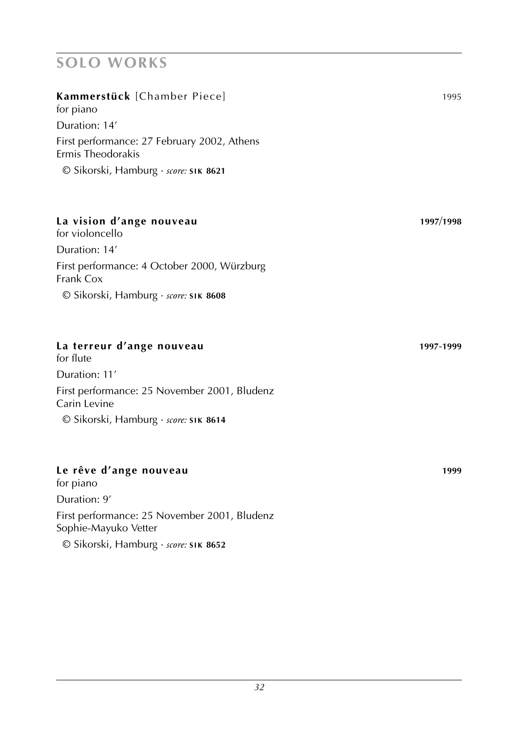# SOLO WORKS

**Kammerstück** [Chamber Piece] 1995
for piano
Duration: 14′
First performance: 27 February 2002, Athens
Ermis Theodorakis
© Sikorski, Hamburg · *score:* **SIK 8621**

**La vision d'ange nouveau** **1997/1998**
for violoncello
Duration: 14′
First performance: 4 October 2000, Würzburg
Frank Cox
© Sikorski, Hamburg · *score:* **SIK 8608**

**La terreur d'ange nouveau** **1997-1999**
for flute
Duration: 11′
First performance: 25 November 2001, Bludenz
Carin Levine
© Sikorski, Hamburg · *score:* **SIK 8614**

**Le rêve d'ange nouveau** **1999**
for piano
Duration: 9′
First performance: 25 November 2001, Bludenz
Sophie-Mayuko Vetter
© Sikorski, Hamburg · *score:* **SIK 8652**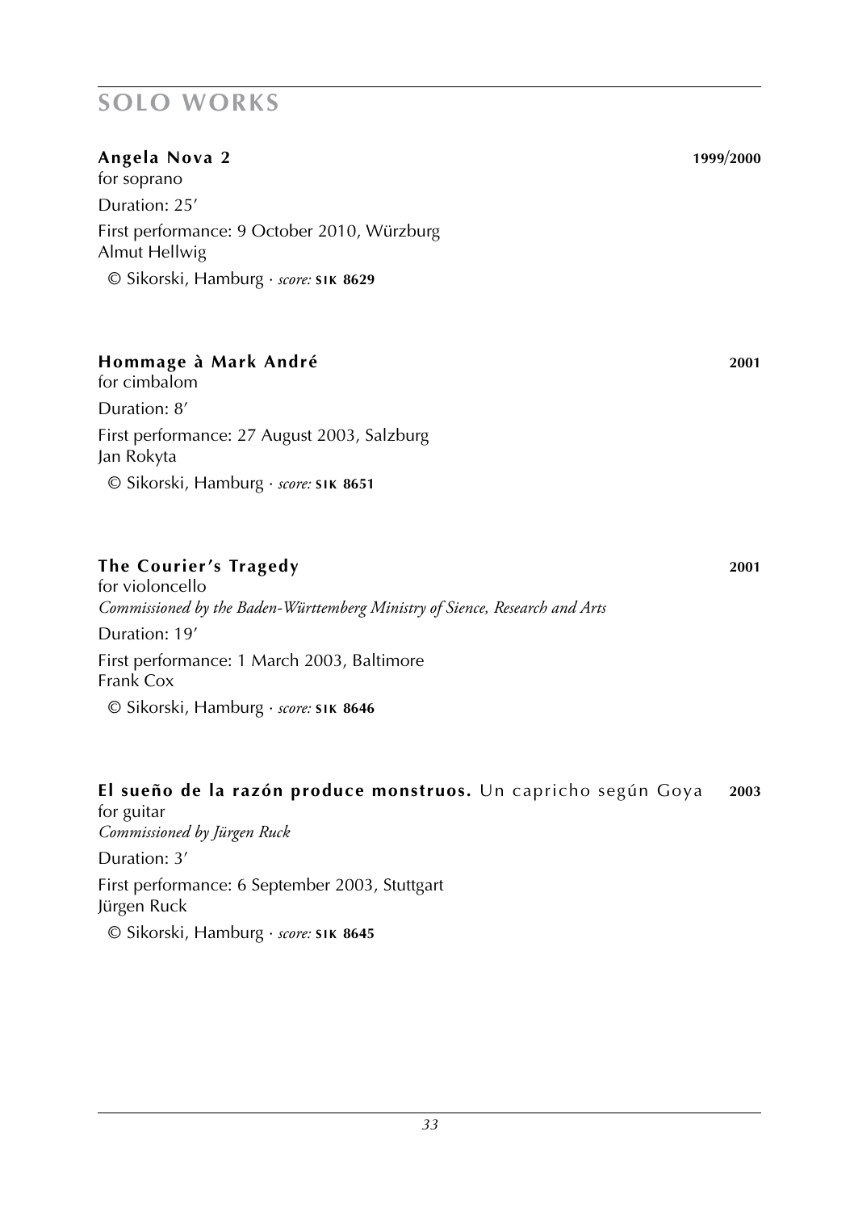## SOLO WORKS

**Angela Nova 2** **1999/2000**
for soprano
Duration: 25′
First performance: 9 October 2010, Würzburg
Almut Hellwig
© Sikorski, Hamburg · *score:* **SIK 8629**

**Hommage à Mark André** **2001**
for cimbalom
Duration: 8′
First performance: 27 August 2003, Salzburg
Jan Rokyta
© Sikorski, Hamburg · *score:* **SIK 8651**

**The Courier's Tragedy** **2001**
for violoncello
*Commissioned by the Baden-Württemberg Ministry of Sience, Research and Arts*
Duration: 19′
First performance: 1 March 2003, Baltimore
Frank Cox
© Sikorski, Hamburg · *score:* **SIK 8646**

**El sueño de la razón produce monstruos.** Un capricho según Goya **2003**
for guitar
*Commissioned by Jürgen Ruck*
Duration: 3′
First performance: 6 September 2003, Stuttgart
Jürgen Ruck
© Sikorski, Hamburg · *score:* **SIK 8645**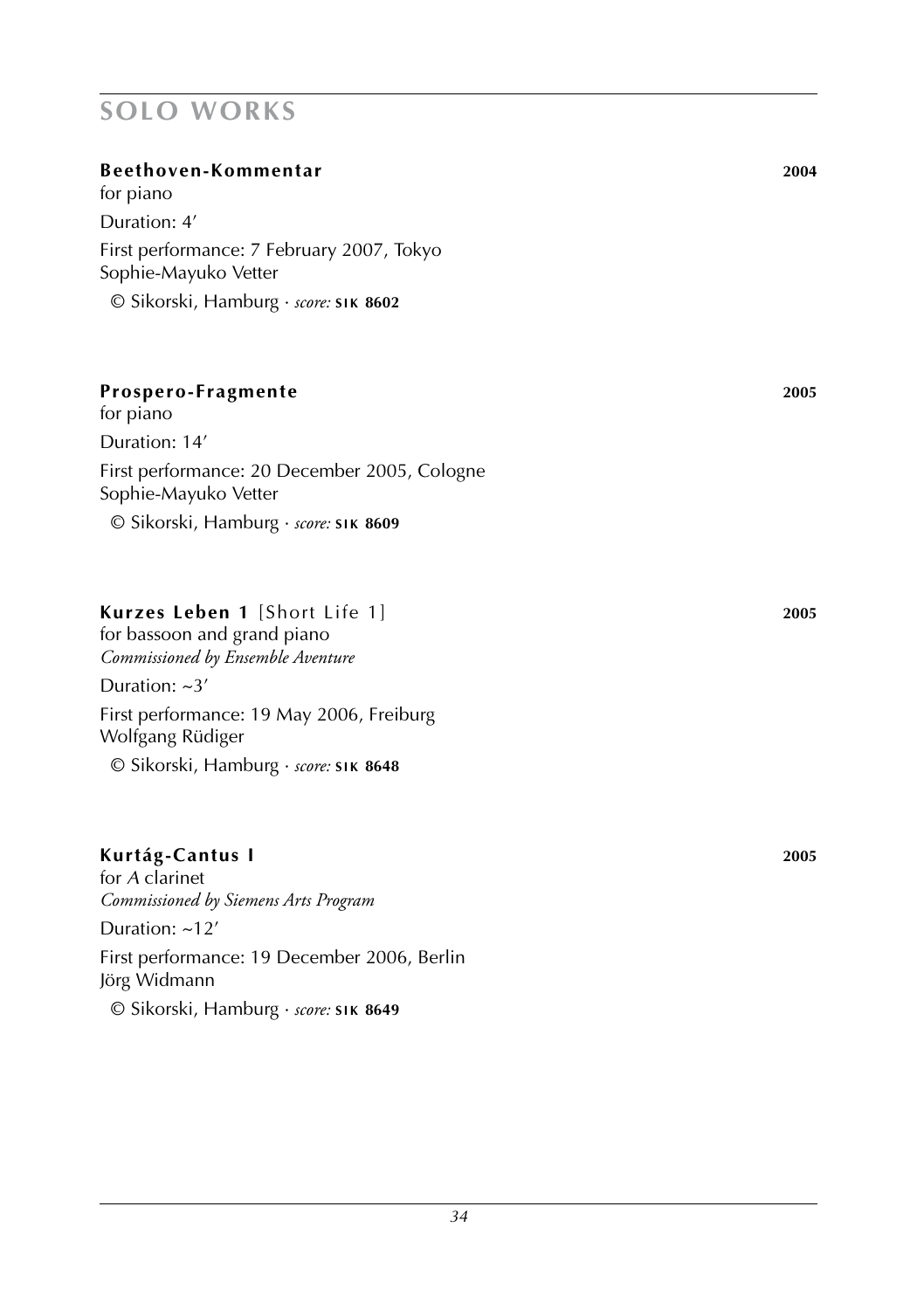# SOLO WORKS

**Beethoven-Kommentar** **2004**
for piano

Duration: 4′

First performance: 7 February 2007, Tokyo
Sophie-Mayuko Vetter

© Sikorski, Hamburg · *score:* **SIK 8602**

**Prospero-Fragmente** **2005**
for piano

Duration: 14′

First performance: 20 December 2005, Cologne
Sophie-Mayuko Vetter

© Sikorski, Hamburg · *score:* **SIK 8609**

**Kurzes Leben 1** [Short Life 1] **2005**
for bassoon and grand piano
*Commissioned by Ensemble Aventure*

Duration: ~3′

First performance: 19 May 2006, Freiburg
Wolfgang Rüdiger

© Sikorski, Hamburg · *score:* **SIK 8648**

**Kurtág-Cantus I** **2005**
for *A* clarinet
*Commissioned by Siemens Arts Program*

Duration: ~12′

First performance: 19 December 2006, Berlin
Jörg Widmann

© Sikorski, Hamburg · *score:* **SIK 8649**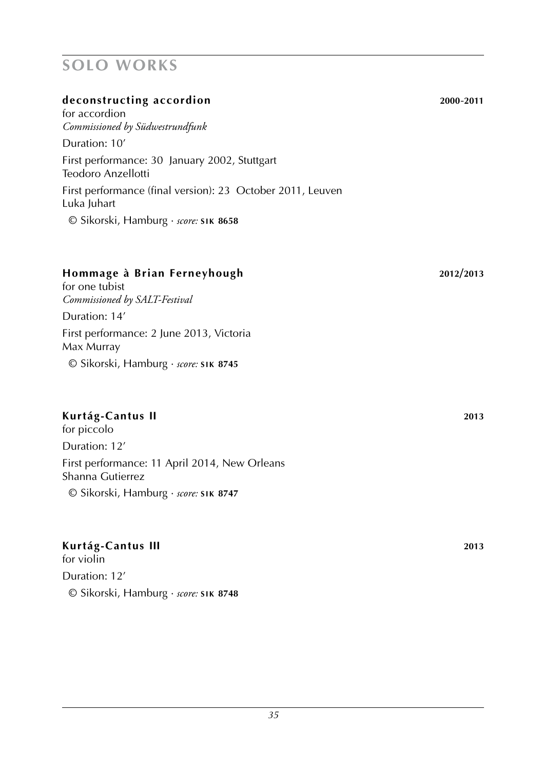# SOLO WORKS

**deconstructing accordion** **2000-2011**

for accordion
*Commissioned by Südwestrundfunk*

Duration: 10′

First performance: 30 January 2002, Stuttgart
Teodoro Anzellotti

First performance (final version): 23 October 2011, Leuven
Luka Juhart

© Sikorski, Hamburg · *score:* **SIK 8658**

**Hommage à Brian Ferneyhough** **2012/2013**

for one tubist
*Commissioned by SALT-Festival*

Duration: 14′

First performance: 2 June 2013, Victoria
Max Murray

© Sikorski, Hamburg · *score:* **SIK 8745**

**Kurtág-Cantus II** **2013**

for piccolo

Duration: 12′

First performance: 11 April 2014, New Orleans
Shanna Gutierrez

© Sikorski, Hamburg · *score:* **SIK 8747**

**Kurtág-Cantus III** **2013**

for violin

Duration: 12′

© Sikorski, Hamburg · *score:* **SIK 8748**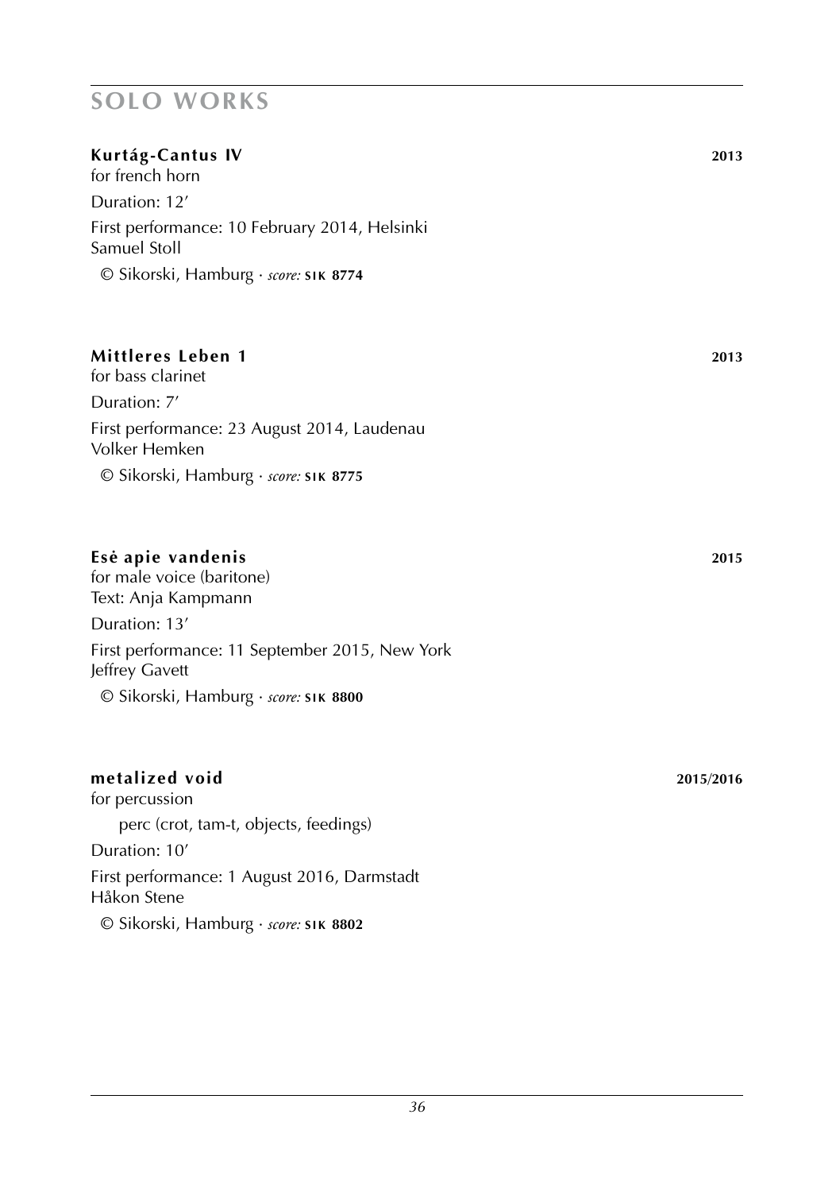## SOLO WORKS

**Kurtág-Cantus IV** **2013**
for french horn

Duration: 12′

First performance: 10 February 2014, Helsinki
Samuel Stoll

© Sikorski, Hamburg · *score:* **SIK 8774**

**Mittleres Leben 1** **2013**
for bass clarinet

Duration: 7′

First performance: 23 August 2014, Laudenau
Volker Hemken

© Sikorski, Hamburg · *score:* **SIK 8775**

**Esė apie vandenis** **2015**
for male voice (baritone)
Text: Anja Kampmann

Duration: 13′

First performance: 11 September 2015, New York
Jeffrey Gavett

© Sikorski, Hamburg · *score:* **SIK 8800**

**metalized void** **2015/2016**
for percussion

perc (crot, tam-t, objects, feedings)

Duration: 10′

First performance: 1 August 2016, Darmstadt
Håkon Stene

© Sikorski, Hamburg · *score:* **SIK 8802**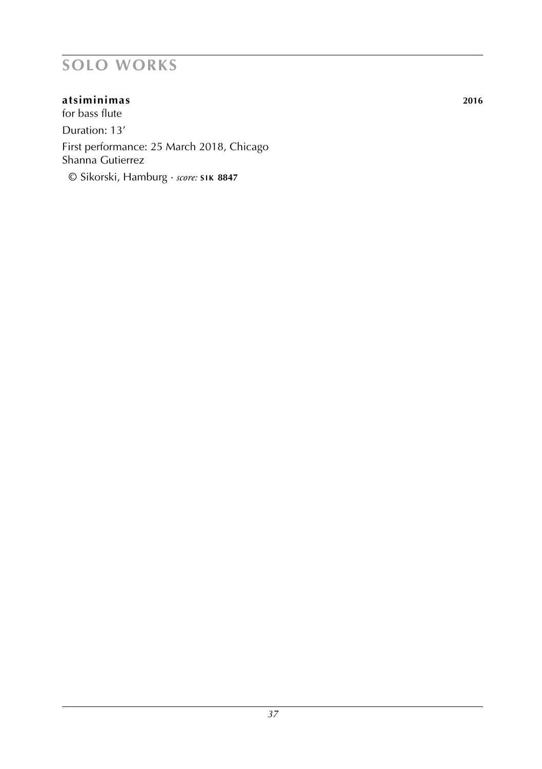# SOLO WORKS

**atsiminimas** **2016**

for bass flute

Duration: 13'

First performance: 25 March 2018, Chicago
Shanna Gutierrez

© Sikorski, Hamburg · *score:* **SIK 8847**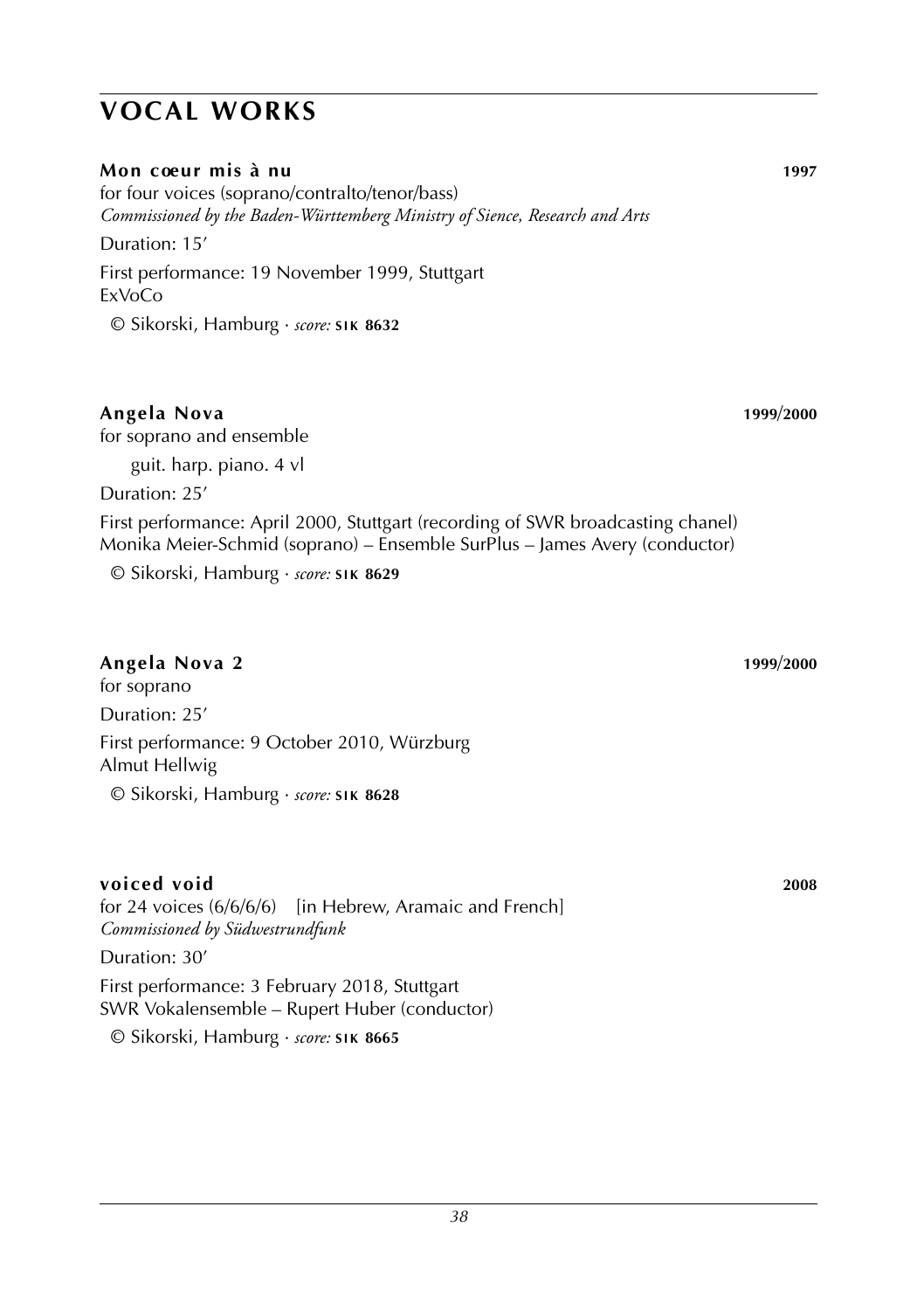# VOCAL WORKS

**Mon cœur mis à nu** **1997**

for four voices (soprano/contralto/tenor/bass)
*Commissioned by the Baden-Württemberg Ministry of Sience, Research and Arts*

Duration: 15’

First performance: 19 November 1999, Stuttgart
ExVoCo

© Sikorski, Hamburg · *score:* **SIK 8632**

**Angela Nova** **1999/2000**

for soprano and ensemble

guit. harp. piano. 4 vl

Duration: 25’

First performance: April 2000, Stuttgart (recording of SWR broadcasting chanel)
Monika Meier-Schmid (soprano) – Ensemble SurPlus – James Avery (conductor)

© Sikorski, Hamburg · *score:* **SIK 8629**

**Angela Nova 2** **1999/2000**

for soprano

Duration: 25’

First performance: 9 October 2010, Würzburg
Almut Hellwig

© Sikorski, Hamburg · *score:* **SIK 8628**

**voiced void** **2008**

for 24 voices (6/6/6/6) [in Hebrew, Aramaic and French]
*Commissioned by Südwestrundfunk*

Duration: 30’

First performance: 3 February 2018, Stuttgart
SWR Vokalensemble – Rupert Huber (conductor)

© Sikorski, Hamburg · *score:* **SIK 8665**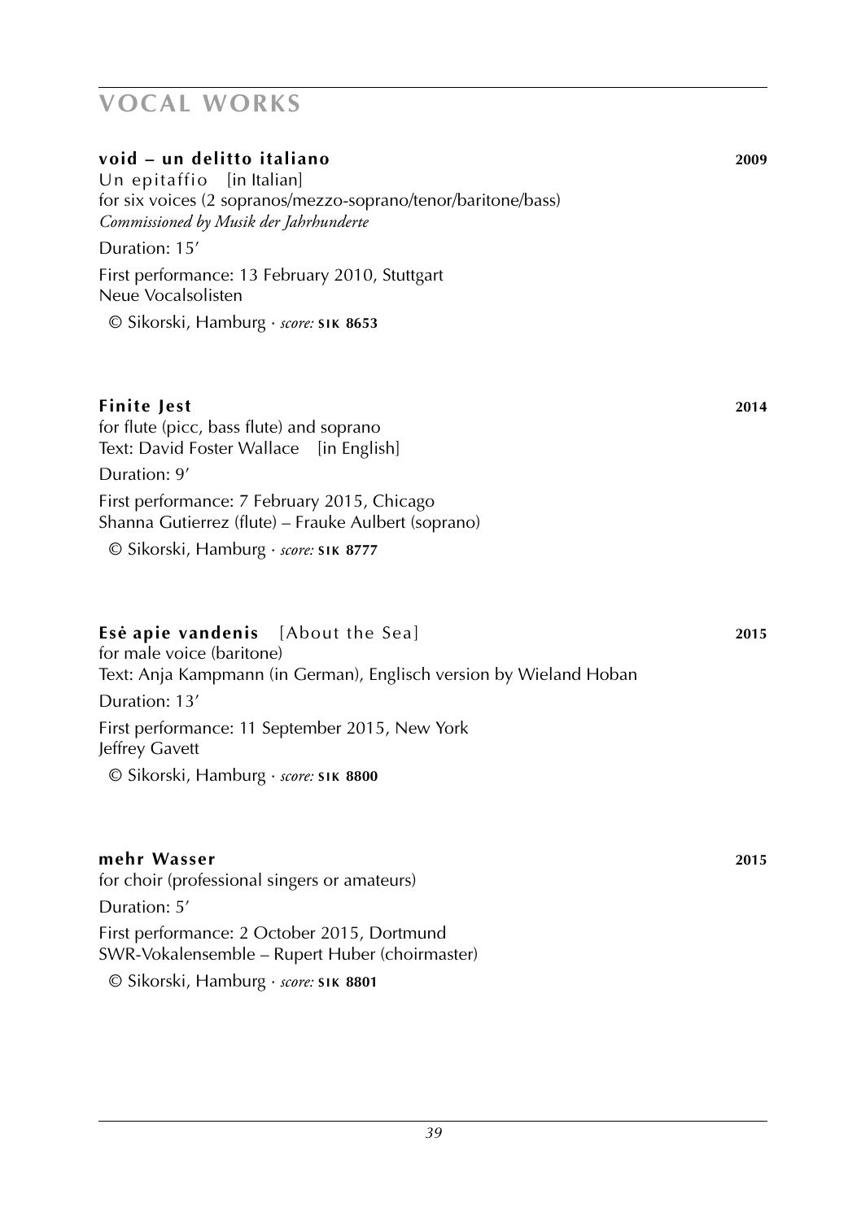# VOCAL WORKS

**void – un delitto italiano** **2009**
Un epitaffio [in Italian]
for six voices (2 sopranos/mezzo-soprano/tenor/baritone/bass)
*Commissioned by Musik der Jahrhunderte*

Duration: 15′

First performance: 13 February 2010, Stuttgart
Neue Vocalsolisten

© Sikorski, Hamburg · *score:* **SIK 8653**

**Finite Jest** **2014**
for flute (picc, bass flute) and soprano
Text: David Foster Wallace [in English]

Duration: 9′

First performance: 7 February 2015, Chicago
Shanna Gutierrez (flute) – Frauke Aulbert (soprano)

© Sikorski, Hamburg · *score:* **SIK 8777**

**Esė apie vandenis** [About the Sea] **2015**
for male voice (baritone)
Text: Anja Kampmann (in German), Englisch version by Wieland Hoban

Duration: 13′

First performance: 11 September 2015, New York
Jeffrey Gavett

© Sikorski, Hamburg · *score:* **SIK 8800**

**mehr Wasser** **2015**
for choir (professional singers or amateurs)

Duration: 5′

First performance: 2 October 2015, Dortmund
SWR-Vokalensemble – Rupert Huber (choirmaster)

© Sikorski, Hamburg · *score:* **SIK 8801**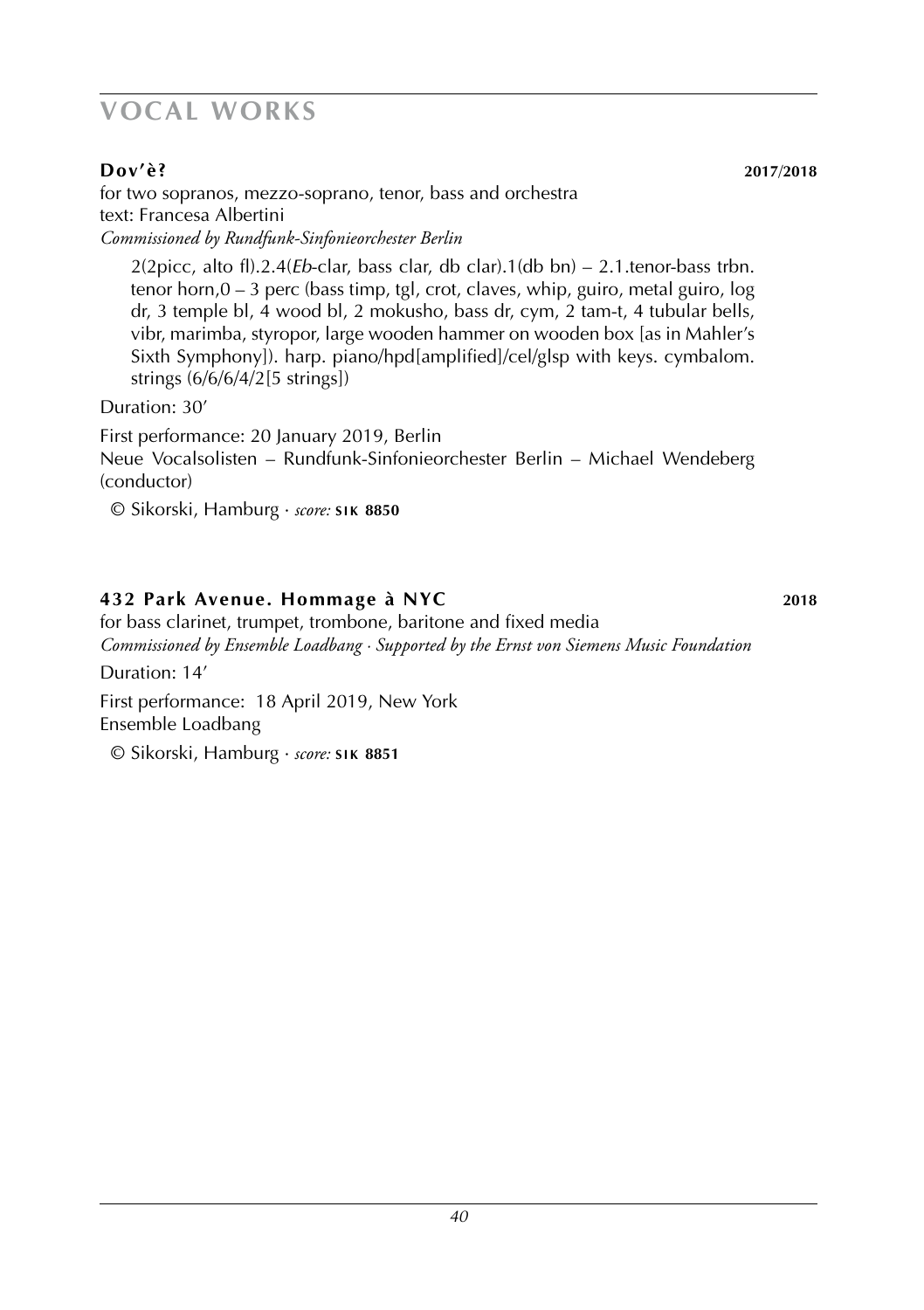# VOCAL WORKS

**Dov'è?** **2017/2018**

for two sopranos, mezzo-soprano, tenor, bass and orchestra
text: Francesa Albertini
*Commissioned by Rundfunk-Sinfonieorchester Berlin*

2(2picc, alto fl).2.4(*Eb*-clar, bass clar, db clar).1(db bn) – 2.1.tenor-bass trbn. tenor horn,0 – 3 perc (bass timp, tgl, crot, claves, whip, guiro, metal guiro, log dr, 3 temple bl, 4 wood bl, 2 mokusho, bass dr, cym, 2 tam-t, 4 tubular bells, vibr, marimba, styropor, large wooden hammer on wooden box [as in Mahler's Sixth Symphony]). harp. piano/hpd[amplified]/cel/glsp with keys. cymbalom. strings (6/6/6/4/2[5 strings])

Duration: 30'

First performance: 20 January 2019, Berlin
Neue Vocalsolisten – Rundfunk-Sinfonieorchester Berlin – Michael Wendeberg (conductor)

© Sikorski, Hamburg · *score:* **SIK 8850**

**432 Park Avenue. Hommage à NYC** **2018**

for bass clarinet, trumpet, trombone, baritone and fixed media
*Commissioned by Ensemble Loadbang · Supported by the Ernst von Siemens Music Foundation*

Duration: 14'

First performance: 18 April 2019, New York
Ensemble Loadbang

© Sikorski, Hamburg · *score:* **SIK 8851**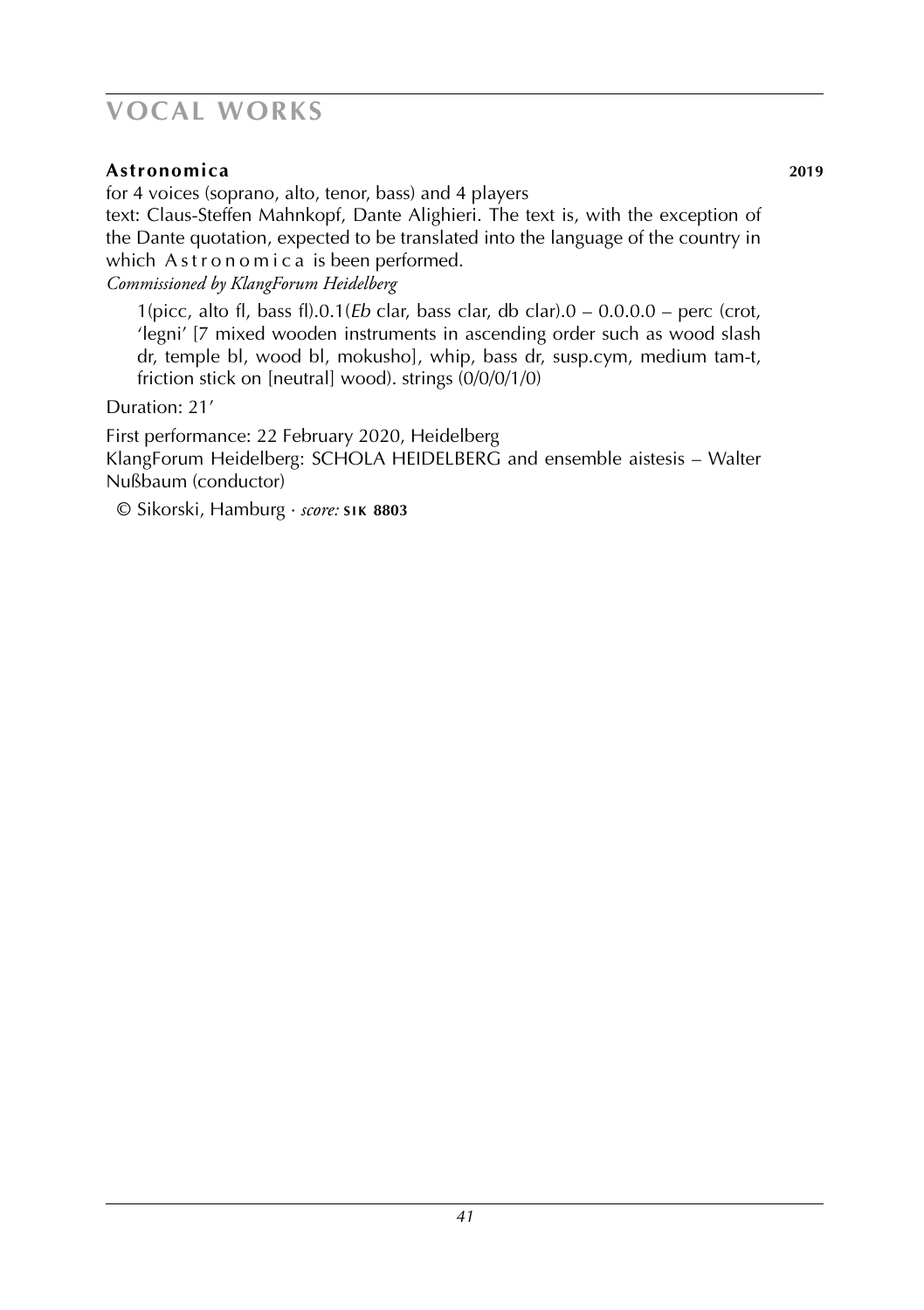# VOCAL WORKS

**Astronomica** **2019**

for 4 voices (soprano, alto, tenor, bass) and 4 players

text: Claus-Steffen Mahnkopf, Dante Alighieri. The text is, with the exception of the Dante quotation, expected to be translated into the language of the country in which A s t r o n o m i c a is been performed.

*Commissioned by KlangForum Heidelberg*

1(picc, alto fl, bass fl).0.1(*Eb* clar, bass clar, db clar).0 – 0.0.0.0 – perc (crot, 'legni' [7 mixed wooden instruments in ascending order such as wood slash dr, temple bl, wood bl, mokusho], whip, bass dr, susp.cym, medium tam-t, friction stick on [neutral] wood). strings (0/0/0/1/0)

Duration: 21'

First performance: 22 February 2020, Heidelberg
KlangForum Heidelberg: SCHOLA HEIDELBERG and ensemble aistesis – Walter Nußbaum (conductor)

© Sikorski, Hamburg · *score:* **SIK 8803**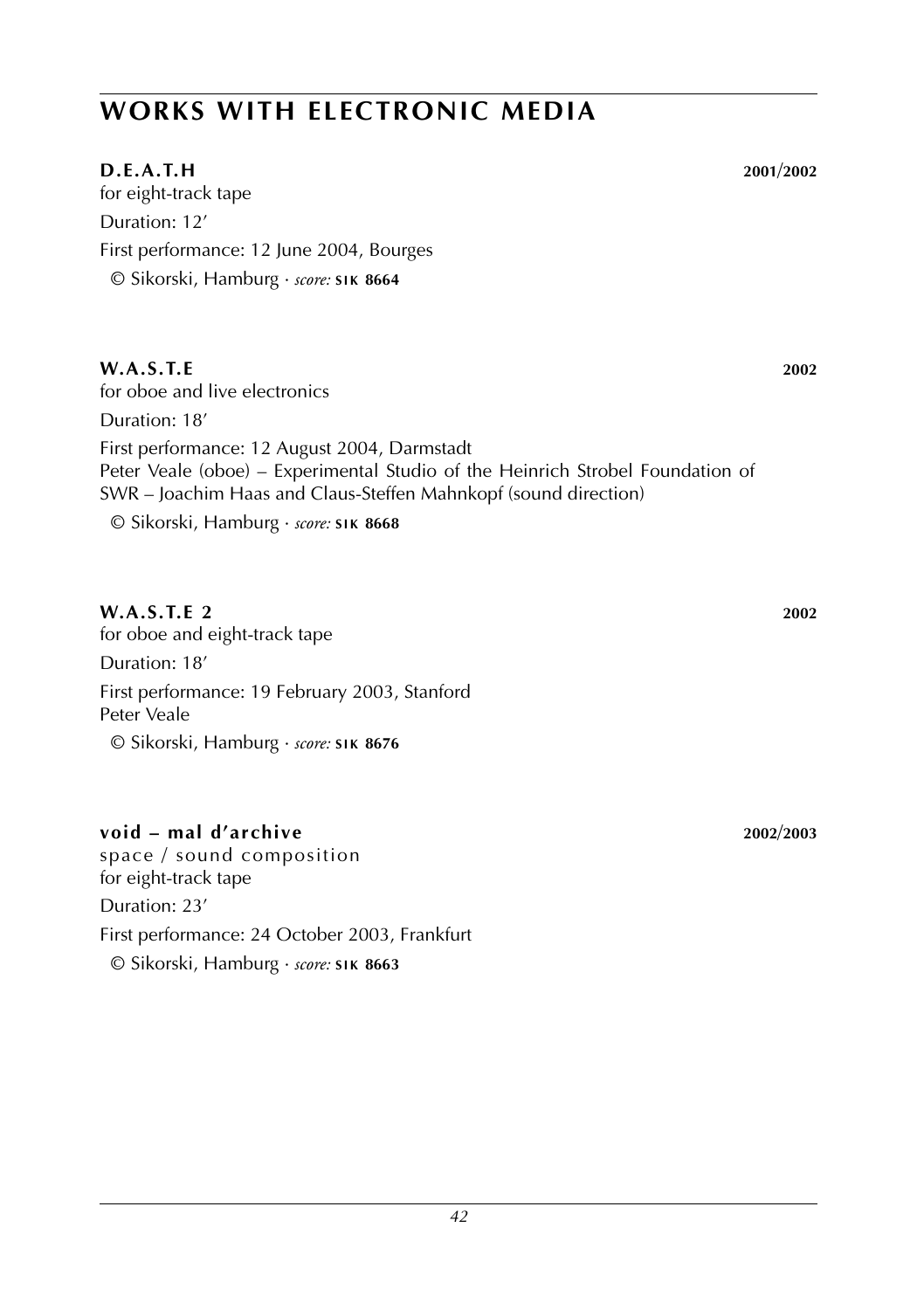# WORKS WITH ELECTRONIC MEDIA

**D.E.A.T.H** **2001/2002**
for eight-track tape
Duration: 12′
First performance: 12 June 2004, Bourges
© Sikorski, Hamburg · *score:* **SIK 8664**

**W.A.S.T.E** **2002**
for oboe and live electronics
Duration: 18′
First performance: 12 August 2004, Darmstadt
Peter Veale (oboe) – Experimental Studio of the Heinrich Strobel Foundation of SWR – Joachim Haas and Claus-Steffen Mahnkopf (sound direction)
© Sikorski, Hamburg · *score:* **SIK 8668**

**W.A.S.T.E 2** **2002**
for oboe and eight-track tape
Duration: 18′
First performance: 19 February 2003, Stanford
Peter Veale
© Sikorski, Hamburg · *score:* **SIK 8676**

**void – mal d'archive** **2002/2003**
space / sound composition
for eight-track tape
Duration: 23′
First performance: 24 October 2003, Frankfurt
© Sikorski, Hamburg · *score:* **SIK 8663**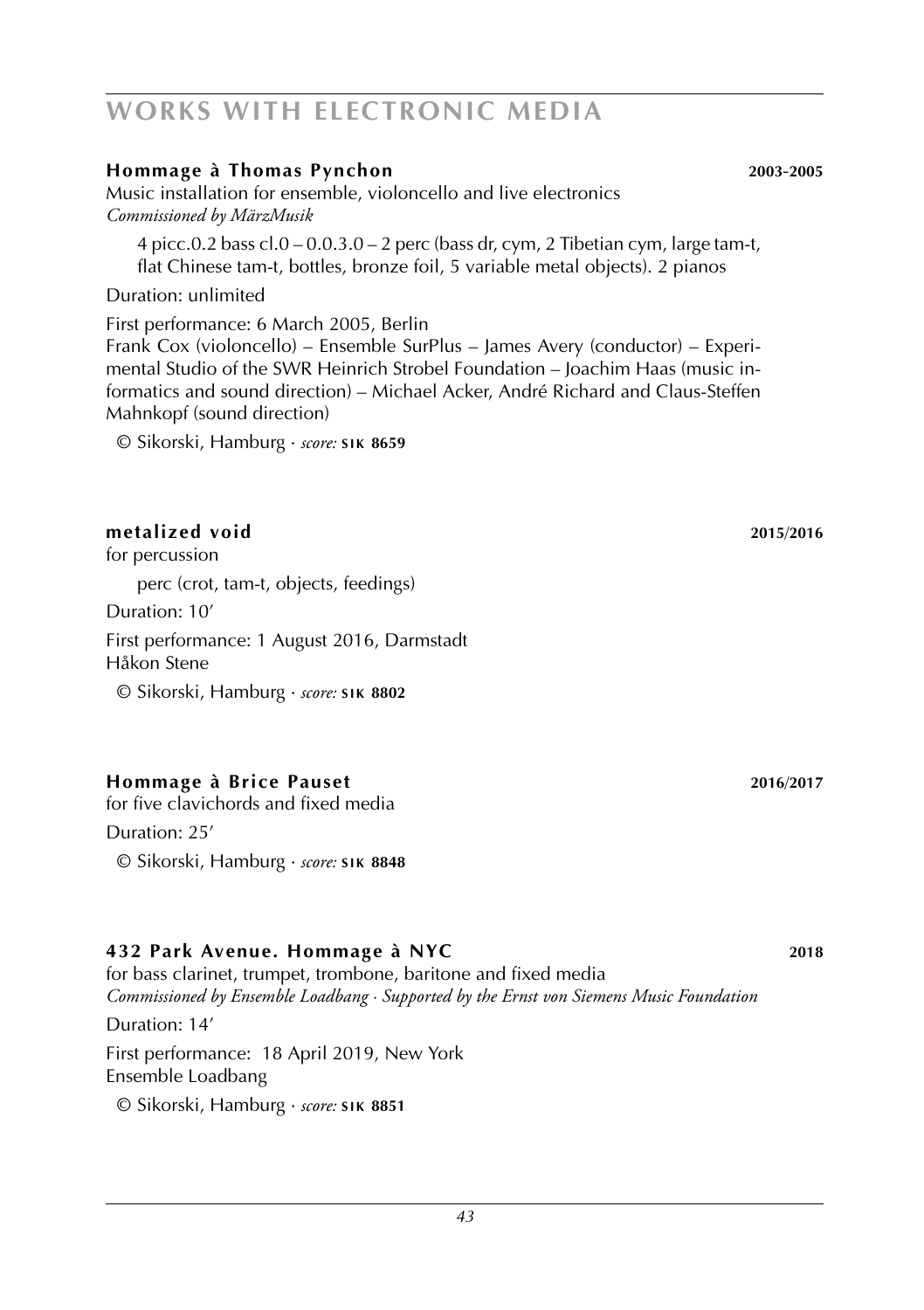# WORKS WITH ELECTRONIC MEDIA

**Hommage à Thomas Pynchon** **2003-2005**

Music installation for ensemble, violoncello and live electronics
*Commissioned by MärzMusik*

4 picc.0.2 bass cl.0 – 0.0.3.0 – 2 perc (bass dr, cym, 2 Tibetian cym, large tam-t, flat Chinese tam-t, bottles, bronze foil, 5 variable metal objects). 2 pianos

Duration: unlimited

First performance: 6 March 2005, Berlin
Frank Cox (violoncello) – Ensemble SurPlus – James Avery (conductor) – Experimental Studio of the SWR Heinrich Strobel Foundation – Joachim Haas (music informatics and sound direction) – Michael Acker, André Richard and Claus-Steffen Mahnkopf (sound direction)

© Sikorski, Hamburg · *score:* **SIK 8659**

**metalized void** **2015/2016**

for percussion

perc (crot, tam-t, objects, feedings)

Duration: 10’

First performance: 1 August 2016, Darmstadt
Håkon Stene

© Sikorski, Hamburg · *score:* **SIK 8802**

**Hommage à Brice Pauset** **2016/2017**

for five clavichords and fixed media

Duration: 25’

© Sikorski, Hamburg · *score:* **SIK 8848**

**432 Park Avenue. Hommage à NYC** **2018**

for bass clarinet, trumpet, trombone, baritone and fixed media
*Commissioned by Ensemble Loadbang · Supported by the Ernst von Siemens Music Foundation*

Duration: 14’

First performance: 18 April 2019, New York
Ensemble Loadbang

© Sikorski, Hamburg · *score:* **SIK 8851**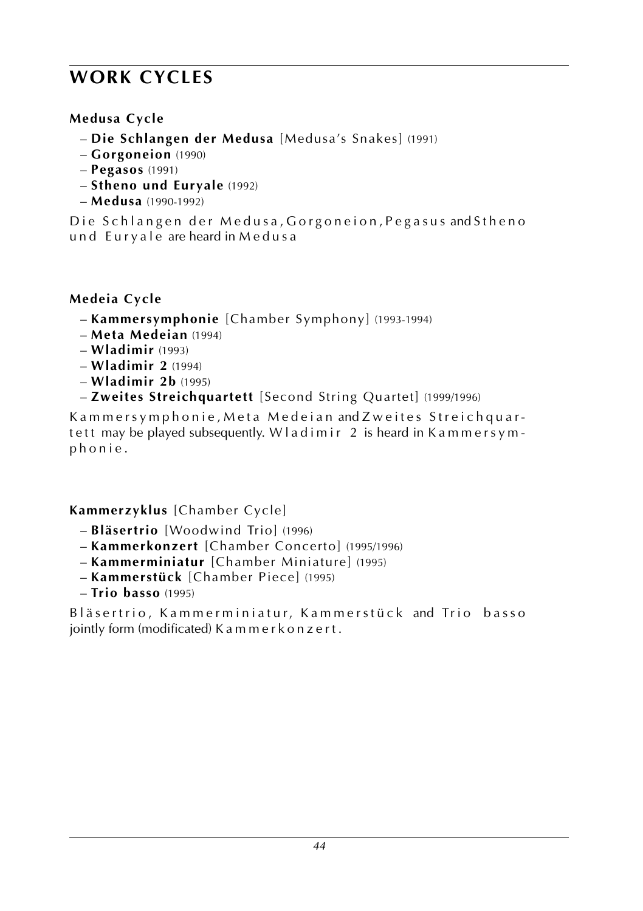# WORK CYCLES

### Medusa Cycle

- **Die Schlangen der Medusa** [Medusa's Snakes] (1991)
- **Gorgoneion** (1990)
- **Pegasos** (1991)
- **Stheno und Euryale** (1992)
- **Medusa** (1990-1992)

*Die Schlangen der Medusa*, *Gorgoneion*, *Pegasus* and *Stheno und Euryale* are heard in *Medusa*

### Medeia Cycle

- **Kammersymphonie** [Chamber Symphony] (1993-1994)
- **Meta Medeian** (1994)
- **Wladimir** (1993)
- **Wladimir 2** (1994)
- **Wladimir 2b** (1995)
- **Zweites Streichquartett** [Second String Quartet] (1999/1996)

*Kammersymphonie*, *Meta Medeian* and *Zweites Streichquartett* may be played subsequently. *Wladimir 2* is heard in *Kammersymphonie*.

### Kammerzyklus [Chamber Cycle]

- **Bläsertrio** [Woodwind Trio] (1996)
- **Kammerkonzert** [Chamber Concerto] (1995/1996)
- **Kammerminiatur** [Chamber Miniature] (1995)
- **Kammerstück** [Chamber Piece] (1995)
- **Trio basso** (1995)

*Bläsertrio*, *Kammerminiatur*, *Kammerstück* and *Trio basso* jointly form (modificated) *Kammerkonzert*.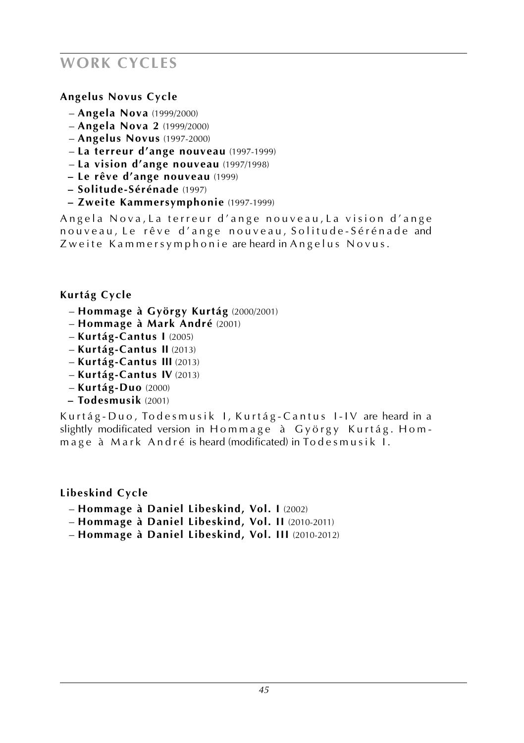# WORK CYCLES

### Angelus Novus Cycle

- **Angela Nova** (1999/2000)
- **Angela Nova 2** (1999/2000)
- **Angelus Novus** (1997-2000)
- **La terreur d'ange nouveau** (1997-1999)
- **La vision d'ange nouveau** (1997/1998)
- **Le rêve d'ange nouveau** (1999)
- **Solitude-Sérénade** (1997)
- **Zweite Kammersymphonie** (1997-1999)

Angela Nova, La terreur d'ange nouveau, La vision d'ange nouveau, Le rêve d'ange nouveau, Solitude-Sérénade and Zweite Kammersymphonie are heard in Angelus Novus.

### Kurtág Cycle

- **Hommage à György Kurtág** (2000/2001)
- **Hommage à Mark André** (2001)
- **Kurtág-Cantus I** (2005)
- **Kurtág-Cantus II** (2013)
- **Kurtág-Cantus III** (2013)
- **Kurtág-Cantus IV** (2013)
- **Kurtág-Duo** (2000)
- **Todesmusik** (2001)

Kurtág-Duo, Todesmusik I, Kurtág-Cantus I-IV are heard in a slightly modificated version in Hommage à György Kurtág. Hommage à Mark André is heard (modificated) in Todesmusik I.

### Libeskind Cycle

- **Hommage à Daniel Libeskind, Vol. I** (2002)
- **Hommage à Daniel Libeskind, Vol. II** (2010-2011)
- **Hommage à Daniel Libeskind, Vol. III** (2010-2012)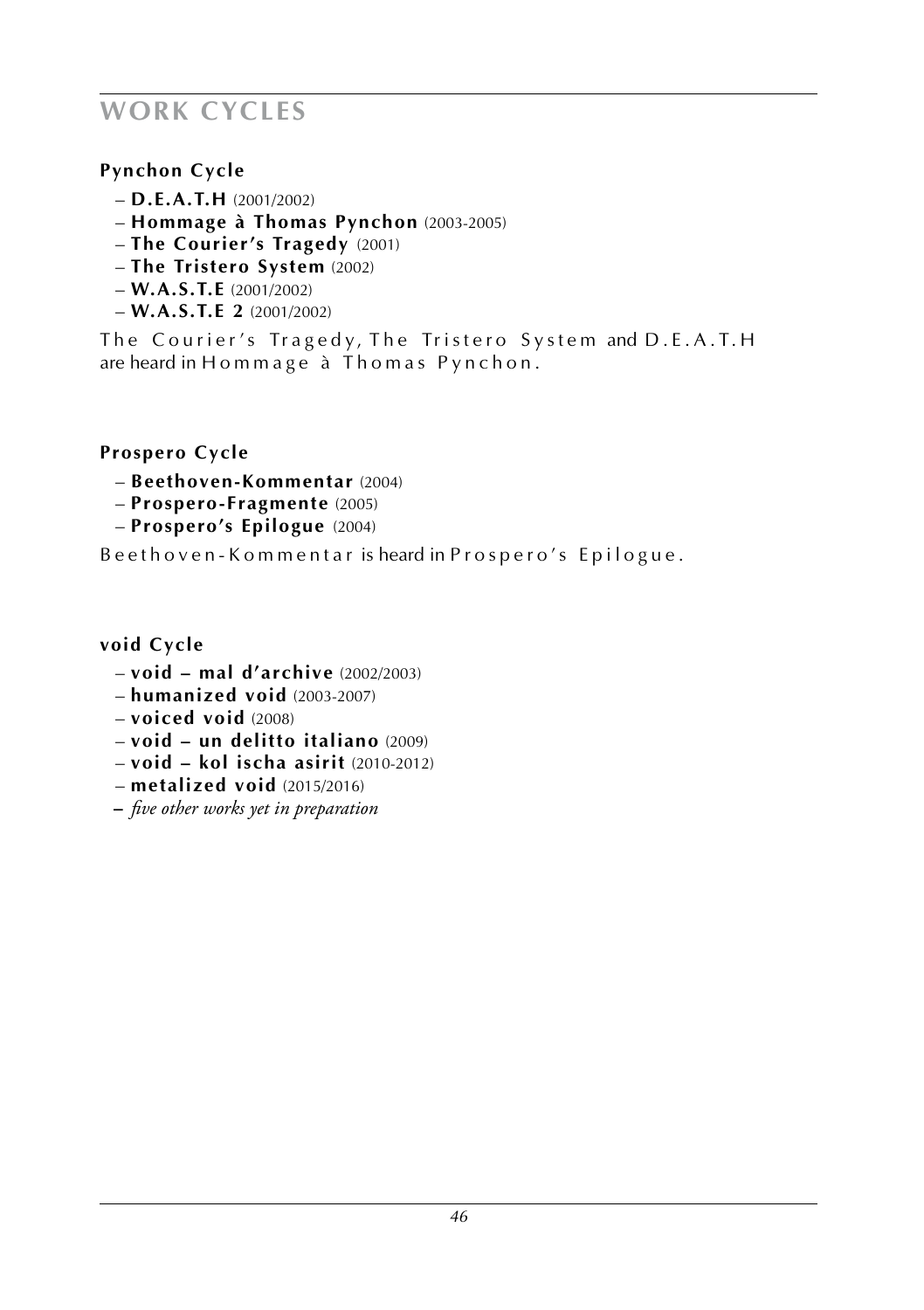# WORK CYCLES

### Pynchon Cycle

- **D.E.A.T.H** (2001/2002)
- **Hommage à Thomas Pynchon** (2003-2005)
- **The Courier's Tragedy** (2001)
- **The Tristero System** (2002)
- **W.A.S.T.E** (2001/2002)
- **W.A.S.T.E 2** (2001/2002)

The Courier's Tragedy, The Tristero System and D.E.A.T.H are heard in Hommage à Thomas Pynchon.

### Prospero Cycle

- **Beethoven-Kommentar** (2004)
- **Prospero-Fragmente** (2005)
- **Prospero's Epilogue** (2004)

Beethoven-Kommentar is heard in Prospero's Epilogue.

### void Cycle

- **void – mal d'archive** (2002/2003)
- **humanized void** (2003-2007)
- **voiced void** (2008)
- **void – un delitto italiano** (2009)
- **void – kol ischa asirit** (2010-2012)
- **metalized void** (2015/2016)
- *five other works yet in preparation*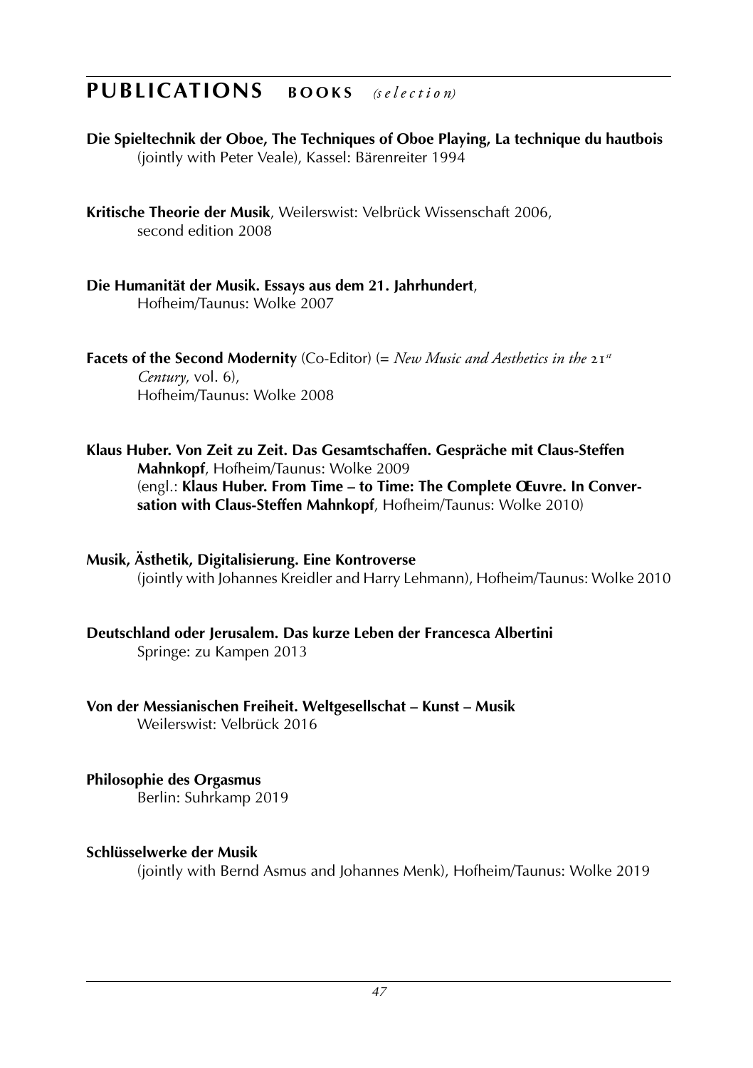## PUBLICATIONS BOOKS *(selection)*

**Die Spieltechnik der Oboe, The Techniques of Oboe Playing, La technique du hautbois**
(jointly with Peter Veale), Kassel: Bärenreiter 1994

**Kritische Theorie der Musik**, Weilerswist: Velbrück Wissenschaft 2006,
second edition 2008

**Die Humanität der Musik. Essays aus dem 21. Jahrhundert**,
Hofheim/Taunus: Wolke 2007

**Facets of the Second Modernity** (Co-Editor) (= *New Music and Aesthetics in the 21st Century*, vol. 6),
Hofheim/Taunus: Wolke 2008

**Klaus Huber. Von Zeit zu Zeit. Das Gesamtschaffen. Gespräche mit Claus-Steffen Mahnkopf**, Hofheim/Taunus: Wolke 2009
(engl.: **Klaus Huber. From Time – to Time: The Complete Œuvre. In Conversation with Claus-Steffen Mahnkopf**, Hofheim/Taunus: Wolke 2010)

**Musik, Ästhetik, Digitalisierung. Eine Kontroverse**
(jointly with Johannes Kreidler and Harry Lehmann), Hofheim/Taunus: Wolke 2010

**Deutschland oder Jerusalem. Das kurze Leben der Francesca Albertini**
Springe: zu Kampen 2013

**Von der Messianischen Freiheit. Weltgesellschat – Kunst – Musik**
Weilerswist: Velbrück 2016

**Philosophie des Orgasmus**
Berlin: Suhrkamp 2019

**Schlüsselwerke der Musik**
(jointly with Bernd Asmus and Johannes Menk), Hofheim/Taunus: Wolke 2019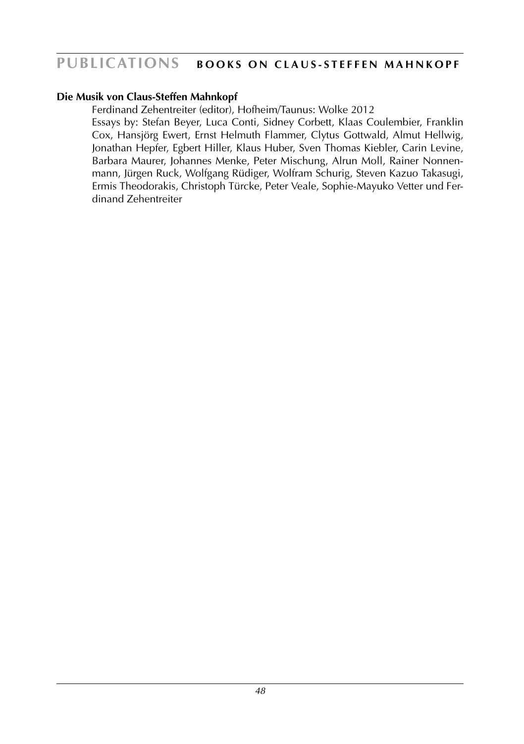**Die Musik von Claus-Steffen Mahnkopf**

Ferdinand Zehentreiter (editor), Hofheim/Taunus: Wolke 2012

Essays by: Stefan Beyer, Luca Conti, Sidney Corbett, Klaas Coulembier, Franklin Cox, Hansjörg Ewert, Ernst Helmuth Flammer, Clytus Gottwald, Almut Hellwig, Jonathan Hepfer, Egbert Hiller, Klaus Huber, Sven Thomas Kiebler, Carin Levine, Barbara Maurer, Johannes Menke, Peter Mischung, Alrun Moll, Rainer Nonnenmann, Jürgen Ruck, Wolfgang Rüdiger, Wolfram Schurig, Steven Kazuo Takasugi, Ermis Theodorakis, Christoph Türcke, Peter Veale, Sophie-Mayuko Vetter und Ferdinand Zehentreiter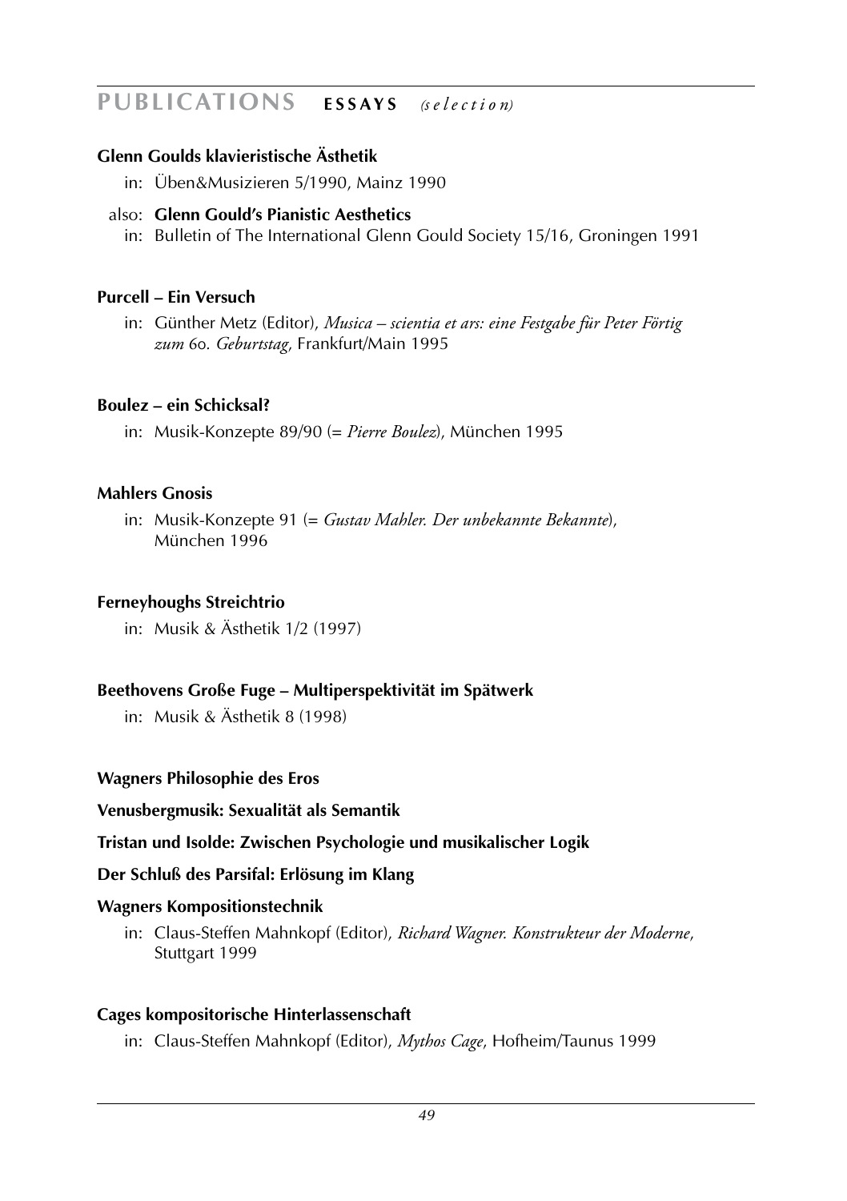## PUBLICATIONS **ESSAYS** *(selection)*

**Glenn Goulds klavieristische Ästhetik**

in: Üben&Musizieren 5/1990, Mainz 1990

also: **Glenn Gould's Pianistic Aesthetics**

in: Bulletin of The International Glenn Gould Society 15/16, Groningen 1991

**Purcell – Ein Versuch**

in: Günther Metz (Editor), *Musica – scientia et ars: eine Festgabe für Peter Förtig zum 60. Geburtstag*, Frankfurt/Main 1995

**Boulez – ein Schicksal?**

in: Musik-Konzepte 89/90 (= *Pierre Boulez*), München 1995

**Mahlers Gnosis**

in: Musik-Konzepte 91 (= *Gustav Mahler. Der unbekannte Bekannte*), München 1996

**Ferneyhoughs Streichtrio**

in: Musik & Ästhetik 1/2 (1997)

**Beethovens Große Fuge – Multiperspektivität im Spätwerk**

in: Musik & Ästhetik 8 (1998)

**Wagners Philosophie des Eros**

**Venusbergmusik: Sexualität als Semantik**

**Tristan und Isolde: Zwischen Psychologie und musikalischer Logik**

**Der Schluß des Parsifal: Erlösung im Klang**

**Wagners Kompositionstechnik**

in: Claus-Steffen Mahnkopf (Editor), *Richard Wagner. Konstrukteur der Moderne*, Stuttgart 1999

**Cages kompositorische Hinterlassenschaft**

in: Claus-Steffen Mahnkopf (Editor), *Mythos Cage*, Hofheim/Taunus 1999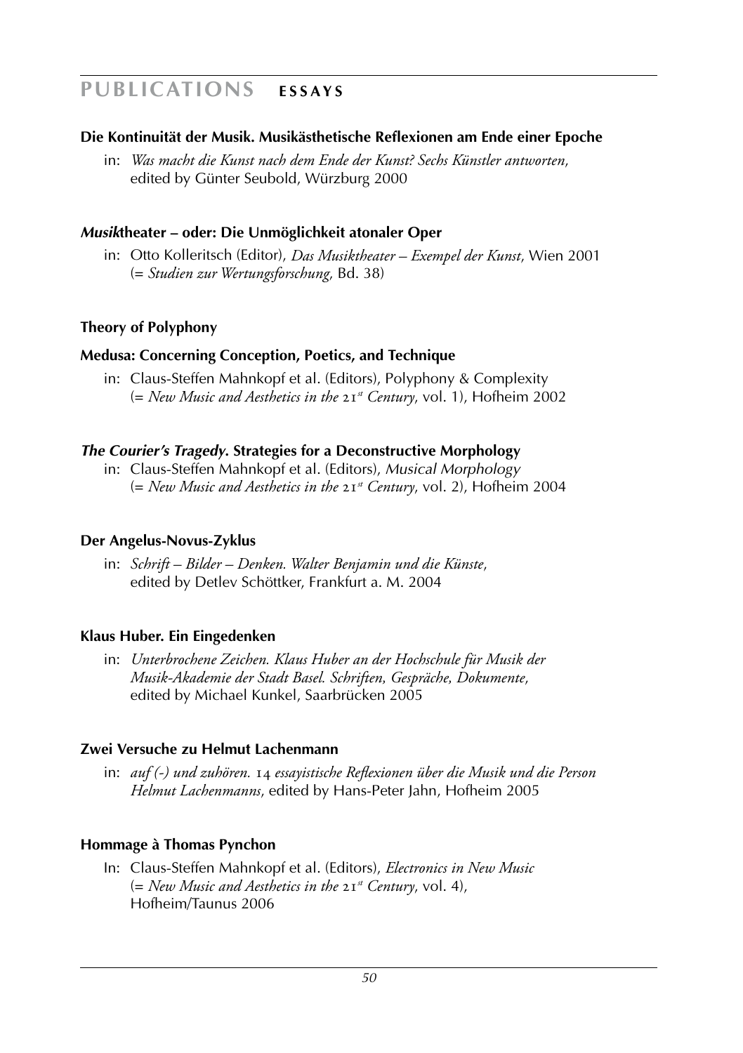# PUBLICATIONS ESSAYS

**Die Kontinuität der Musik. Musikästhetische Reflexionen am Ende einer Epoche**

in: *Was macht die Kunst nach dem Ende der Kunst? Sechs Künstler antworten*, edited by Günter Seubold, Würzburg 2000

***Musik*theater – oder: Die Unmöglichkeit atonaler Oper**

in: Otto Kolleritsch (Editor), *Das Musiktheater – Exempel der Kunst*, Wien 2001 (= *Studien zur Wertungsforschung*, Bd. 38)

**Theory of Polyphony**

**Medusa: Concerning Conception, Poetics, and Technique**

in: Claus-Steffen Mahnkopf et al. (Editors), Polyphony & Complexity (= *New Music and Aesthetics in the 21st Century*, vol. 1), Hofheim 2002

***The Courier's Tragedy*. Strategies for a Deconstructive Morphology**

in: Claus-Steffen Mahnkopf et al. (Editors), *Musical Morphology* (= *New Music and Aesthetics in the 21st Century*, vol. 2), Hofheim 2004

**Der Angelus-Novus-Zyklus**

in: *Schrift – Bilder – Denken. Walter Benjamin und die Künste*, edited by Detlev Schöttker, Frankfurt a. M. 2004

**Klaus Huber. Ein Eingedenken**

in: *Unterbrochene Zeichen. Klaus Huber an der Hochschule für Musik der Musik-Akademie der Stadt Basel. Schriften, Gespräche, Dokumente*, edited by Michael Kunkel, Saarbrücken 2005

**Zwei Versuche zu Helmut Lachenmann**

in: *auf (-) und zuhören. 14 essayistische Reflexionen über die Musik und die Person Helmut Lachenmanns*, edited by Hans-Peter Jahn, Hofheim 2005

**Hommage à Thomas Pynchon**

In: Claus-Steffen Mahnkopf et al. (Editors), *Electronics in New Music* (= *New Music and Aesthetics in the 21st Century*, vol. 4), Hofheim/Taunus 2006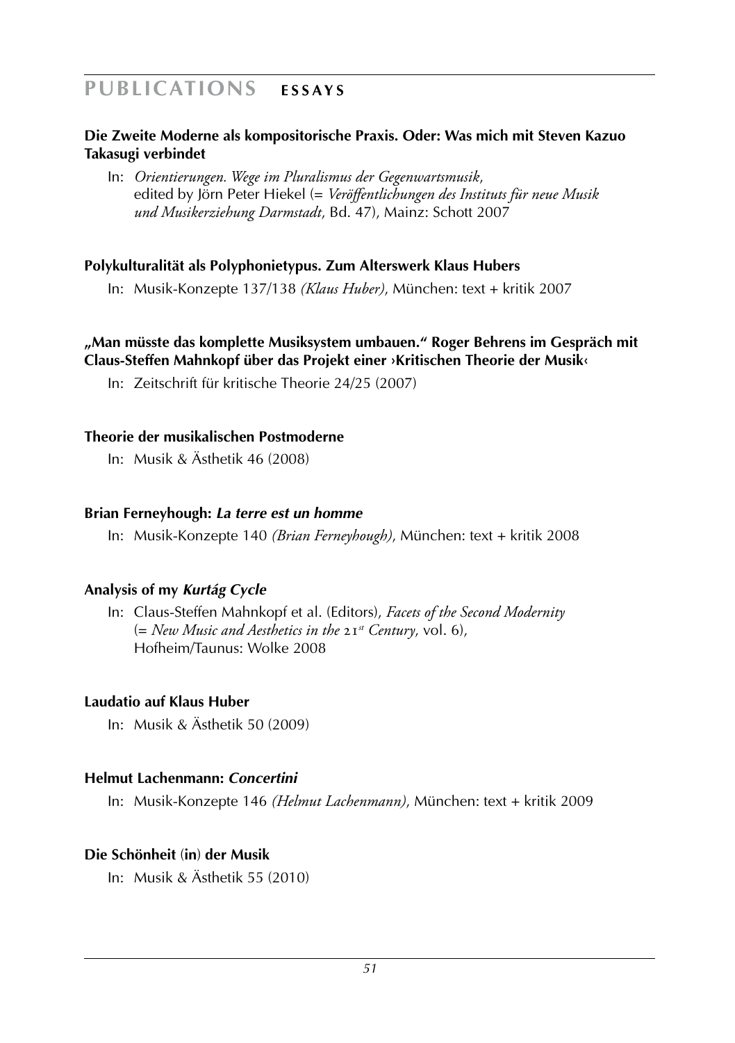## PUBLICATIONS ESSAYS

**Die Zweite Moderne als kompositorische Praxis. Oder: Was mich mit Steven Kazuo Takasugi verbindet**

In: *Orientierungen. Wege im Pluralismus der Gegenwartsmusik*, edited by Jörn Peter Hiekel (= *Veröffentlichungen des Instituts für neue Musik und Musikerziehung Darmstadt*, Bd. 47), Mainz: Schott 2007

**Polykulturalität als Polyphonietypus. Zum Alterswerk Klaus Hubers**

In: Musik-Konzepte 137/138 *(Klaus Huber)*, München: text + kritik 2007

**„Man müsste das komplette Musiksystem umbauen." Roger Behrens im Gespräch mit Claus-Steffen Mahnkopf über das Projekt einer ›Kritischen Theorie der Musik‹**

In: Zeitschrift für kritische Theorie 24/25 (2007)

**Theorie der musikalischen Postmoderne**

In: Musik & Ästhetik 46 (2008)

**Brian Ferneyhough: *La terre est un homme***

In: Musik-Konzepte 140 *(Brian Ferneyhough)*, München: text + kritik 2008

**Analysis of my *Kurtág Cycle***

In: Claus-Steffen Mahnkopf et al. (Editors), *Facets of the Second Modernity* (= *New Music and Aesthetics in the 21st Century*, vol. 6), Hofheim/Taunus: Wolke 2008

**Laudatio auf Klaus Huber**

In: Musik & Ästhetik 50 (2009)

**Helmut Lachenmann: *Concertini***

In: Musik-Konzepte 146 *(Helmut Lachenmann)*, München: text + kritik 2009

**Die Schönheit (in) der Musik**

In: Musik & Ästhetik 55 (2010)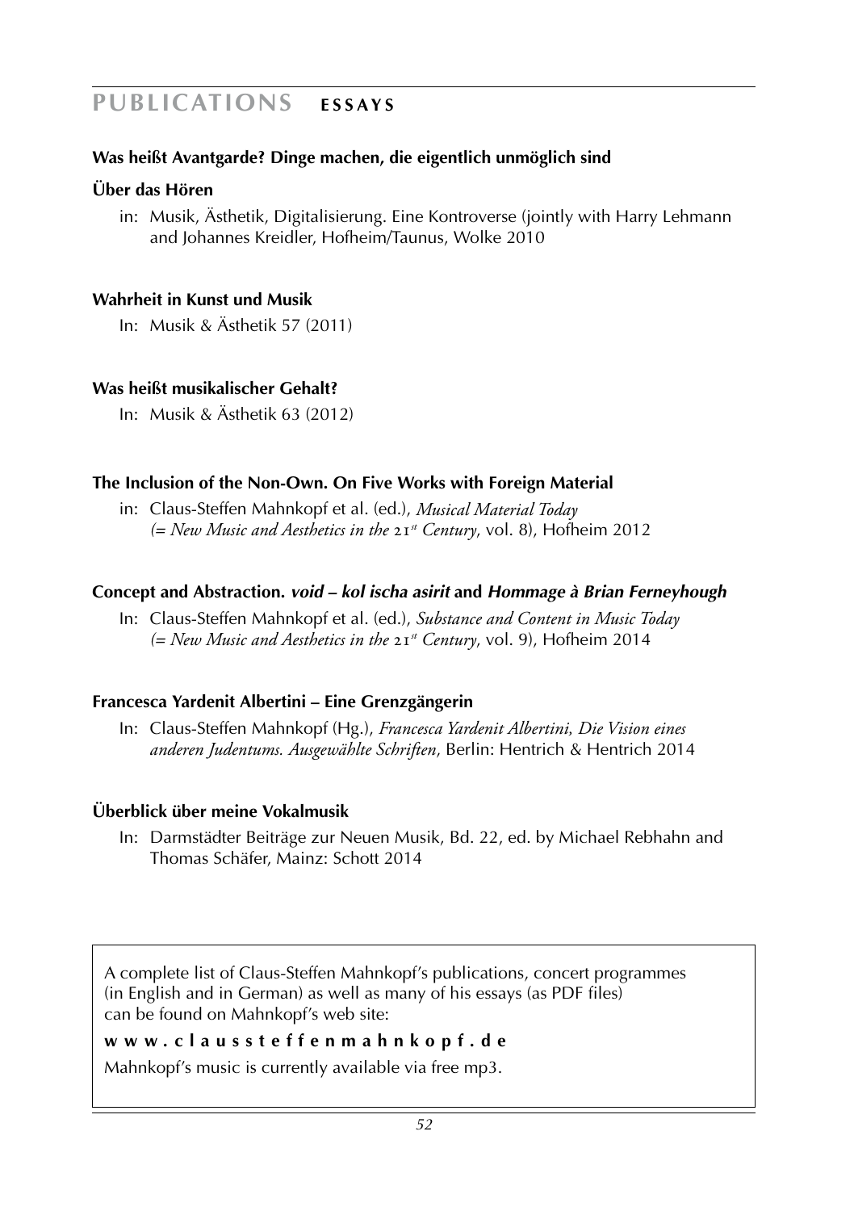## PUBLICATIONS ESSAYS

**Was heißt Avantgarde? Dinge machen, die eigentlich unmöglich sind**

**Über das Hören**

in: Musik, Ästhetik, Digitalisierung. Eine Kontroverse (jointly with Harry Lehmann and Johannes Kreidler, Hofheim/Taunus, Wolke 2010

**Wahrheit in Kunst und Musik**

In: Musik & Ästhetik 57 (2011)

**Was heißt musikalischer Gehalt?**

In: Musik & Ästhetik 63 (2012)

**The Inclusion of the Non-Own. On Five Works with Foreign Material**

in: Claus-Steffen Mahnkopf et al. (ed.), *Musical Material Today (= New Music and Aesthetics in the 21st Century*, vol. 8), Hofheim 2012

**Concept and Abstraction. *void – kol ischa asirit* and *Hommage à Brian Ferneyhough***

In: Claus-Steffen Mahnkopf et al. (ed.), *Substance and Content in Music Today (= New Music and Aesthetics in the 21st Century*, vol. 9), Hofheim 2014

**Francesca Yardenit Albertini – Eine Grenzgängerin**

In: Claus-Steffen Mahnkopf (Hg.), *Francesca Yardenit Albertini, Die Vision eines anderen Judentums. Ausgewählte Schriften*, Berlin: Hentrich & Hentrich 2014

**Überblick über meine Vokalmusik**

In: Darmstädter Beiträge zur Neuen Musik, Bd. 22, ed. by Michael Rebhahn and Thomas Schäfer, Mainz: Schott 2014

A complete list of Claus-Steffen Mahnkopf's publications, concert programmes (in English and in German) as well as many of his essays (as PDF files) can be found on Mahnkopf's web site:

**www.claussteffenmahnkopf.de**

Mahnkopf's music is currently available via free mp3.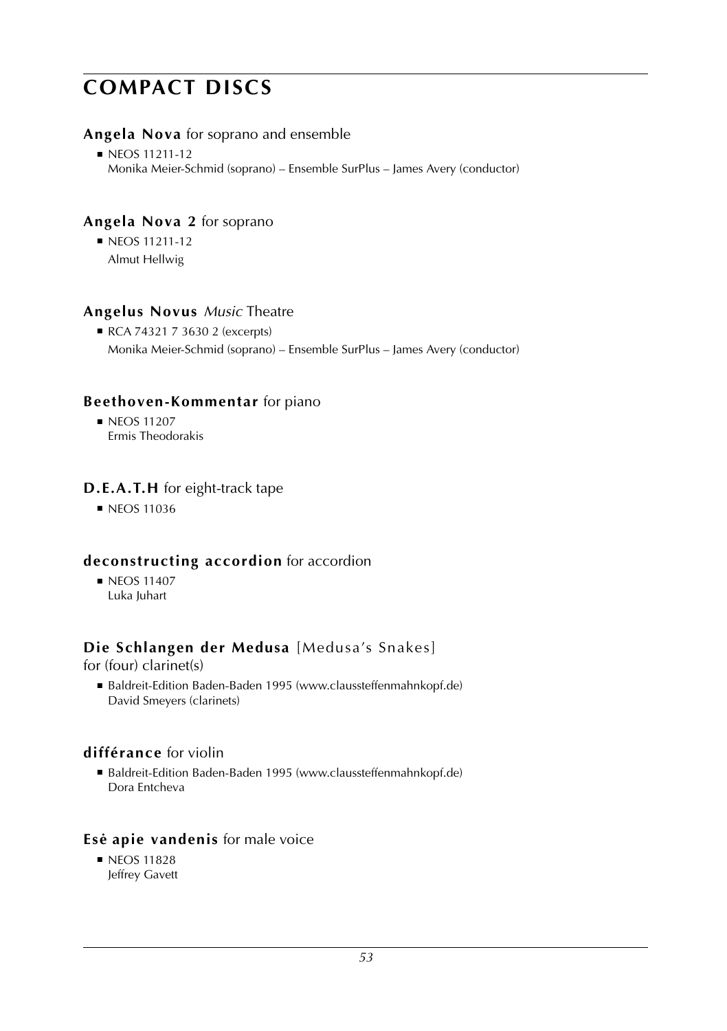# COMPACT DISCS

### **Angela Nova** for soprano and ensemble

- NEOS 11211-12
  Monika Meier-Schmid (soprano) – Ensemble SurPlus – James Avery (conductor)

### **Angela Nova 2** for soprano

- NEOS 11211-12
  Almut Hellwig

### **Angelus Novus** *Music* Theatre

- RCA 74321 7 3630 2 (excerpts)
  Monika Meier-Schmid (soprano) – Ensemble SurPlus – James Avery (conductor)

### **Beethoven-Kommentar** for piano

- NEOS 11207
  Ermis Theodorakis

### **D.E.A.T.H** for eight-track tape

- NEOS 11036

### **deconstructing accordion** for accordion

- NEOS 11407
  Luka Juhart

### **Die Schlangen der Medusa** [Medusa's Snakes] for (four) clarinet(s)

- Baldreit-Edition Baden-Baden 1995 (www.claussteffenmahnkopf.de)
  David Smeyers (clarinets)

### **différance** for violin

- Baldreit-Edition Baden-Baden 1995 (www.claussteffenmahnkopf.de)
  Dora Entcheva

### **Esė apie vandenis** for male voice

- NEOS 11828
  Jeffrey Gavett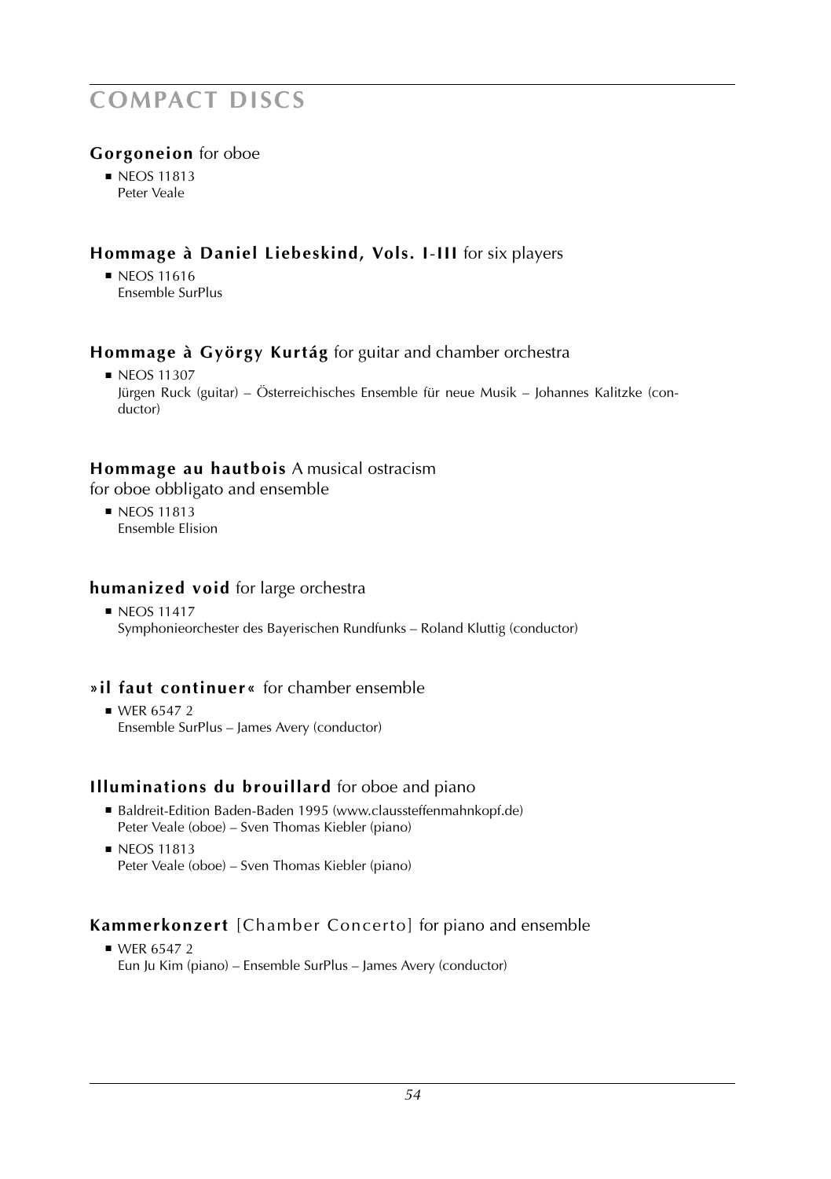# COMPACT DISCS

### **Gorgoneion** for oboe

- NEOS 11813
  Peter Veale

### **Hommage à Daniel Liebeskind, Vols. I-III** for six players

- NEOS 11616
  Ensemble SurPlus

### **Hommage à György Kurtág** for guitar and chamber orchestra

- NEOS 11307
  Jürgen Ruck (guitar) – Österreichisches Ensemble für neue Musik – Johannes Kalitzke (conductor)

### **Hommage au hautbois** A musical ostracism
for oboe obbligato and ensemble

- NEOS 11813
  Ensemble Elision

### **humanized void** for large orchestra

- NEOS 11417
  Symphonieorchester des Bayerischen Rundfunks – Roland Kluttig (conductor)

### **»il faut continuer«** for chamber ensemble

- WER 6547 2
  Ensemble SurPlus – James Avery (conductor)

### **Illuminations du brouillard** for oboe and piano

- Baldreit-Edition Baden-Baden 1995 (www.claussteffenmahnkopf.de)
  Peter Veale (oboe) – Sven Thomas Kiebler (piano)
- NEOS 11813
  Peter Veale (oboe) – Sven Thomas Kiebler (piano)

### **Kammerkonzert** [Chamber Concerto] for piano and ensemble

- WER 6547 2
  Eun Ju Kim (piano) – Ensemble SurPlus – James Avery (conductor)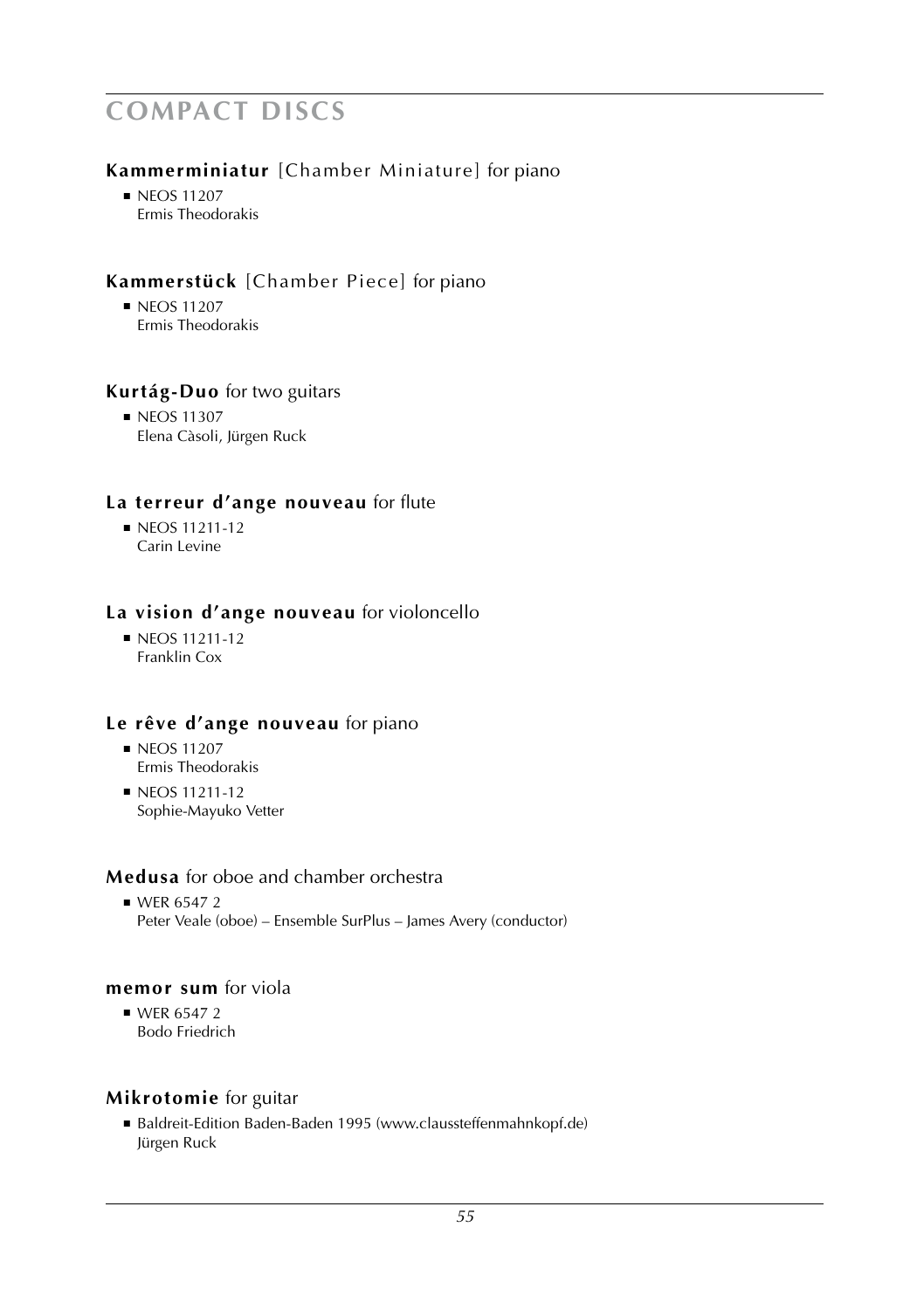# COMPACT DISCS

### **Kammerminiatur** [Chamber Miniature] for piano

- NEOS 11207
  Ermis Theodorakis

### **Kammerstück** [Chamber Piece] for piano

- NEOS 11207
  Ermis Theodorakis

### **Kurtág-Duo** for two guitars

- NEOS 11307
  Elena Càsoli, Jürgen Ruck

### **La terreur d'ange nouveau** for flute

- NEOS 11211-12
  Carin Levine

### **La vision d'ange nouveau** for violoncello

- NEOS 11211-12
  Franklin Cox

### **Le rêve d'ange nouveau** for piano

- NEOS 11207
  Ermis Theodorakis
- NEOS 11211-12
  Sophie-Mayuko Vetter

### **Medusa** for oboe and chamber orchestra

- WER 6547 2
  Peter Veale (oboe) – Ensemble SurPlus – James Avery (conductor)

### **memor sum** for viola

- WER 6547 2
  Bodo Friedrich

### **Mikrotomie** for guitar

- Baldreit-Edition Baden-Baden 1995 (www.claussteffenmahnkopf.de)
  Jürgen Ruck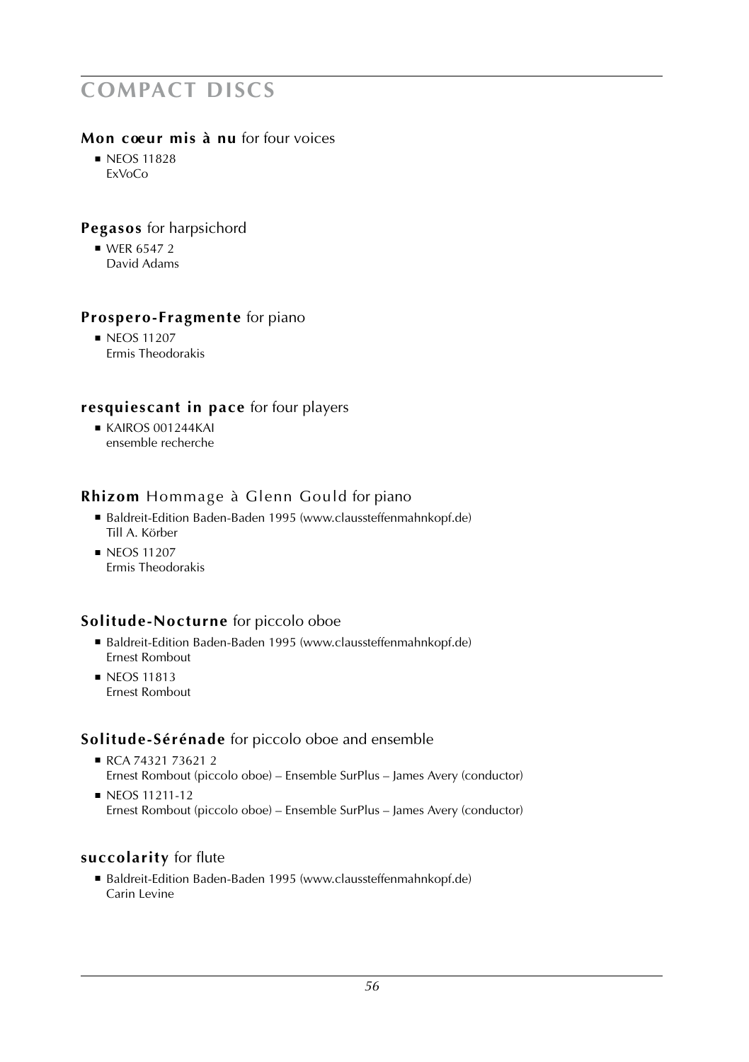# COMPACT DISCS

### **Mon cœur mis à nu** for four voices

- NEOS 11828
  ExVoCo

### **Pegasos** for harpsichord

- WER 6547 2
  David Adams

### **Prospero-Fragmente** for piano

- NEOS 11207
  Ermis Theodorakis

### **resquiescant in pace** for four players

- KAIROS 001244KAI
  ensemble recherche

### **Rhizom** Hommage à Glenn Gould for piano

- Baldreit-Edition Baden-Baden 1995 (www.claussteffenmahnkopf.de)
  Till A. Körber
- NEOS 11207
  Ermis Theodorakis

### **Solitude-Nocturne** for piccolo oboe

- Baldreit-Edition Baden-Baden 1995 (www.claussteffenmahnkopf.de)
  Ernest Rombout
- NEOS 11813
  Ernest Rombout

### **Solitude-Sérénade** for piccolo oboe and ensemble

- RCA 74321 73621 2
  Ernest Rombout (piccolo oboe) – Ensemble SurPlus – James Avery (conductor)
- NEOS 11211-12
  Ernest Rombout (piccolo oboe) – Ensemble SurPlus – James Avery (conductor)

### **succolarity** for flute

- Baldreit-Edition Baden-Baden 1995 (www.claussteffenmahnkopf.de)
  Carin Levine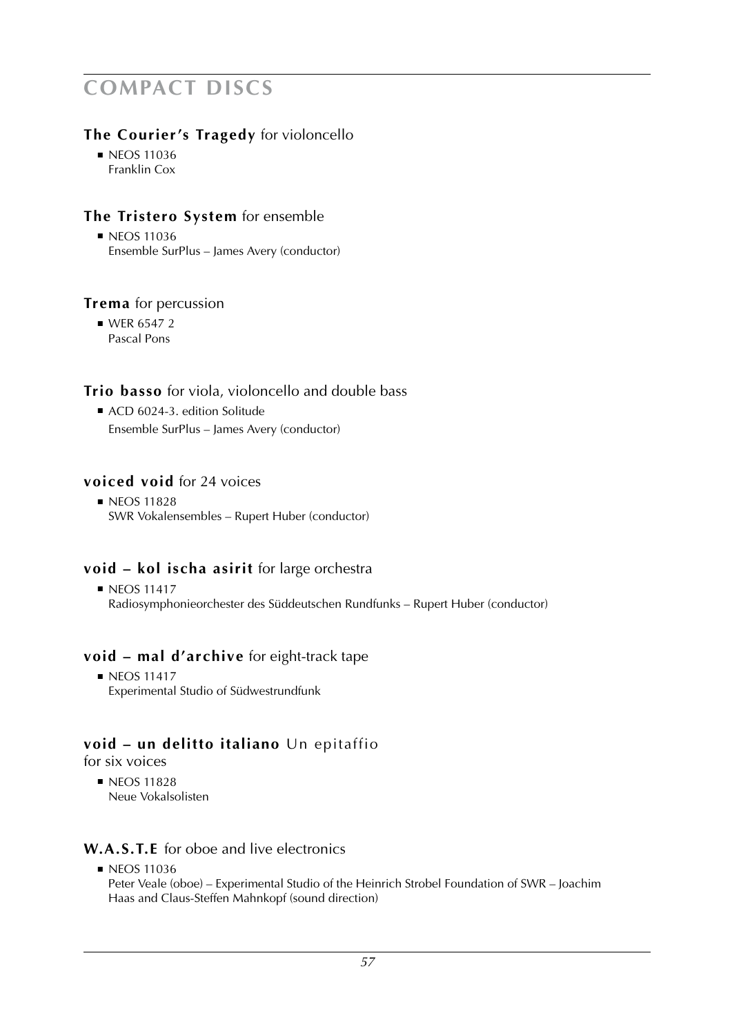# COMPACT DISCS

**The Courier's Tragedy** for violoncello

- NEOS 11036
  Franklin Cox

**The Tristero System** for ensemble

- NEOS 11036
  Ensemble SurPlus – James Avery (conductor)

**Trema** for percussion

- WER 6547 2
  Pascal Pons

**Trio basso** for viola, violoncello and double bass

- ACD 6024-3. edition Solitude
  Ensemble SurPlus – James Avery (conductor)

**voiced void** for 24 voices

- NEOS 11828
  SWR Vokalensembles – Rupert Huber (conductor)

**void – kol ischa asirit** for large orchestra

- NEOS 11417
  Radiosymphonieorchester des Süddeutschen Rundfunks – Rupert Huber (conductor)

**void – mal d'archive** for eight-track tape

- NEOS 11417
  Experimental Studio of Südwestrundfunk

**void – un delitto italiano** Un epitaffio
for six voices

- NEOS 11828
  Neue Vokalsolisten

**W.A.S.T.E** for oboe and live electronics

- NEOS 11036
  Peter Veale (oboe) – Experimental Studio of the Heinrich Strobel Foundation of SWR – Joachim Haas and Claus-Steffen Mahnkopf (sound direction)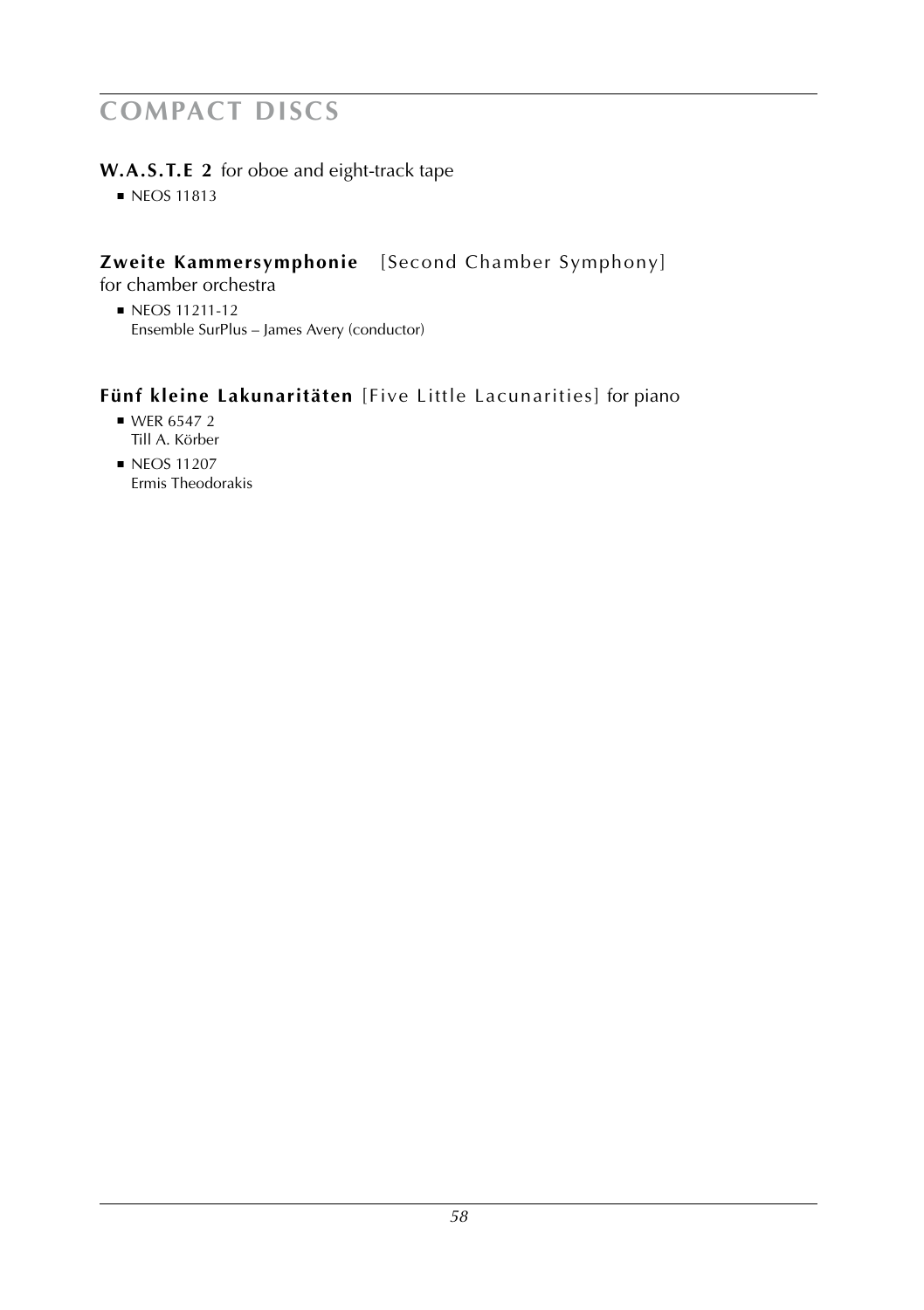# COMPACT DISCS

**W.A.S.T.E 2** for oboe and eight-track tape

- NEOS 11813

**Zweite Kammersymphonie** [Second Chamber Symphony]
for chamber orchestra

- NEOS 11211-12
  Ensemble SurPlus – James Avery (conductor)

**Fünf kleine Lakunaritäten** [Five Little Lacunarities] for piano

- WER 6547 2
  Till A. Körber
- NEOS 11207
  Ermis Theodorakis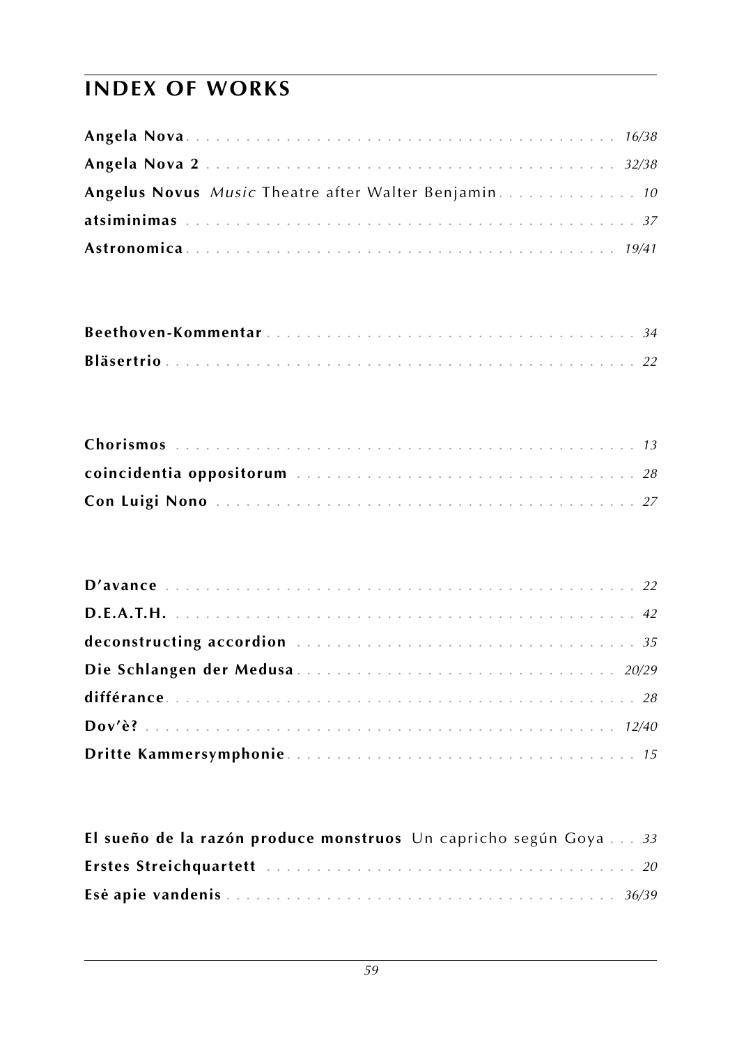## INDEX OF WORKS

**Angela Nova** . . . *16/38*
**Angela Nova 2** . . . *32/38*
**Angelus Novus** *Music* Theatre after Walter Benjamin . . . *10*
**atsiminimas** . . . *37*
**Astronomica** . . . *19/41*

**Beethoven-Kommentar** . . . *34*
**Bläsertrio** . . . *22*

**Chorismos** . . . *13*
**coincidentia oppositorum** . . . *28*
**Con Luigi Nono** . . . *27*

**D'avance** . . . *22*
**D.E.A.T.H.** . . . *42*
**deconstructing accordion** . . . *35*
**Die Schlangen der Medusa** . . . *20/29*
**différance** . . . *28*
**Dov'è?** . . . *12/40*
**Dritte Kammersymphonie** . . . *15*

**El sueño de la razón produce monstruos** Un capricho según Goya . . . *33*
**Erstes Streichquartett** . . . *20*
**Esė apie vandenis** . . . *36/39*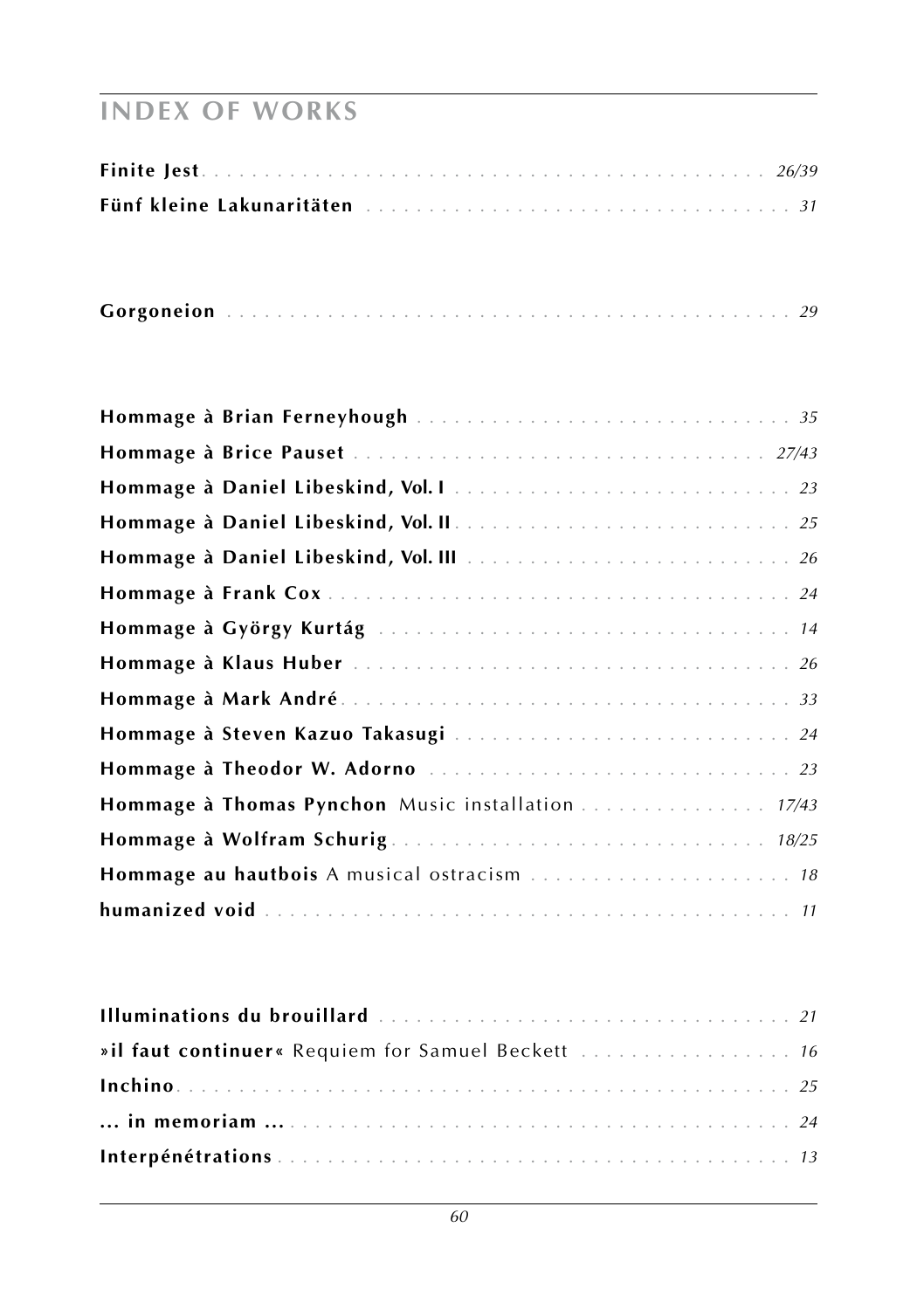## INDEX OF WORKS

**Finite Jest** . . . . . . . . . . . . . . . . . . . . . . . . . . . . . . . . . . . . . . . . . . . . . *26/39*
**Fünf kleine Lakunaritäten** . . . . . . . . . . . . . . . . . . . . . . . . . . . . . . . . . . *31*

**Gorgoneion** . . . . . . . . . . . . . . . . . . . . . . . . . . . . . . . . . . . . . . . . . . . . . *29*

**Hommage à Brian Ferneyhough** . . . . . . . . . . . . . . . . . . . . . . . . . . . . . . *35*
**Hommage à Brice Pauset** . . . . . . . . . . . . . . . . . . . . . . . . . . . . . . . . . *27/43*
**Hommage à Daniel Libeskind, Vol. I** . . . . . . . . . . . . . . . . . . . . . . . . . . . *23*
**Hommage à Daniel Libeskind, Vol. II** . . . . . . . . . . . . . . . . . . . . . . . . . . *25*
**Hommage à Daniel Libeskind, Vol. III** . . . . . . . . . . . . . . . . . . . . . . . . . . *26*
**Hommage à Frank Cox** . . . . . . . . . . . . . . . . . . . . . . . . . . . . . . . . . . . . *24*
**Hommage à György Kurtág** . . . . . . . . . . . . . . . . . . . . . . . . . . . . . . . . . *14*
**Hommage à Klaus Huber** . . . . . . . . . . . . . . . . . . . . . . . . . . . . . . . . . . . *26*
**Hommage à Mark André** . . . . . . . . . . . . . . . . . . . . . . . . . . . . . . . . . . . . *33*
**Hommage à Steven Kazuo Takasugi** . . . . . . . . . . . . . . . . . . . . . . . . . . . *24*
**Hommage à Theodor W. Adorno** . . . . . . . . . . . . . . . . . . . . . . . . . . . . . *23*
**Hommage à Thomas Pynchon** Music installation . . . . . . . . . . . . . . . . *17/43*
**Hommage à Wolfram Schurig** . . . . . . . . . . . . . . . . . . . . . . . . . . . . . *18/25*
**Hommage au hautbois** A musical ostracism . . . . . . . . . . . . . . . . . . . . . *18*
**humanized void** . . . . . . . . . . . . . . . . . . . . . . . . . . . . . . . . . . . . . . . . . *11*

**Illuminations du brouillard** . . . . . . . . . . . . . . . . . . . . . . . . . . . . . . . . . *21*
**»il faut continuer«** Requiem for Samuel Beckett . . . . . . . . . . . . . . . . . *16*
**Inchino** . . . . . . . . . . . . . . . . . . . . . . . . . . . . . . . . . . . . . . . . . . . . . . . *25*
**... in memoriam ...** . . . . . . . . . . . . . . . . . . . . . . . . . . . . . . . . . . . . . . . *24*
**Interpénétrations** . . . . . . . . . . . . . . . . . . . . . . . . . . . . . . . . . . . . . . . . *13*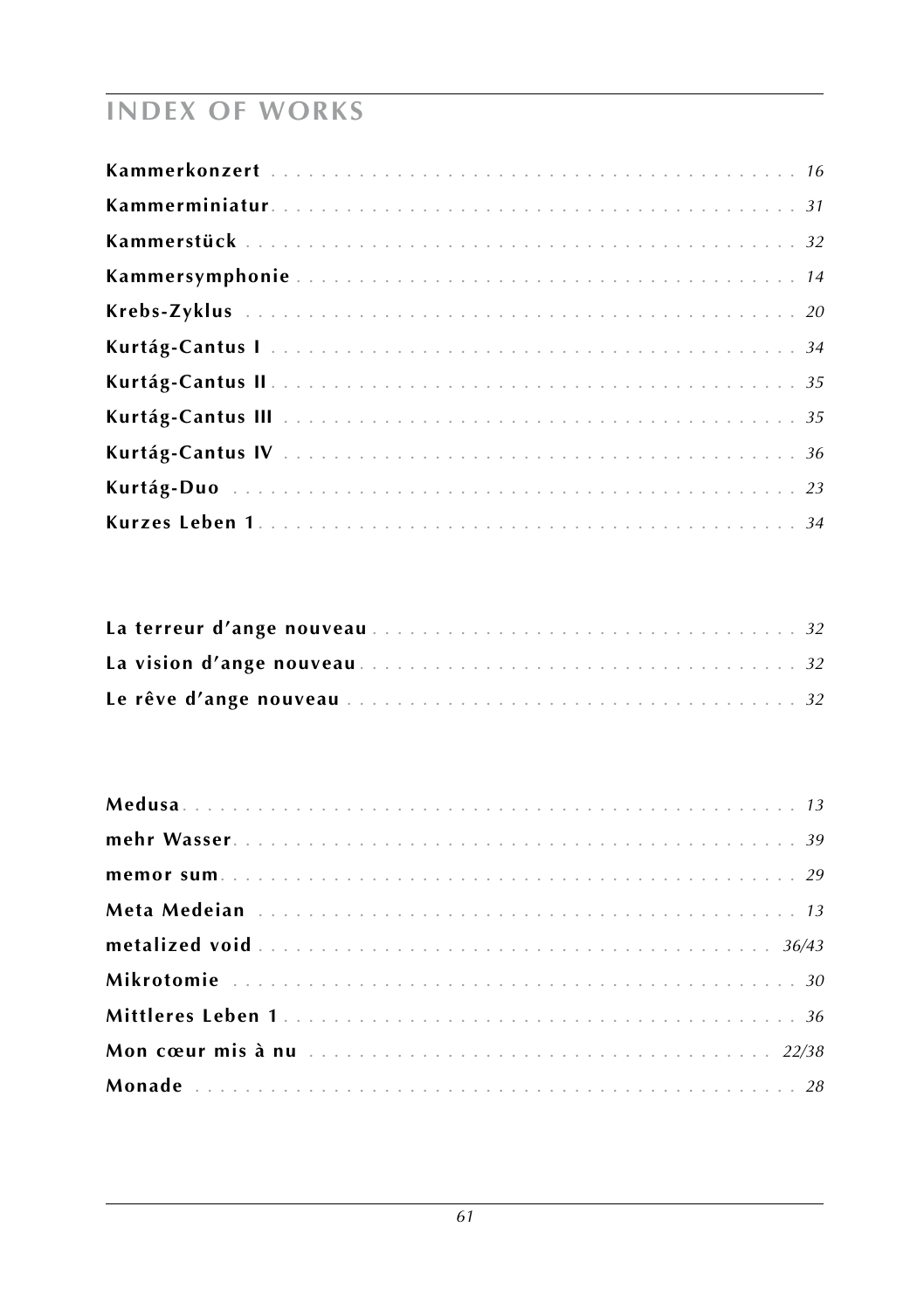# INDEX OF WORKS

**Kammerkonzert** . . . . . . . . . . . . . . . . . . . . . . . . . . . . . . . . . . . . . . . . . *16*
**Kammerminiatur** . . . . . . . . . . . . . . . . . . . . . . . . . . . . . . . . . . . . . . . . *31*
**Kammerstück** . . . . . . . . . . . . . . . . . . . . . . . . . . . . . . . . . . . . . . . . . . *32*
**Kammersymphonie** . . . . . . . . . . . . . . . . . . . . . . . . . . . . . . . . . . . . . . *14*
**Krebs-Zyklus** . . . . . . . . . . . . . . . . . . . . . . . . . . . . . . . . . . . . . . . . . . *20*
**Kurtág-Cantus I** . . . . . . . . . . . . . . . . . . . . . . . . . . . . . . . . . . . . . . . . *34*
**Kurtág-Cantus II** . . . . . . . . . . . . . . . . . . . . . . . . . . . . . . . . . . . . . . . *35*
**Kurtág-Cantus III** . . . . . . . . . . . . . . . . . . . . . . . . . . . . . . . . . . . . . . *35*
**Kurtág-Cantus IV** . . . . . . . . . . . . . . . . . . . . . . . . . . . . . . . . . . . . . . *36*
**Kurtág-Duo** . . . . . . . . . . . . . . . . . . . . . . . . . . . . . . . . . . . . . . . . . . *23*
**Kurzes Leben 1** . . . . . . . . . . . . . . . . . . . . . . . . . . . . . . . . . . . . . . . . *34*

**La terreur d'ange nouveau** . . . . . . . . . . . . . . . . . . . . . . . . . . . . . . . *32*
**La vision d'ange nouveau** . . . . . . . . . . . . . . . . . . . . . . . . . . . . . . . . *32*
**Le rêve d'ange nouveau** . . . . . . . . . . . . . . . . . . . . . . . . . . . . . . . . . *32*

**Medusa** . . . . . . . . . . . . . . . . . . . . . . . . . . . . . . . . . . . . . . . . . . . . . *13*
**mehr Wasser** . . . . . . . . . . . . . . . . . . . . . . . . . . . . . . . . . . . . . . . . . *39*
**memor sum** . . . . . . . . . . . . . . . . . . . . . . . . . . . . . . . . . . . . . . . . . . *29*
**Meta Medeian** . . . . . . . . . . . . . . . . . . . . . . . . . . . . . . . . . . . . . . . . *13*
**metalized void** . . . . . . . . . . . . . . . . . . . . . . . . . . . . . . . . . . . . . . *36/43*
**Mikrotomie** . . . . . . . . . . . . . . . . . . . . . . . . . . . . . . . . . . . . . . . . . . *30*
**Mittleres Leben 1** . . . . . . . . . . . . . . . . . . . . . . . . . . . . . . . . . . . . . . *36*
**Mon cœur mis à nu** . . . . . . . . . . . . . . . . . . . . . . . . . . . . . . . . . . . *22/38*
**Monade** . . . . . . . . . . . . . . . . . . . . . . . . . . . . . . . . . . . . . . . . . . . . . *28*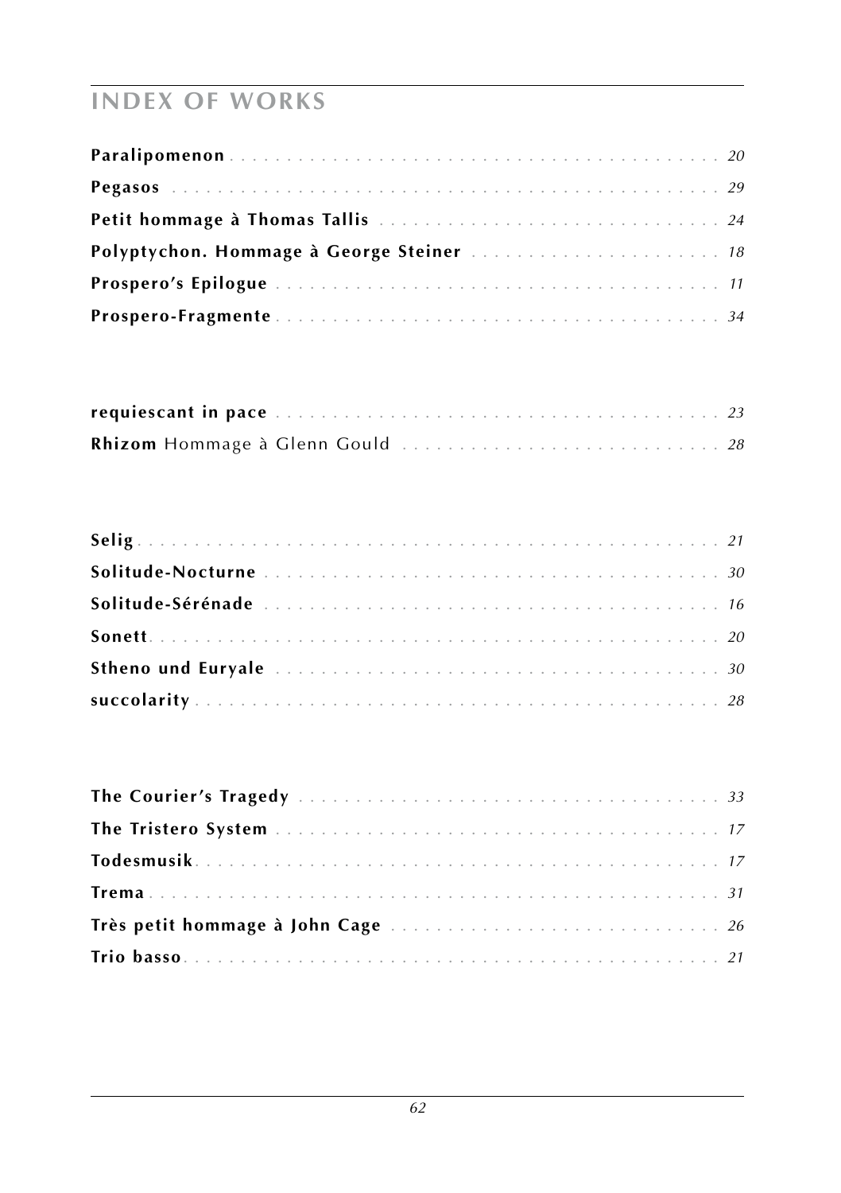## INDEX OF WORKS

**Paralipomenon** . . . . . . . . . . . . . . . . . . . . . . . . . . . . . . . . . . . . . . . . . *20*
**Pegasos** . . . . . . . . . . . . . . . . . . . . . . . . . . . . . . . . . . . . . . . . . . . *29*
**Petit hommage à Thomas Tallis** . . . . . . . . . . . . . . . . . . . . . . . . . . . . . *24*
**Polyptychon. Hommage à George Steiner** . . . . . . . . . . . . . . . . . . . . . . *18*
**Prospero's Epilogue** . . . . . . . . . . . . . . . . . . . . . . . . . . . . . . . . . . . . *11*
**Prospero-Fragmente** . . . . . . . . . . . . . . . . . . . . . . . . . . . . . . . . . . . . *34*

**requiescant in pace** . . . . . . . . . . . . . . . . . . . . . . . . . . . . . . . . . . . . *23*
**Rhizom** Hommage à Glenn Gould . . . . . . . . . . . . . . . . . . . . . . . . . . . . *28*

**Selig** . . . . . . . . . . . . . . . . . . . . . . . . . . . . . . . . . . . . . . . . . . . . . . *21*
**Solitude-Nocturne** . . . . . . . . . . . . . . . . . . . . . . . . . . . . . . . . . . . . . *30*
**Solitude-Sérénade** . . . . . . . . . . . . . . . . . . . . . . . . . . . . . . . . . . . . . *16*
**Sonett** . . . . . . . . . . . . . . . . . . . . . . . . . . . . . . . . . . . . . . . . . . . . . *20*
**Stheno und Euryale** . . . . . . . . . . . . . . . . . . . . . . . . . . . . . . . . . . . . *30*
**succolarity** . . . . . . . . . . . . . . . . . . . . . . . . . . . . . . . . . . . . . . . . . . *28*

**The Courier's Tragedy** . . . . . . . . . . . . . . . . . . . . . . . . . . . . . . . . . . *33*
**The Tristero System** . . . . . . . . . . . . . . . . . . . . . . . . . . . . . . . . . . . . *17*
**Todesmusik** . . . . . . . . . . . . . . . . . . . . . . . . . . . . . . . . . . . . . . . . . . *17*
**Trema** . . . . . . . . . . . . . . . . . . . . . . . . . . . . . . . . . . . . . . . . . . . . . . *31*
**Très petit hommage à John Cage** . . . . . . . . . . . . . . . . . . . . . . . . . . . *26*
**Trio basso** . . . . . . . . . . . . . . . . . . . . . . . . . . . . . . . . . . . . . . . . . . . *21*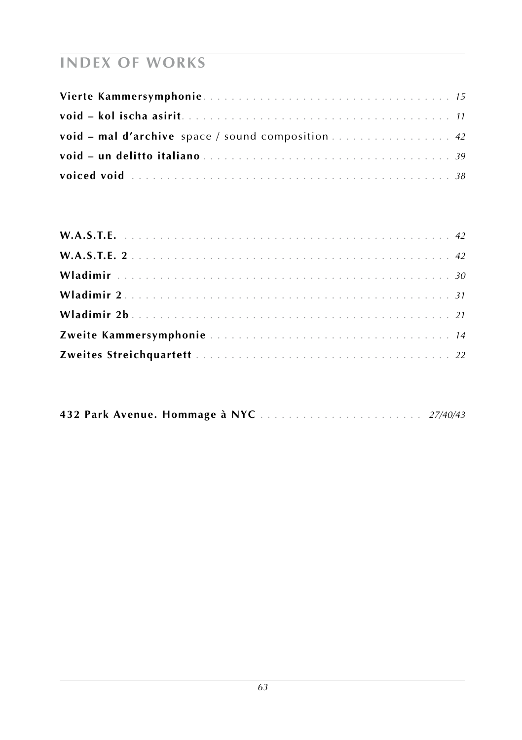## INDEX OF WORKS

**Vierte Kammersymphonie** . . . . . . . . . . . . . . . . . . . . . . . . . . . . . . . . . . . *15*

**void – kol ischa asirit** . . . . . . . . . . . . . . . . . . . . . . . . . . . . . . . . . . . . . *11*

**void – mal d'archive** space / sound composition . . . . . . . . . . . . . . . . . *42*

**void – un delitto italiano** . . . . . . . . . . . . . . . . . . . . . . . . . . . . . . . . . . . *39*

**voiced void** . . . . . . . . . . . . . . . . . . . . . . . . . . . . . . . . . . . . . . . . . . . . *38*

**W.A.S.T.E.** . . . . . . . . . . . . . . . . . . . . . . . . . . . . . . . . . . . . . . . . . . . . . *42*

**W.A.S.T.E. 2** . . . . . . . . . . . . . . . . . . . . . . . . . . . . . . . . . . . . . . . . . . . *42*

**Wladimir** . . . . . . . . . . . . . . . . . . . . . . . . . . . . . . . . . . . . . . . . . . . . . . *30*

**Wladimir 2** . . . . . . . . . . . . . . . . . . . . . . . . . . . . . . . . . . . . . . . . . . . . *31*

**Wladimir 2b** . . . . . . . . . . . . . . . . . . . . . . . . . . . . . . . . . . . . . . . . . . . *21*

**Zweite Kammersymphonie** . . . . . . . . . . . . . . . . . . . . . . . . . . . . . . . . . . *14*

**Zweites Streichquartett** . . . . . . . . . . . . . . . . . . . . . . . . . . . . . . . . . . . . *22*

**432 Park Avenue. Hommage à NYC** . . . . . . . . . . . . . . . . . . . . . . . *27/40/43*